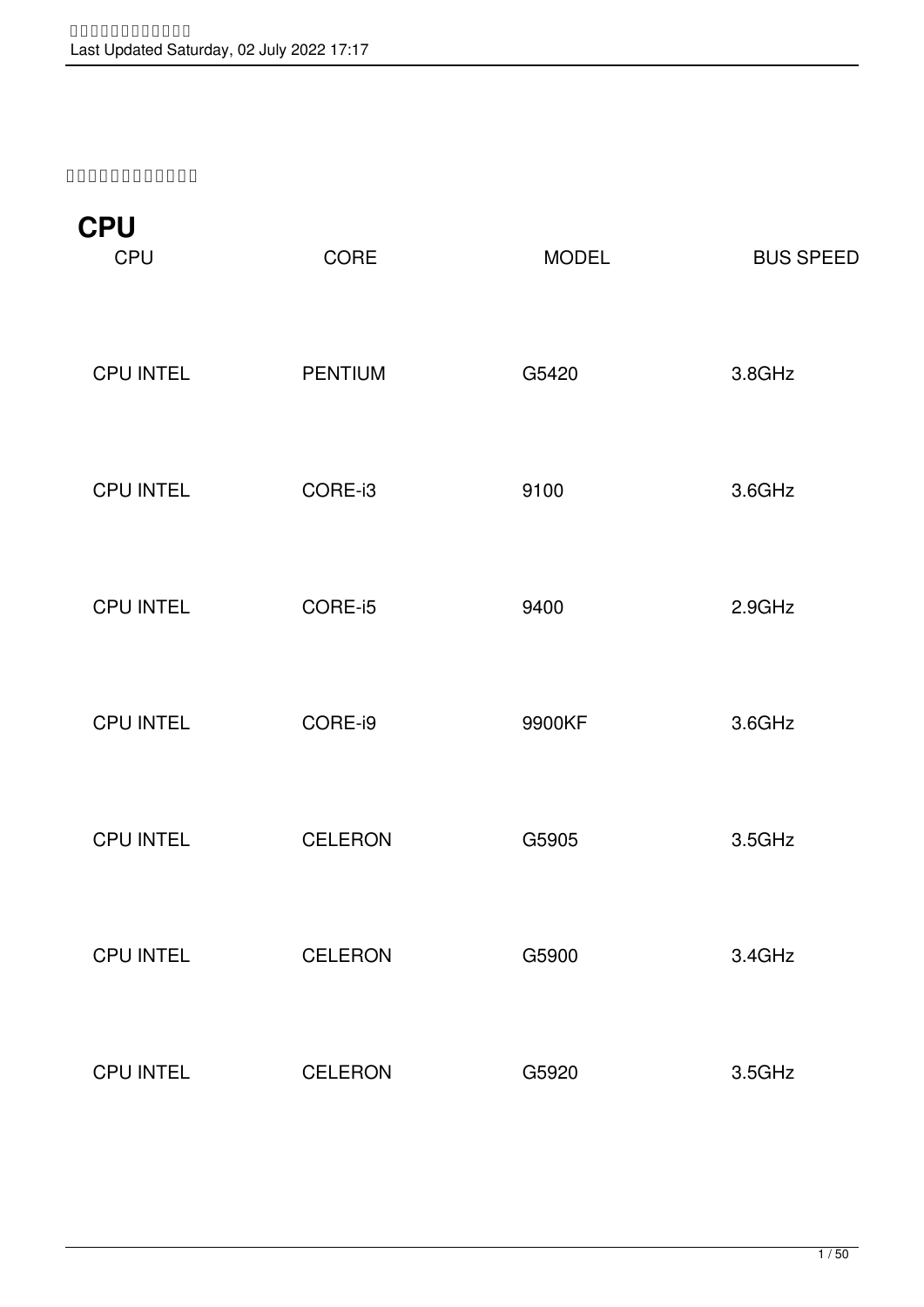## CPU

| CPU | CORE | MODEL | BUS SPEED |
|---|---|---|---|
| CPU INTEL | PENTIUM | G5420 | 3.8GHz |
| CPU INTEL | CORE-i3 | 9100 | 3.6GHz |
| CPU INTEL | CORE-i5 | 9400 | 2.9GHz |
| CPU INTEL | CORE-i9 | 9900KF | 3.6GHz |
| CPU INTEL | CELERON | G5905 | 3.5GHz |
| CPU INTEL | CELERON | G5900 | 3.4GHz |
| CPU INTEL | CELERON | G5920 | 3.5GHz |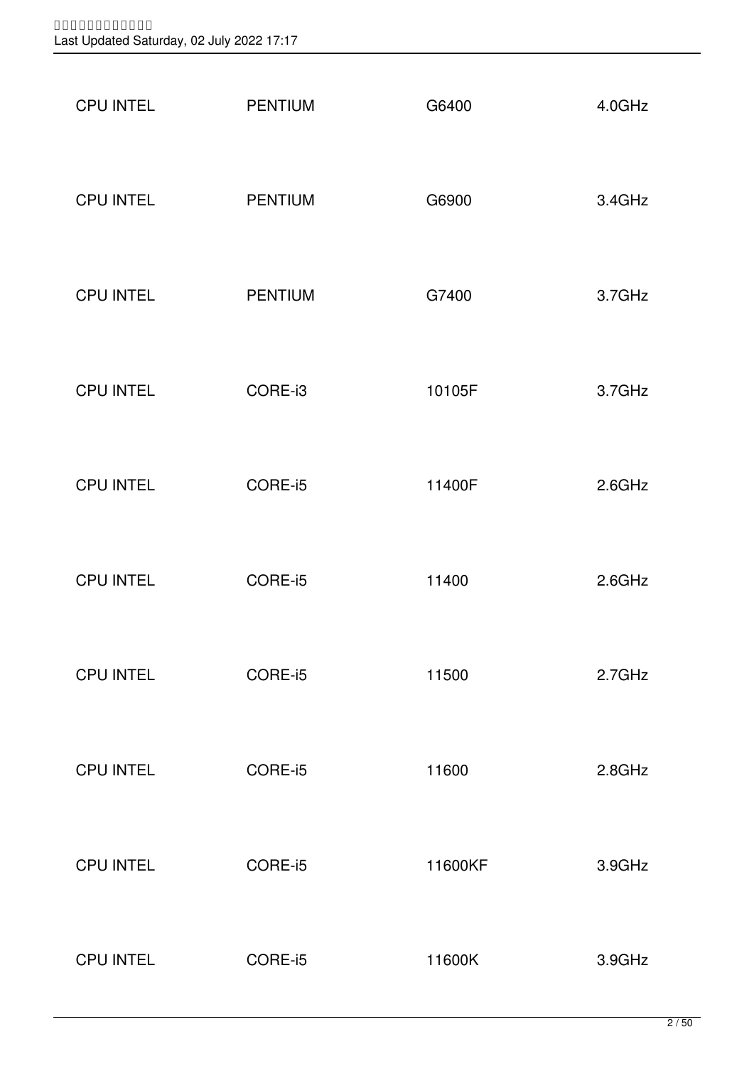| CPU INTEL | PENTIUM | G6400 | 4.0GHz |
|---|---|---|---|
| CPU INTEL | PENTIUM | G6900 | 3.4GHz |
| CPU INTEL | PENTIUM | G7400 | 3.7GHz |
| CPU INTEL | CORE-i3 | 10105F | 3.7GHz |
| CPU INTEL | CORE-i5 | 11400F | 2.6GHz |
| CPU INTEL | CORE-i5 | 11400 | 2.6GHz |
| CPU INTEL | CORE-i5 | 11500 | 2.7GHz |
| CPU INTEL | CORE-i5 | 11600 | 2.8GHz |
| CPU INTEL | CORE-i5 | 11600KF | 3.9GHz |
| CPU INTEL | CORE-i5 | 11600K | 3.9GHz |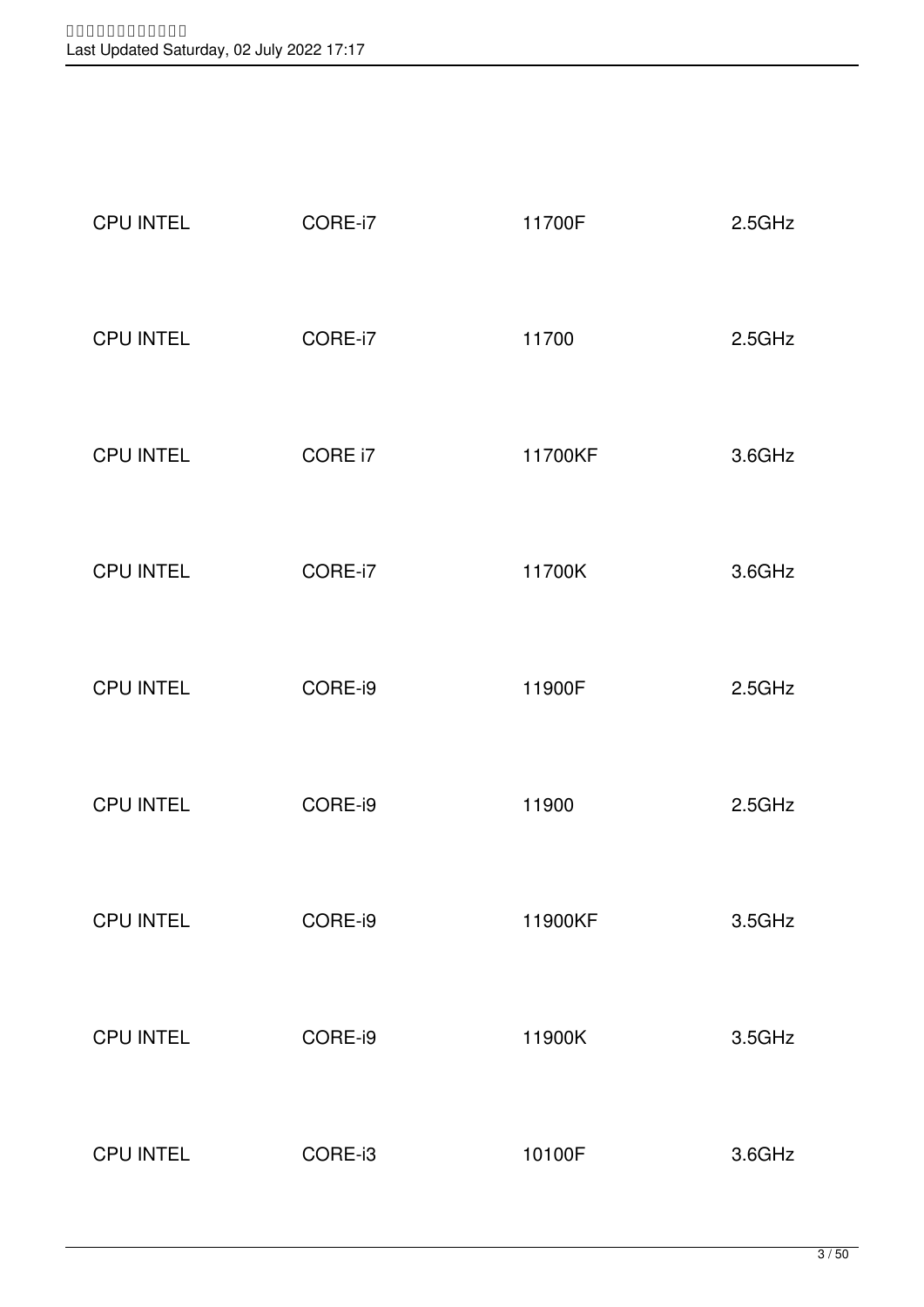| CPU INTEL | CORE-i7 | 11700F | 2.5GHz |
|---|---|---|---|
| CPU INTEL | CORE-i7 | 11700 | 2.5GHz |
| CPU INTEL | CORE i7 | 11700KF | 3.6GHz |
| CPU INTEL | CORE-i7 | 11700K | 3.6GHz |
| CPU INTEL | CORE-i9 | 11900F | 2.5GHz |
| CPU INTEL | CORE-i9 | 11900 | 2.5GHz |
| CPU INTEL | CORE-i9 | 11900KF | 3.5GHz |
| CPU INTEL | CORE-i9 | 11900K | 3.5GHz |
| CPU INTEL | CORE-i3 | 10100F | 3.6GHz |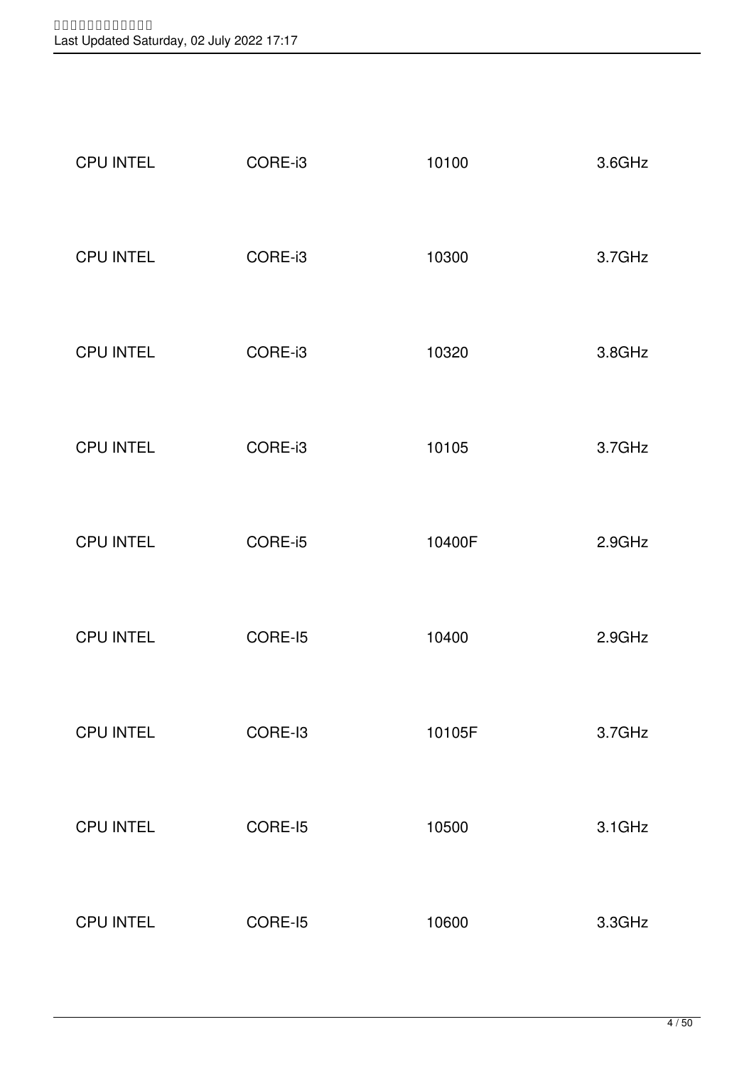| CPU INTEL | CORE-i3 | 10100 | 3.6GHz |
| --- | --- | --- | --- |
| CPU INTEL | CORE-i3 | 10300 | 3.7GHz |
| CPU INTEL | CORE-i3 | 10320 | 3.8GHz |
| CPU INTEL | CORE-i3 | 10105 | 3.7GHz |
| CPU INTEL | CORE-i5 | 10400F | 2.9GHz |
| CPU INTEL | CORE-I5 | 10400 | 2.9GHz |
| CPU INTEL | CORE-I3 | 10105F | 3.7GHz |
| CPU INTEL | CORE-I5 | 10500 | 3.1GHz |
| CPU INTEL | CORE-I5 | 10600 | 3.3GHz |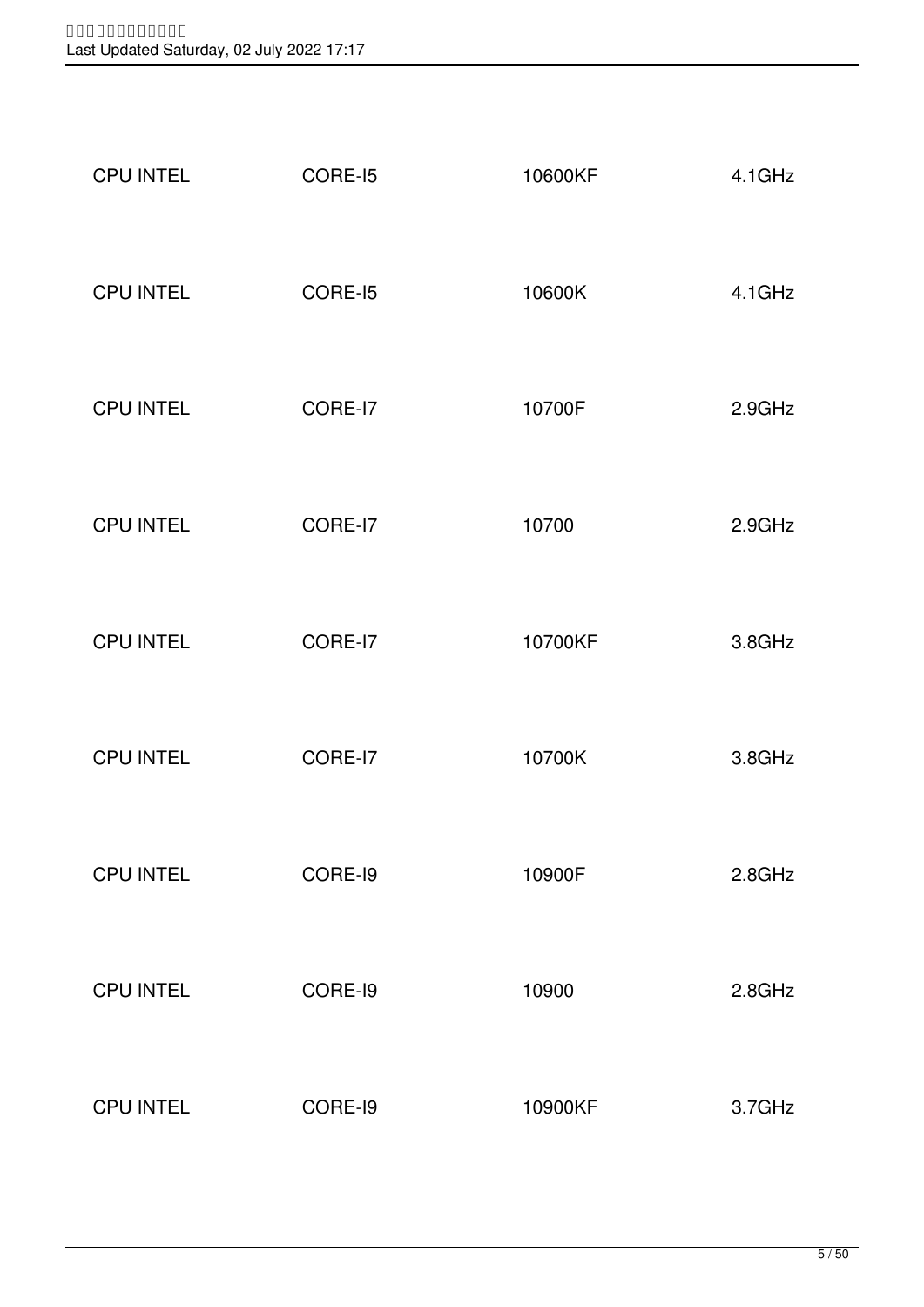| | | | |
|---|---|---|---|
| CPU INTEL | CORE-I5 | 10600KF | 4.1GHz |
| CPU INTEL | CORE-I5 | 10600K | 4.1GHz |
| CPU INTEL | CORE-I7 | 10700F | 2.9GHz |
| CPU INTEL | CORE-I7 | 10700 | 2.9GHz |
| CPU INTEL | CORE-I7 | 10700KF | 3.8GHz |
| CPU INTEL | CORE-I7 | 10700K | 3.8GHz |
| CPU INTEL | CORE-I9 | 10900F | 2.8GHz |
| CPU INTEL | CORE-I9 | 10900 | 2.8GHz |
| CPU INTEL | CORE-I9 | 10900KF | 3.7GHz |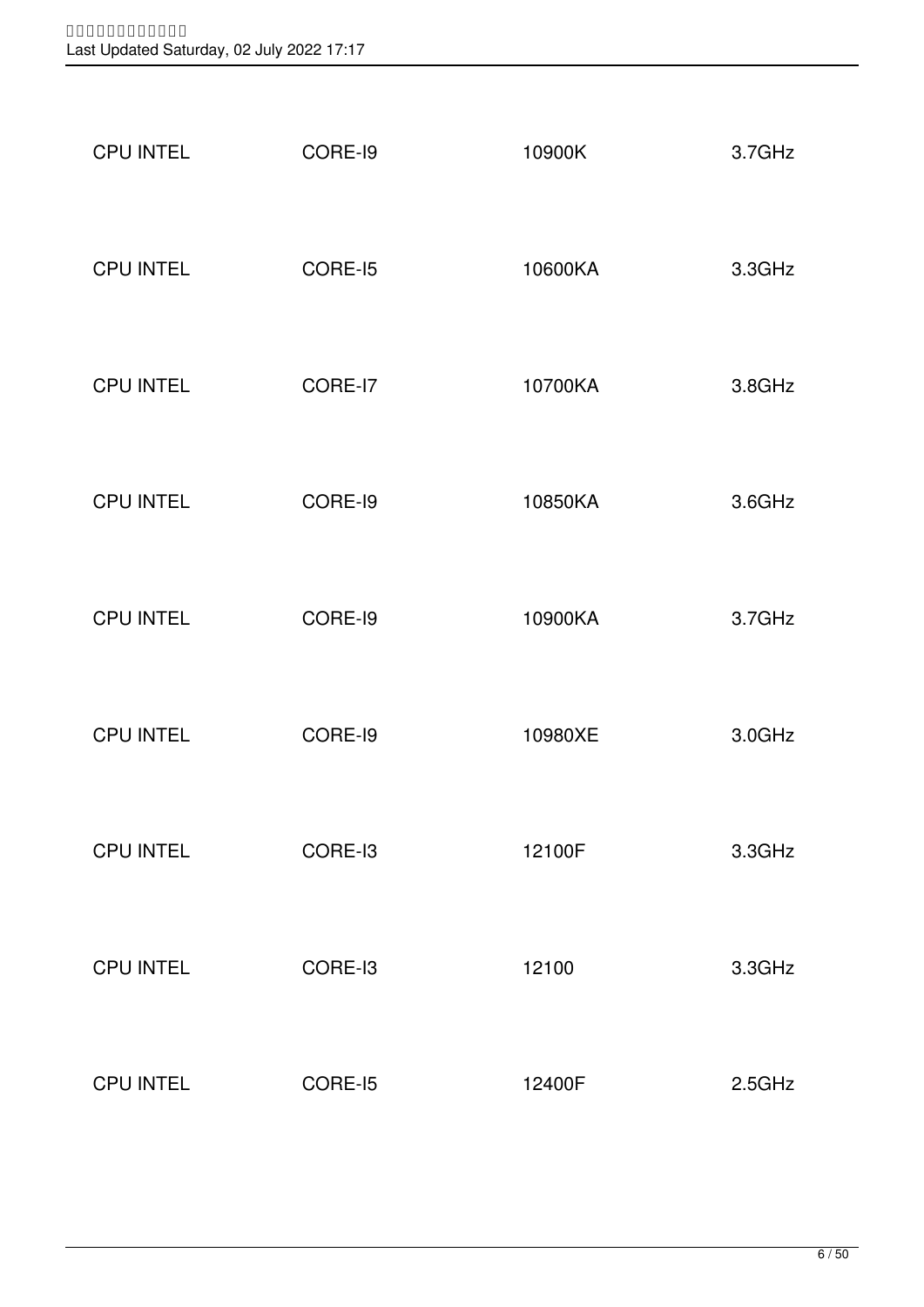| | | | |
|---|---|---|---|
| CPU INTEL | CORE-I9 | 10900K | 3.7GHz |
| CPU INTEL | CORE-I5 | 10600KA | 3.3GHz |
| CPU INTEL | CORE-I7 | 10700KA | 3.8GHz |
| CPU INTEL | CORE-I9 | 10850KA | 3.6GHz |
| CPU INTEL | CORE-I9 | 10900KA | 3.7GHz |
| CPU INTEL | CORE-I9 | 10980XE | 3.0GHz |
| CPU INTEL | CORE-I3 | 12100F | 3.3GHz |
| CPU INTEL | CORE-I3 | 12100 | 3.3GHz |
| CPU INTEL | CORE-I5 | 12400F | 2.5GHz |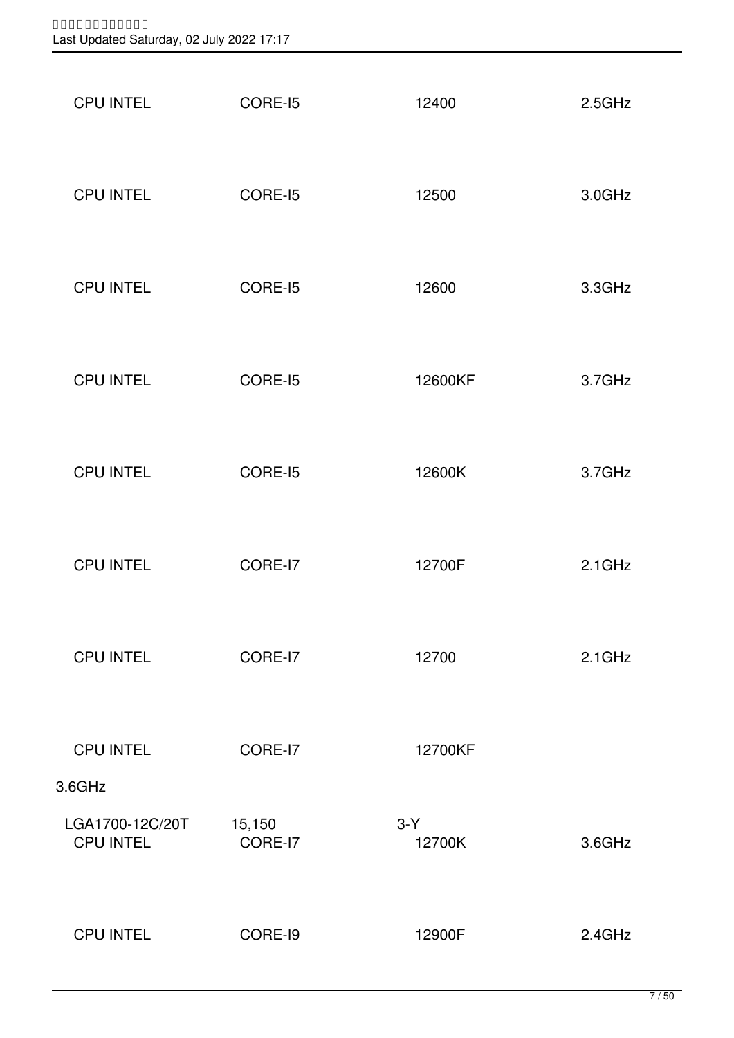| | | | |
|---|---|---|---|
| CPU INTEL | CORE-I5 | 12400 | 2.5GHz |
| CPU INTEL | CORE-I5 | 12500 | 3.0GHz |
| CPU INTEL | CORE-I5 | 12600 | 3.3GHz |
| CPU INTEL | CORE-I5 | 12600KF | 3.7GHz |
| CPU INTEL | CORE-I5 | 12600K | 3.7GHz |
| CPU INTEL | CORE-I7 | 12700F | 2.1GHz |
| CPU INTEL | CORE-I7 | 12700 | 2.1GHz |
| CPU INTEL | CORE-I7 | 12700KF | |

3.6GHz

| | | | |
|---|---|---|---|
| LGA1700-12C/20T | 15,150 | 3-Y | |
| CPU INTEL | CORE-I7 | 12700K | 3.6GHz |
| CPU INTEL | CORE-I9 | 12900F | 2.4GHz |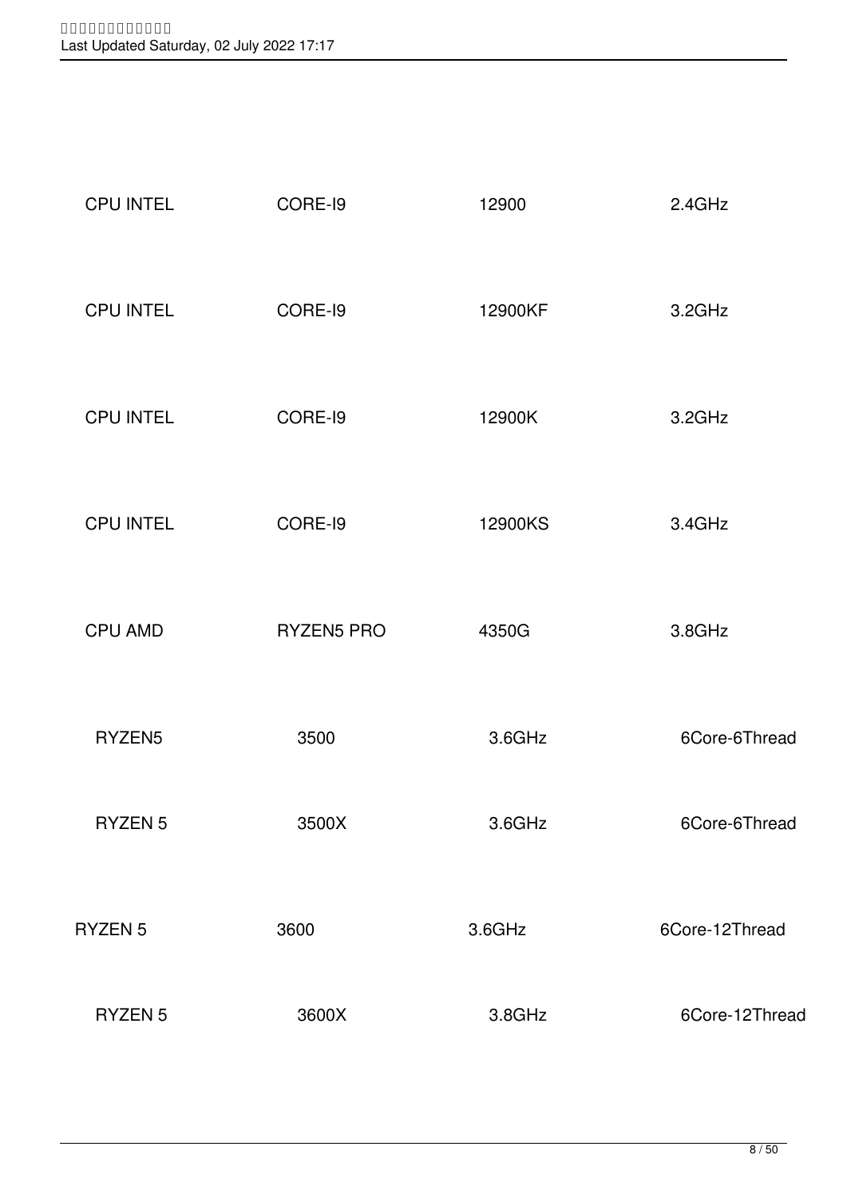| CPU INTEL | CORE-I9 | 12900 | 2.4GHz |
|---|---|---|---|
| CPU INTEL | CORE-I9 | 12900KF | 3.2GHz |
| CPU INTEL | CORE-I9 | 12900K | 3.2GHz |
| CPU INTEL | CORE-I9 | 12900KS | 3.4GHz |
| CPU AMD | RYZEN5 PRO | 4350G | 3.8GHz |

| RYZEN5 | 3500 | 3.6GHz | 6Core-6Thread |
|---|---|---|---|
| RYZEN 5 | 3500X | 3.6GHz | 6Core-6Thread |
| RYZEN 5 | 3600 | 3.6GHz | 6Core-12Thread |
| RYZEN 5 | 3600X | 3.8GHz | 6Core-12Thread |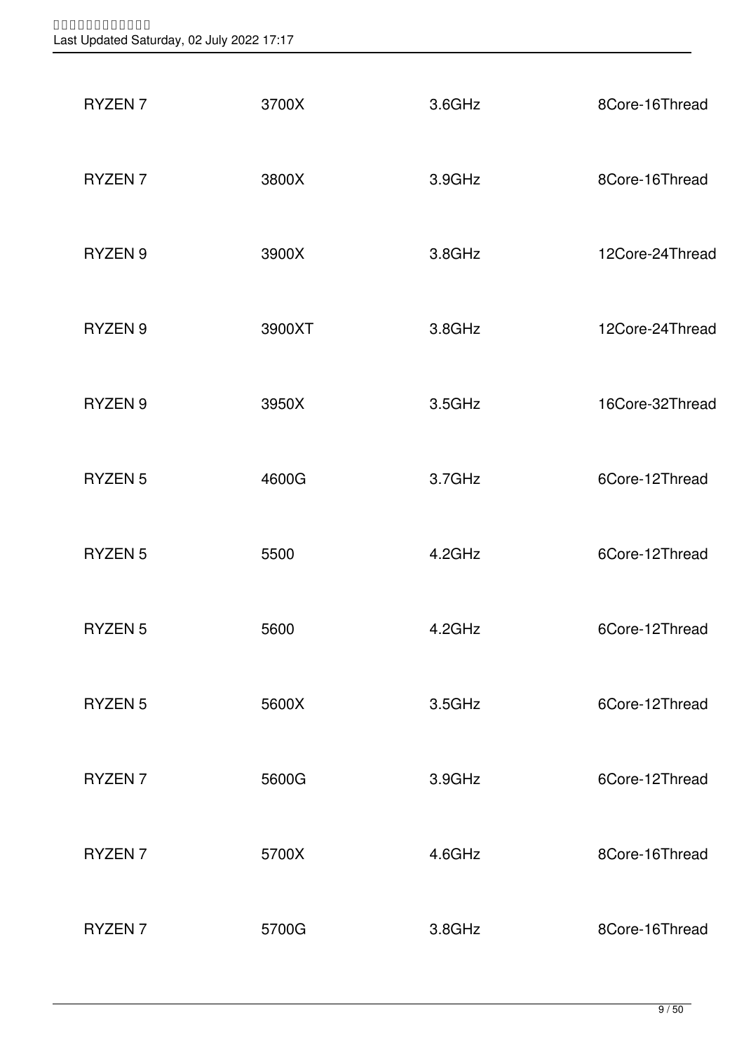| RYZEN 7 | 3700X | 3.6GHz | 8Core-16Thread |
|---|---|---|---|
| RYZEN 7 | 3800X | 3.9GHz | 8Core-16Thread |
| RYZEN 9 | 3900X | 3.8GHz | 12Core-24Thread |
| RYZEN 9 | 3900XT | 3.8GHz | 12Core-24Thread |
| RYZEN 9 | 3950X | 3.5GHz | 16Core-32Thread |
| RYZEN 5 | 4600G | 3.7GHz | 6Core-12Thread |
| RYZEN 5 | 5500 | 4.2GHz | 6Core-12Thread |
| RYZEN 5 | 5600 | 4.2GHz | 6Core-12Thread |
| RYZEN 5 | 5600X | 3.5GHz | 6Core-12Thread |
| RYZEN 7 | 5600G | 3.9GHz | 6Core-12Thread |
| RYZEN 7 | 5700X | 4.6GHz | 8Core-16Thread |
| RYZEN 7 | 5700G | 3.8GHz | 8Core-16Thread |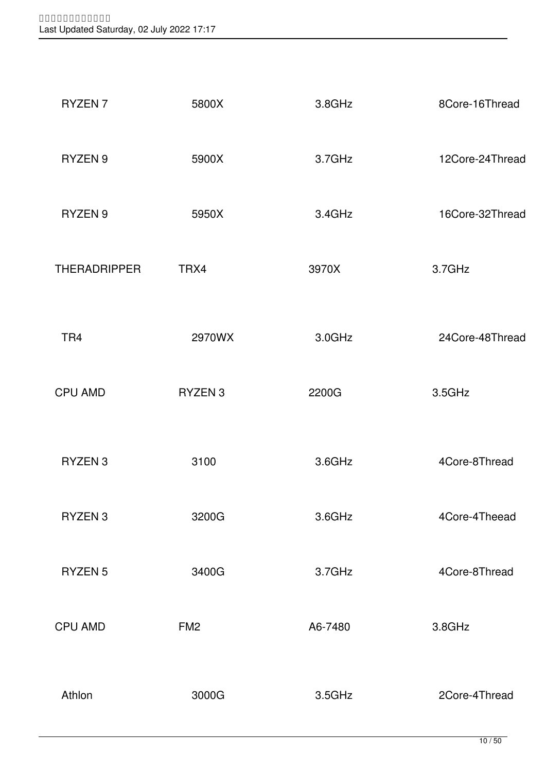| | | | |
|---|---|---|---|
| RYZEN 7 | 5800X | 3.8GHz | 8Core-16Thread |
| RYZEN 9 | 5900X | 3.7GHz | 12Core-24Thread |
| RYZEN 9 | 5950X | 3.4GHz | 16Core-32Thread |
| THERADRIPPER | TRX4 | 3970X | 3.7GHz |
| TR4 | 2970WX | 3.0GHz | 24Core-48Thread |
| CPU AMD | RYZEN 3 | 2200G | 3.5GHz |
| RYZEN 3 | 3100 | 3.6GHz | 4Core-8Thread |
| RYZEN 3 | 3200G | 3.6GHz | 4Core-4Theead |
| RYZEN 5 | 3400G | 3.7GHz | 4Core-8Thread |
| CPU AMD | FM2 | A6-7480 | 3.8GHz |
| Athlon | 3000G | 3.5GHz | 2Core-4Thread |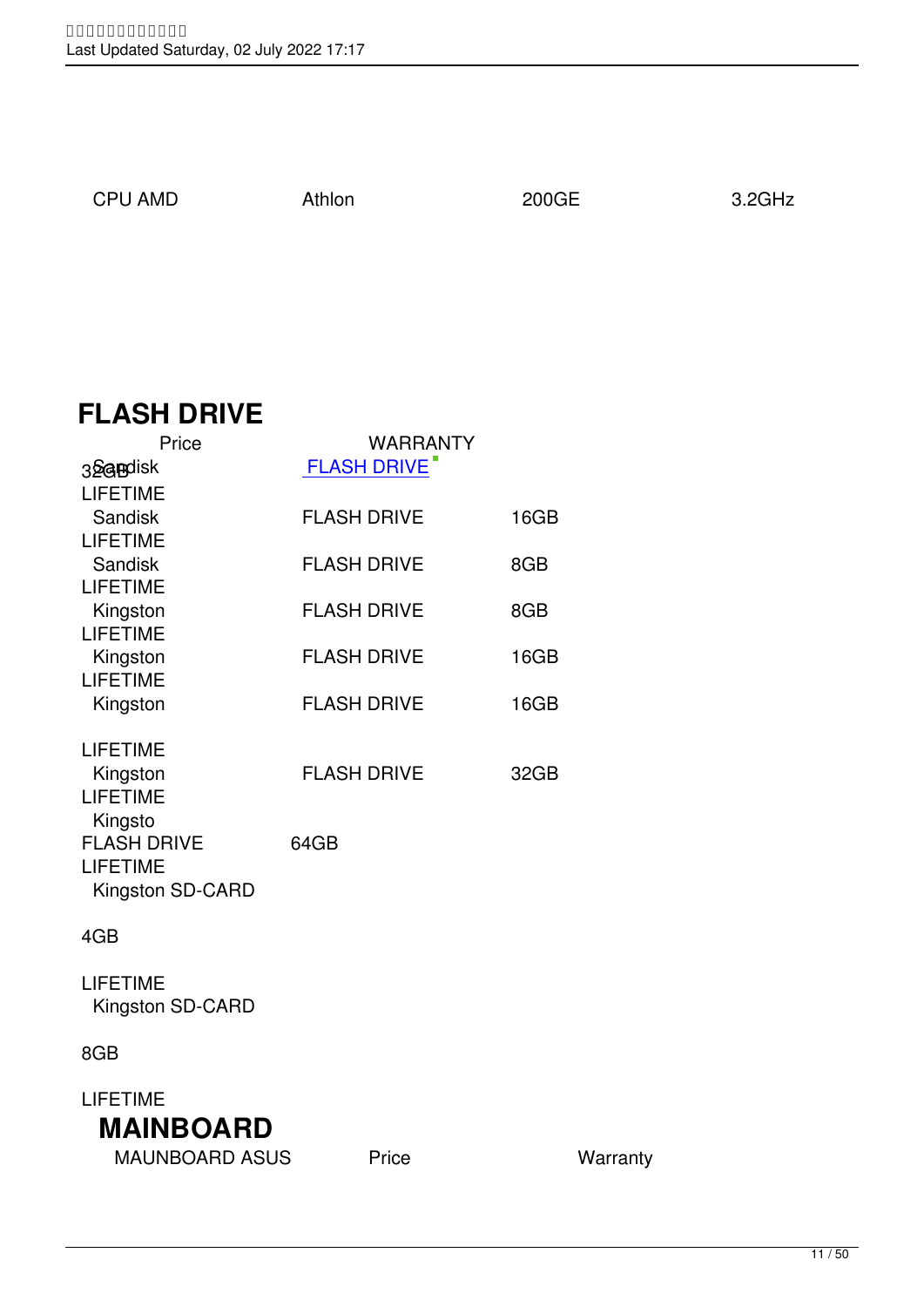| CPU AMD | Athlon | 200GE | 3.2GHz |
|---|---|---|---|

# FLASH DRIVE

| | Price | WARRANTY |
|---|---|---|
| Sandisk | FLASH DRIVE | 32GB |
| LIFETIME | | |
| Sandisk | FLASH DRIVE | 16GB |
| LIFETIME | | |
| Sandisk | FLASH DRIVE | 8GB |
| LIFETIME | | |
| Kingston | FLASH DRIVE | 8GB |
| LIFETIME | | |
| Kingston | FLASH DRIVE | 16GB |
| LIFETIME | | |
| Kingston | FLASH DRIVE | 16GB |
| LIFETIME | | |
| Kingston | FLASH DRIVE | 32GB |
| LIFETIME | | |
| Kingsto | | |
| FLASH DRIVE | 64GB | |
| LIFETIME | | |
| Kingston SD-CARD | | |
| 4GB | | |
| LIFETIME | | |
| Kingston SD-CARD | | |
| 8GB | | |
| LIFETIME | | |

# MAINBOARD

| MAUNBOARD ASUS | Price | Warranty |
|---|---|---|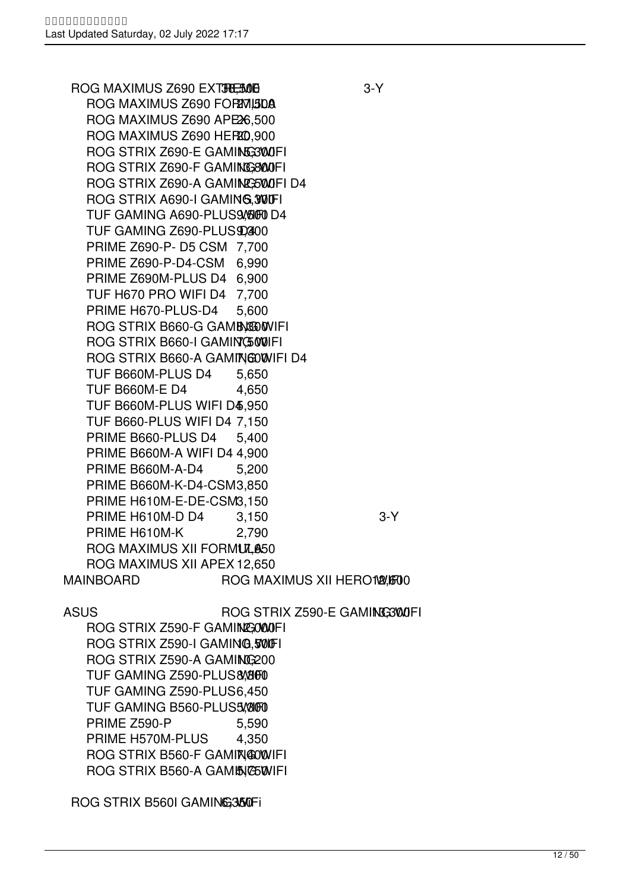| | | Model | Price | Warranty |
|---|---|---|---|---|
| | | ROG MAXIMUS Z690 EXTREME | 38,500 | 3-Y |
| | | ROG MAXIMUS Z690 FORMULA | 27,500 | |
| | | ROG MAXIMUS Z690 APEX | 26,500 | |
| | | ROG MAXIMUS Z690 HERO | 20,900 | |
| | | ROG STRIX Z690-E GAMING WIFI | 16,300 | |
| | | ROG STRIX Z690-F GAMING WIFI | 13,800 | |
| | | ROG STRIX Z690-A GAMING WIFI D4 | 12,500 | |
| | | ROG STRIX A690-I GAMING WIFI | 15,900 | |
| | | TUF GAMING A690-PLUS WIFI D4 | 9,500 | |
| | | TUF GAMING Z690-PLUS D4 | 9,400 | |
| | | PRIME Z690-P- D5 CSM | 7,700 | |
| | | PRIME Z690-P-D4-CSM | 6,990 | |
| | | PRIME Z690M-PLUS D4 | 6,900 | |
| | | TUF H670 PRO WIFI D4 | 7,700 | |
| | | PRIME H670-PLUS-D4 | 5,600 | |
| | | ROG STRIX B660-G GAMING WIFI | 8,300 | |
| | | ROG STRIX B660-I GAMING WIFI | 7,500 | |
| | | ROG STRIX B660-A GAMING WIFI D4 | 7,600 | |
| | | TUF B660M-PLUS D4 | 5,650 | |
| | | TUF B660M-E D4 | 4,650 | |
| | | TUF B660M-PLUS WIFI D4 | 5,950 | |
| | | TUF B660-PLUS WIFI D4 | 7,150 | |
| | | PRIME B660-PLUS D4 | 5,400 | |
| | | PRIME B660M-A WIFI D4 | 4,900 | |
| | | PRIME B660M-A-D4 | 5,200 | |
| | | PRIME B660M-K-D4-CSM | 3,850 | |
| | | PRIME H610M-E-DE-CSM | 3,150 | |
| | | PRIME H610M-D D4 | 3,150 | 3-Y |
| | | PRIME H610M-K | 2,790 | |
| | | ROG MAXIMUS XII FORMULA | 17,650 | |
| | | ROG MAXIMUS XII APEX | 12,650 | |
| MAINBOARD | | ROG MAXIMUS XII HERO WIFI | 12,600 | |
| ASUS | | ROG STRIX Z590-E GAMING WIFI | 13,300 | |
| | | ROG STRIX Z590-F GAMING WIFI | 12,000 | |
| | | ROG STRIX Z590-I GAMING WIFI | 10,500 | |
| | | ROG STRIX Z590-A GAMING | 10,200 | |
| | | TUF GAMING Z590-PLUS WIFI | 8,350 | |
| | | TUF GAMING Z590-PLUS | 6,450 | |
| | | TUF GAMING B560-PLUS WIFI | 5,750 | |
| | | PRIME Z590-P | 5,590 | |
| | | PRIME H570M-PLUS | 4,350 | |
| | | ROG STRIX B560-F GAMING WIFI | 7,400 | |
| | | ROG STRIX B560-A GAMING WIFI | 5,750 | |
| | | ROG STRIX B560I GAMING WiFi | 6,350 | |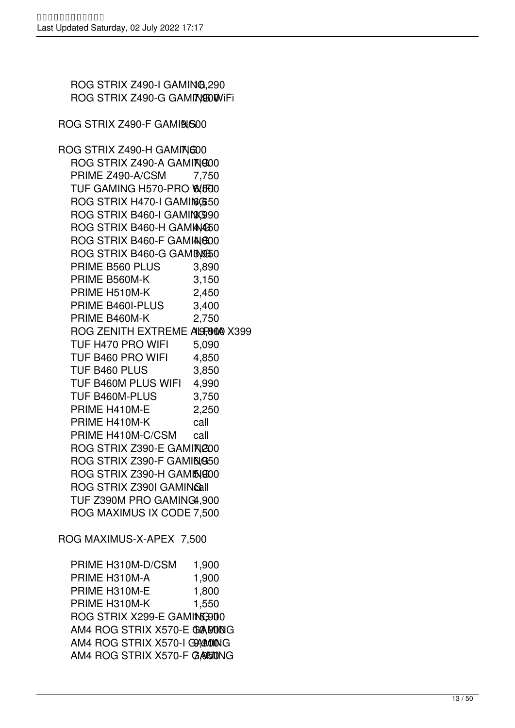| Model | Price |
|---|---|
| ROG STRIX Z490-I GAMING | 10,290 |
| ROG STRIX Z490-G GAMING WiFi | 7,900 |
| ROG STRIX Z490-F GAMING | 9,600 |
| ROG STRIX Z490-H GAMING | 7,600 |
| ROG STRIX Z490-A GAMING | 7,900 |
| PRIME Z490-A/CSM | 7,750 |
| TUF GAMING H570-PRO WIFI | 6,500 |
| ROG STRIX H470-I GAMING | 8,650 |
| ROG STRIX B460-I GAMING | 3,990 |
| ROG STRIX B460-H GAMING | 4,650 |
| ROG STRIX B460-F GAMING | 4,600 |
| ROG STRIX B460-G GAMING | 3,950 |
| PRIME B560 PLUS | 3,890 |
| PRIME B560M-K | 3,150 |
| PRIME H510M-K | 2,450 |
| PRIME B460I-PLUS | 3,400 |
| PRIME B460M-K | 2,750 |
| ROG ZENITH EXTREME ALPHA X399 | 19,900 |
| TUF H470 PRO WIFI | 5,090 |
| TUF B460 PRO WIFI | 4,850 |
| TUF B460 PLUS | 3,850 |
| TUF B460M PLUS WIFI | 4,990 |
| TUF B460M-PLUS | 3,750 |
| PRIME H410M-E | 2,250 |
| PRIME H410M-K | call |
| PRIME H410M-C/CSM | call |
| ROG STRIX Z390-E GAMING | 7,200 |
| ROG STRIX Z390-F GAMING | 5,950 |
| ROG STRIX Z390-H GAMING | 5,900 |
| ROG STRIX Z390I GAMING | call |
| TUF Z390M PRO GAMING | 4,900 |
| ROG MAXIMUS IX CODE | 7,500 |
| ROG MAXIMUS-X-APEX | 7,500 |
| PRIME H310M-D/CSM | 1,900 |
| PRIME H310M-A | 1,900 |
| PRIME H310M-E | 1,800 |
| PRIME H310M-K | 1,550 |
| ROG STRIX X299-E GAMING | 15,900 |
| AM4 ROG STRIX X570-E GAMING | 10,900 |
| AM4 ROG STRIX X570-I GAMING | 9,900 |
| AM4 ROG STRIX X570-F GAMING | 7,950 |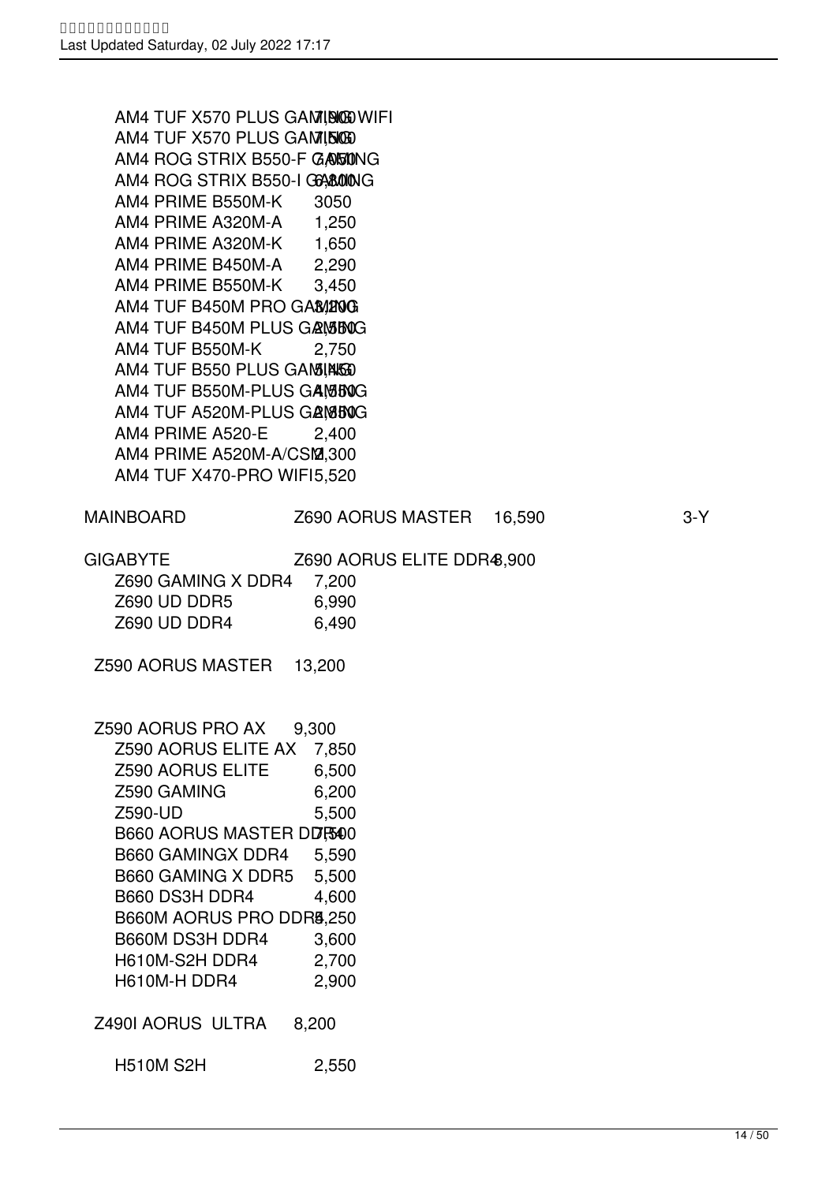| | Model | Price | Warranty |
|---|---|---|---|
| | AM4 TUF X570 PLUS GAMING WIFI | 7,900 | |
| | AM4 TUF X570 PLUS GAMING | 7,500 | |
| | AM4 ROG STRIX B550-F GAMING | 7,050 | |
| | AM4 ROG STRIX B550-I GAMING | 6,800 | |
| | AM4 PRIME B550M-K | 3050 | |
| | AM4 PRIME A320M-A | 1,250 | |
| | AM4 PRIME A320M-K | 1,650 | |
| | AM4 PRIME B450M-A | 2,290 | |
| | AM4 PRIME B550M-K | 3,450 | |
| | AM4 TUF B450M PRO GAMING | 3,200 | |
| | AM4 TUF B450M PLUS GAMING | 2,550 | |
| | AM4 TUF B550M-K | 2,750 | |
| | AM4 TUF B550 PLUS GAMING | 5,450 | |
| | AM4 TUF B550M-PLUS GAMING | 4,750 | |
| | AM4 TUF A520M-PLUS GAMING | 2,850 | |
| | AM4 PRIME A520-E | 2,400 | |
| | AM4 PRIME A520M-A/CSM | 2,300 | |
| | AM4 TUF X470-PRO WIFI | 5,520 | |
| MAINBOARD | Z690 AORUS MASTER | 16,590 | 3-Y |
| GIGABYTE | Z690 AORUS ELITE DDR4 | 8,900 | |
| | Z690 GAMING X DDR4 | 7,200 | |
| | Z690 UD DDR5 | 6,990 | |
| | Z690 UD DDR4 | 6,490 | |
| | Z590 AORUS MASTER | 13,200 | |
| | Z590 AORUS PRO AX | 9,300 | |
| | Z590 AORUS ELITE AX | 7,850 | |
| | Z590 AORUS ELITE | 6,500 | |
| | Z590 GAMING | 6,200 | |
| | Z590-UD | 5,500 | |
| | B660 AORUS MASTER DDR4 | 7,500 | |
| | B660 GAMINGX DDR4 | 5,590 | |
| | B660 GAMING X DDR5 | 5,500 | |
| | B660 DS3H DDR4 | 4,600 | |
| | B660M AORUS PRO DDR4 | 4,250 | |
| | B660M DS3H DDR4 | 3,600 | |
| | H610M-S2H DDR4 | 2,700 | |
| | H610M-H DDR4 | 2,900 | |
| | Z490I AORUS ULTRA | 8,200 | |
| | H510M S2H | 2,550 | |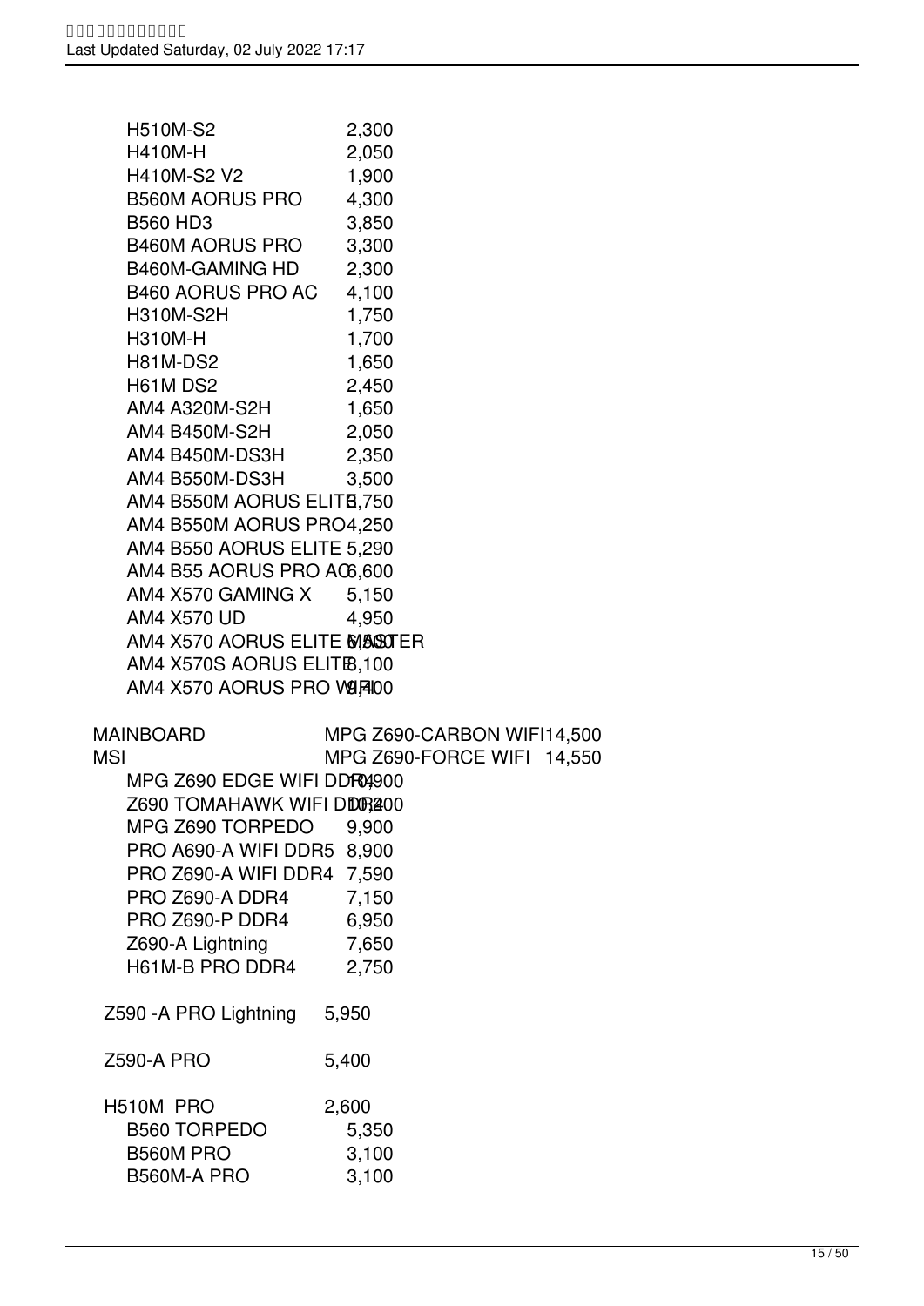| Model | Price |
|---|---|
| H510M-S2 | 2,300 |
| H410M-H | 2,050 |
| H410M-S2 V2 | 1,900 |
| B560M AORUS PRO | 4,300 |
| B560 HD3 | 3,850 |
| B460M AORUS PRO | 3,300 |
| B460M-GAMING HD | 2,300 |
| B460 AORUS PRO AC | 4,100 |
| H310M-S2H | 1,750 |
| H310M-H | 1,700 |
| H81M-DS2 | 1,650 |
| H61M DS2 | 2,450 |
| AM4 A320M-S2H | 1,650 |
| AM4 B450M-S2H | 2,050 |
| AM4 B450M-DS3H | 2,350 |
| AM4 B550M-DS3H | 3,500 |
| AM4 B550M AORUS ELITE | 3,750 |
| AM4 B550M AORUS PRO | 4,250 |
| AM4 B550 AORUS ELITE | 5,290 |
| AM4 B55 AORUS PRO AC | 6,600 |
| AM4 X570 GAMING X | 5,150 |
| AM4 X570 UD | 4,950 |
| AM4 X570 AORUS ELITE MASTER | 6,500 |
| AM4 X570S AORUS ELITE | 8,100 |
| AM4 X570 AORUS PRO WIFI | 9,400 |

| Category | Model | Price |
|---|---|---|
| MAINBOARD | MPG Z690-CARBON WIFI | 14,500 |
| MSI | MPG Z690-FORCE WIFI | 14,550 |
| | MPG Z690 EDGE WIFI DDR4 | 10,900 |
| | Z690 TOMAHAWK WIFI DDR4 | 10,400 |
| | MPG Z690 TORPEDO | 9,900 |
| | PRO A690-A WIFI DDR5 | 8,900 |
| | PRO Z690-A WIFI DDR4 | 7,590 |
| | PRO Z690-A DDR4 | 7,150 |
| | PRO Z690-P DDR4 | 6,950 |
| | Z690-A Lightning | 7,650 |
| | H61M-B PRO DDR4 | 2,750 |
| | Z590 -A PRO Lightning | 5,950 |
| | Z590-A PRO | 5,400 |
| | H510M PRO | 2,600 |
| | B560 TORPEDO | 5,350 |
| | B560M PRO | 3,100 |
| | B560M-A PRO | 3,100 |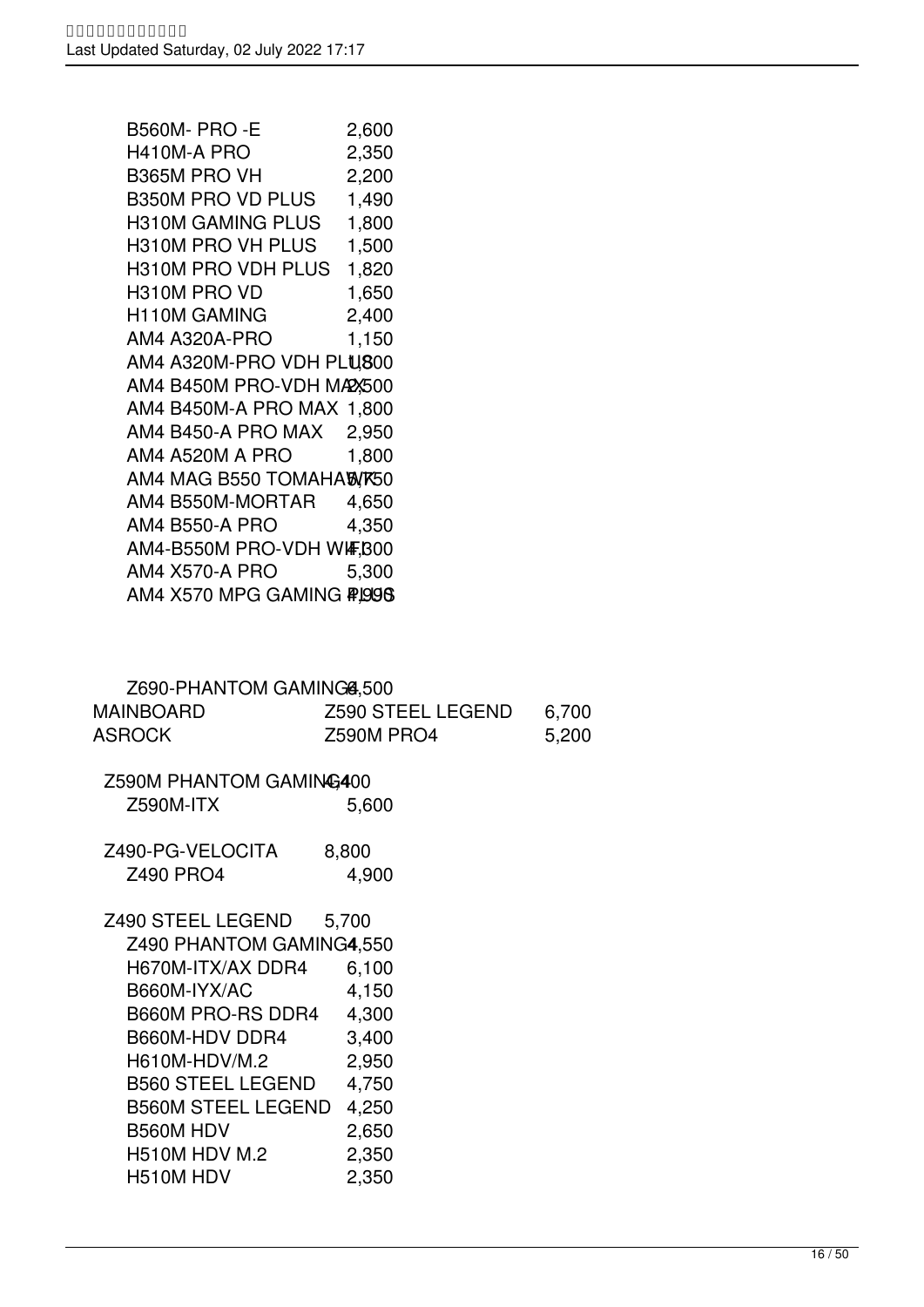| | Model | Price |
|---|---|---|
| | B560M- PRO -E | 2,600 |
| | H410M-A PRO | 2,350 |
| | B365M PRO VH | 2,200 |
| | B350M PRO VD PLUS | 1,490 |
| | H310M GAMING PLUS | 1,800 |
| | H310M PRO VH PLUS | 1,500 |
| | H310M PRO VDH PLUS | 1,820 |
| | H310M PRO VD | 1,650 |
| | H110M GAMING | 2,400 |
| | AM4 A320A-PRO | 1,150 |
| | AM4 A320M-PRO VDH PLUS | 1,800 |
| | AM4 B450M PRO-VDH MAX | 2,500 |
| | AM4 B450M-A PRO MAX | 1,800 |
| | AM4 B450-A PRO MAX | 2,950 |
| | AM4 A520M A PRO | 1,800 |
| | AM4 MAG B550 TOMAHAWK | 5,750 |
| | AM4 B550M-MORTAR | 4,650 |
| | AM4 B550-A PRO | 4,350 |
| | AM4-B550M PRO-VDH WIFI | 4,300 |
| | AM4 X570-A PRO | 5,300 |
| | AM4 X570 MPG GAMING PLUS | 4,990 |
| | Z690-PHANTOM GAMING4 | 6,500 |
| MAINBOARD | Z590 STEEL LEGEND | 6,700 |
| ASROCK | Z590M PRO4 | 5,200 |
| | Z590M PHANTOM GAMING4 | 4,400 |
| | Z590M-ITX | 5,600 |
| | Z490-PG-VELOCITA | 8,800 |
| | Z490 PRO4 | 4,900 |
| | Z490 STEEL LEGEND | 5,700 |
| | Z490 PHANTOM GAMING4 | 4,550 |
| | H670M-ITX/AX DDR4 | 6,100 |
| | B660M-IYX/AC | 4,150 |
| | B660M PRO-RS DDR4 | 4,300 |
| | B660M-HDV DDR4 | 3,400 |
| | H610M-HDV/M.2 | 2,950 |
| | B560 STEEL LEGEND | 4,750 |
| | B560M STEEL LEGEND | 4,250 |
| | B560M HDV | 2,650 |
| | H510M HDV M.2 | 2,350 |
| | H510M HDV | 2,350 |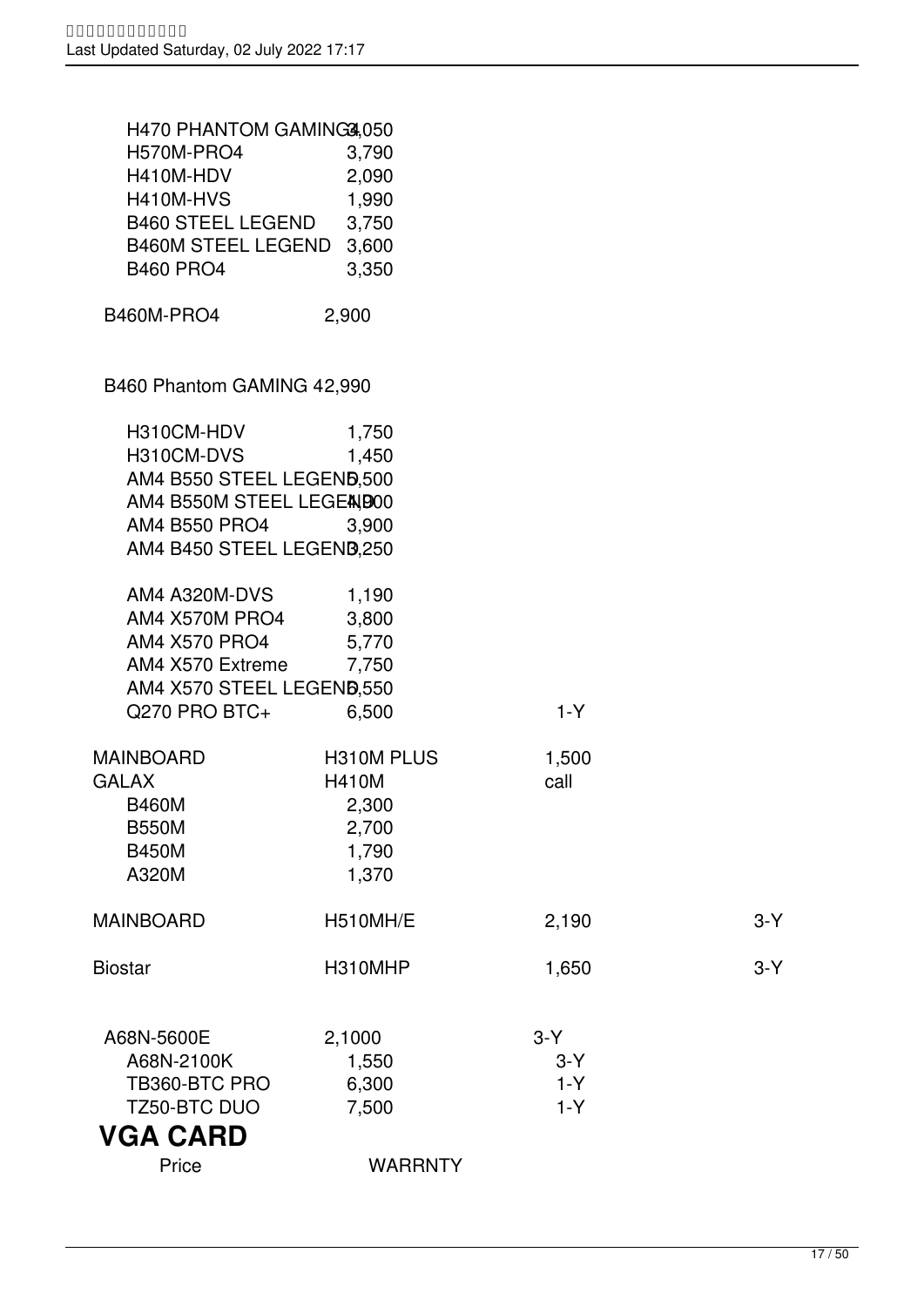| | | | |
|---|---|---|---|
| H470 PHANTOM GAMING 4 | 3,050 | | |
| H570M-PRO4 | 3,790 | | |
| H410M-HDV | 2,090 | | |
| H410M-HVS | 1,990 | | |
| B460 STEEL LEGEND | 3,750 | | |
| B460M STEEL LEGEND | 3,600 | | |
| B460 PRO4 | 3,350 | | |
| B460M-PRO4 | 2,900 | | |
| B460 Phantom GAMING 4 | 2,990 | | |
| H310CM-HDV | 1,750 | | |
| H310CM-DVS | 1,450 | | |
| AM4 B550 STEEL LEGEND | 5,500 | | |
| AM4 B550M STEEL LEGEND | 4,900 | | |
| AM4 B550 PRO4 | 3,900 | | |
| AM4 B450 STEEL LEGEND | 3,250 | | |
| AM4 A320M-DVS | 1,190 | | |
| AM4 X570M PRO4 | 3,800 | | |
| AM4 X570 PRO4 | 5,770 | | |
| AM4 X570 Extreme | 7,750 | | |
| AM4 X570 STEEL LEGEND | 6,550 | | |
| Q270 PRO BTC+ | 6,500 | 1-Y | |
| MAINBOARD | H310M PLUS | 1,500 | |
| GALAX | H410M | call | |
| B460M | 2,300 | | |
| B550M | 2,700 | | |
| B450M | 1,790 | | |
| A320M | 1,370 | | |
| MAINBOARD | H510MH/E | 2,190 | 3-Y |
| Biostar | H310MHP | 1,650 | 3-Y |
| A68N-5600E | 2,1000 | 3-Y | |
| A68N-2100K | 1,550 | 3-Y | |
| TB360-BTC PRO | 6,300 | 1-Y | |
| TZ50-BTC DUO | 7,500 | 1-Y | |

## VGA CARD

| Price | WARRNTY |
|---|---|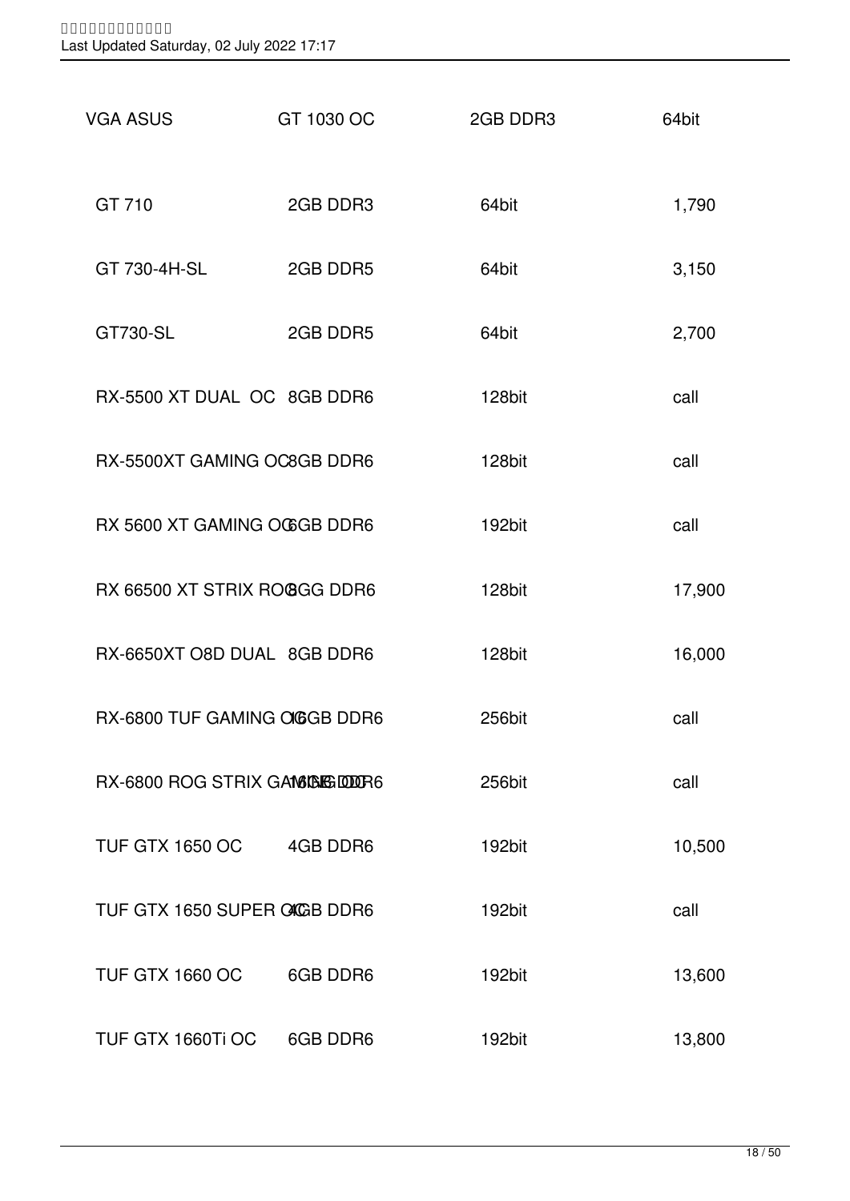| VGA ASUS | GT 1030 OC | 2GB DDR3 | 64bit |
|---|---|---|---|
| GT 710 | 2GB DDR3 | 64bit | 1,790 |
| GT 730-4H-SL | 2GB DDR5 | 64bit | 3,150 |
| GT730-SL | 2GB DDR5 | 64bit | 2,700 |
| RX-5500 XT DUAL OC | 8GB DDR6 | 128bit | call |
| RX-5500XT GAMING OC | 8GB DDR6 | 128bit | call |
| RX 5600 XT GAMING OC | 6GB DDR6 | 192bit | call |
| RX 66500 XT STRIX ROG | 8GG DDR6 | 128bit | 17,900 |
| RX-6650XT O8D DUAL | 8GB DDR6 | 128bit | 16,000 |
| RX-6800 TUF GAMING OC | 16GB DDR6 | 256bit | call |
| RX-6800 ROG STRIX GAMING | 16GB DDR6 | 256bit | call |
| TUF GTX 1650 OC | 4GB DDR6 | 192bit | 10,500 |
| TUF GTX 1650 SUPER OC | 4GB DDR6 | 192bit | call |
| TUF GTX 1660 OC | 6GB DDR6 | 192bit | 13,600 |
| TUF GTX 1660Ti OC | 6GB DDR6 | 192bit | 13,800 |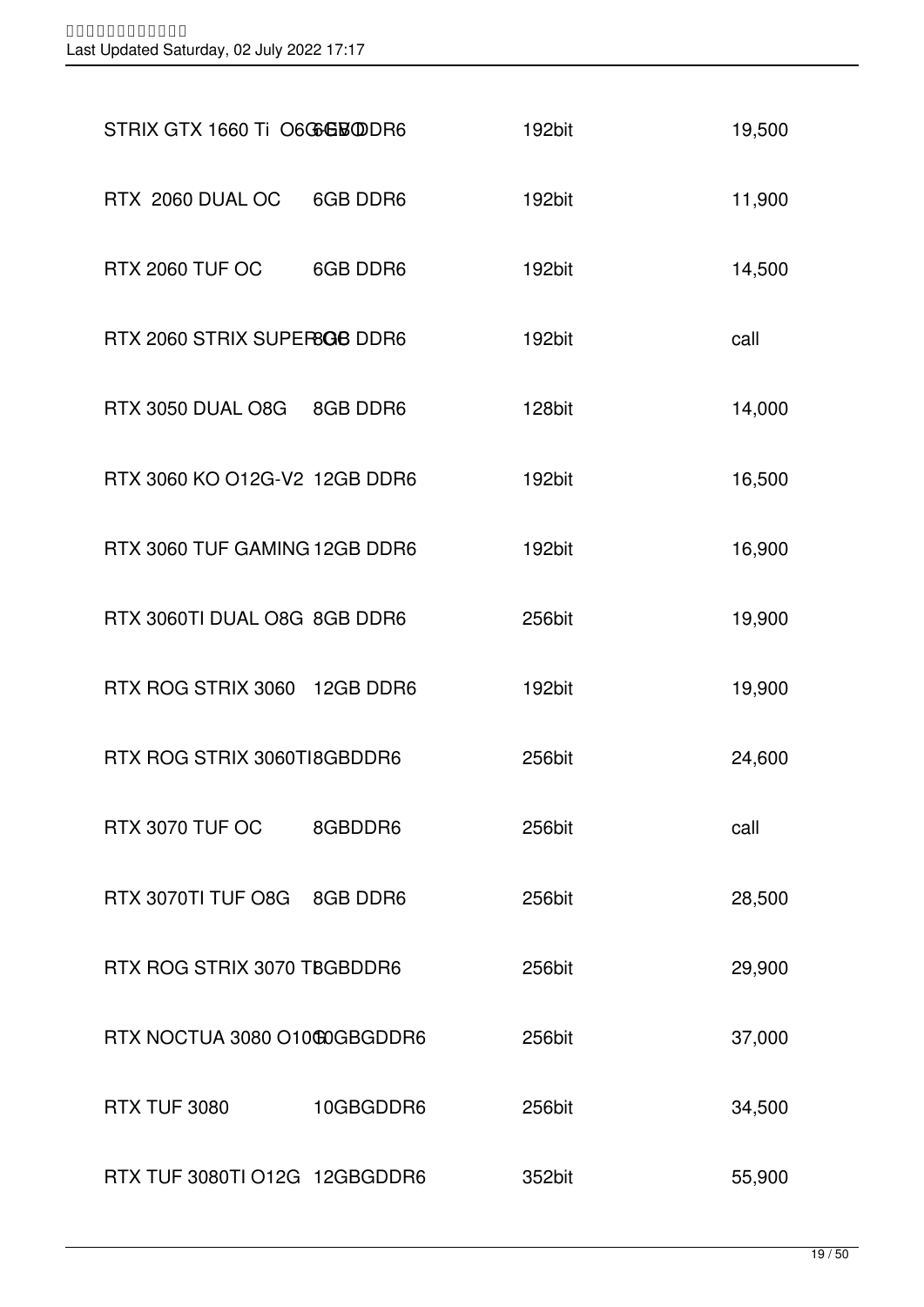| | | | |
|---|---|---|---|
| STRIX GTX 1660 Ti O6G | 6GB DDR6 | 192bit | 19,500 |
| RTX 2060 DUAL OC | 6GB DDR6 | 192bit | 11,900 |
| RTX 2060 TUF OC | 6GB DDR6 | 192bit | 14,500 |
| RTX 2060 STRIX SUPER | 8GB DDR6 | 192bit | call |
| RTX 3050 DUAL O8G | 8GB DDR6 | 128bit | 14,000 |
| RTX 3060 KO O12G-V2 | 12GB DDR6 | 192bit | 16,500 |
| RTX 3060 TUF GAMING | 12GB DDR6 | 192bit | 16,900 |
| RTX 3060TI DUAL O8G | 8GB DDR6 | 256bit | 19,900 |
| RTX ROG STRIX 3060 | 12GB DDR6 | 192bit | 19,900 |
| RTX ROG STRIX 3060TI | 8GBDDR6 | 256bit | 24,600 |
| RTX 3070 TUF OC | 8GBDDR6 | 256bit | call |
| RTX 3070TI TUF O8G | 8GB DDR6 | 256bit | 28,500 |
| RTX ROG STRIX 3070 TI | 8GBDDR6 | 256bit | 29,900 |
| RTX NOCTUA 3080 O10G | 10GBGDDR6 | 256bit | 37,000 |
| RTX TUF 3080 | 10GBGDDR6 | 256bit | 34,500 |
| RTX TUF 3080TI O12G | 12GBGDDR6 | 352bit | 55,900 |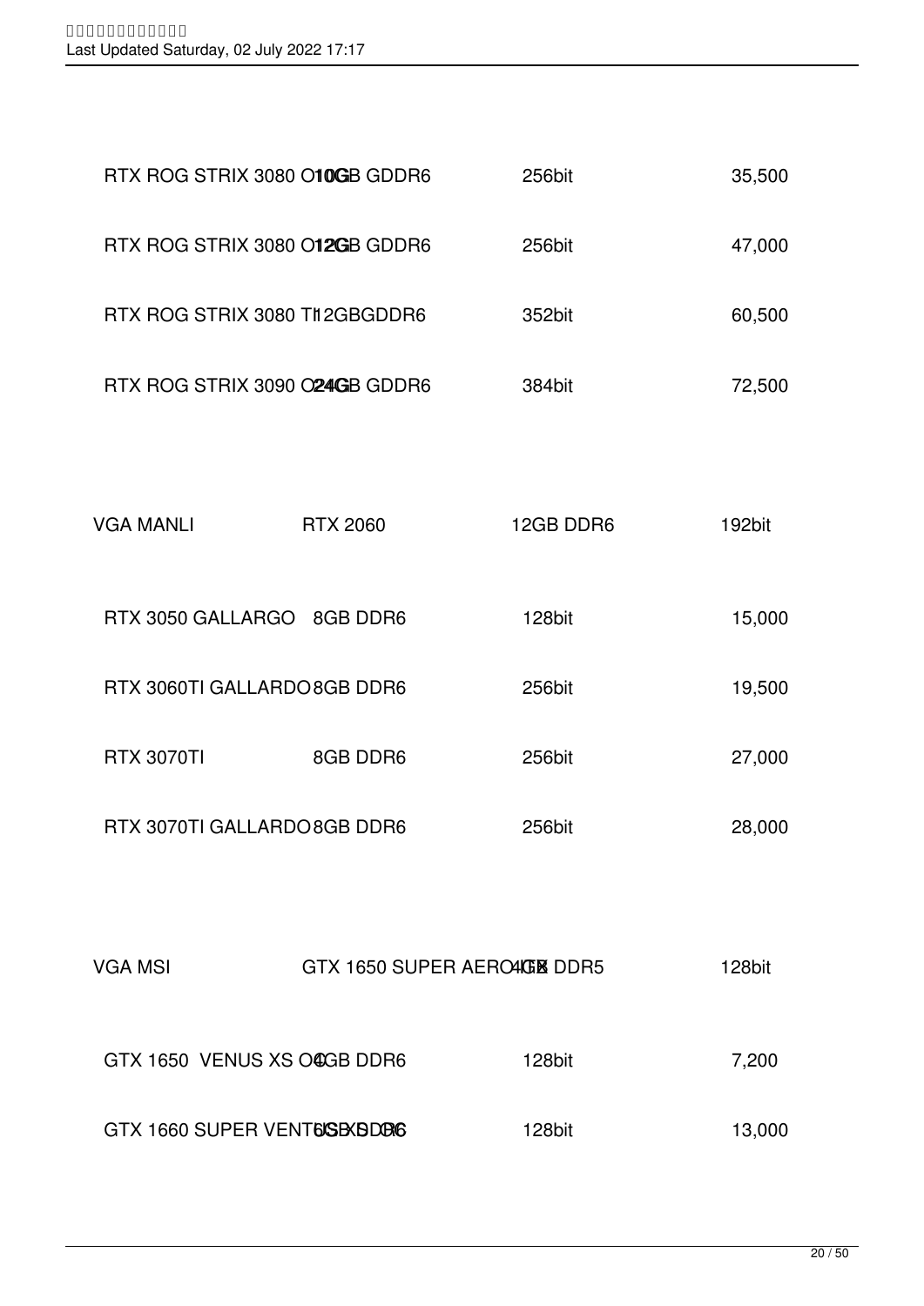| | | | |
|---|---|---|---|
| RTX ROG STRIX 3080 OC | 10GB GDDR6 | 256bit | 35,500 |
| RTX ROG STRIX 3080 OC | 12GB GDDR6 | 256bit | 47,000 |
| RTX ROG STRIX 3080 TI | 12GBGDDR6 | 352bit | 60,500 |
| RTX ROG STRIX 3090 OC | 24GB GDDR6 | 384bit | 72,500 |

| VGA MANLI | RTX 2060 | 12GB DDR6 | 192bit |
|---|---|---|---|
| RTX 3050 GALLARGO | 8GB DDR6 | 128bit | 15,000 |
| RTX 3060TI GALLARDO | 8GB DDR6 | 256bit | 19,500 |
| RTX 3070TI | 8GB DDR6 | 256bit | 27,000 |
| RTX 3070TI GALLARDO | 8GB DDR6 | 256bit | 28,000 |

| VGA MSI | GTX 1650 SUPER AERO | 4GB DDR5 | 128bit |
|---|---|---|---|
| GTX 1650 VENUS XS OC | 4GB DDR6 | 128bit | 7,200 |
| GTX 1660 SUPER VENTUS XS | 6GB DDR6 | 128bit | 13,000 |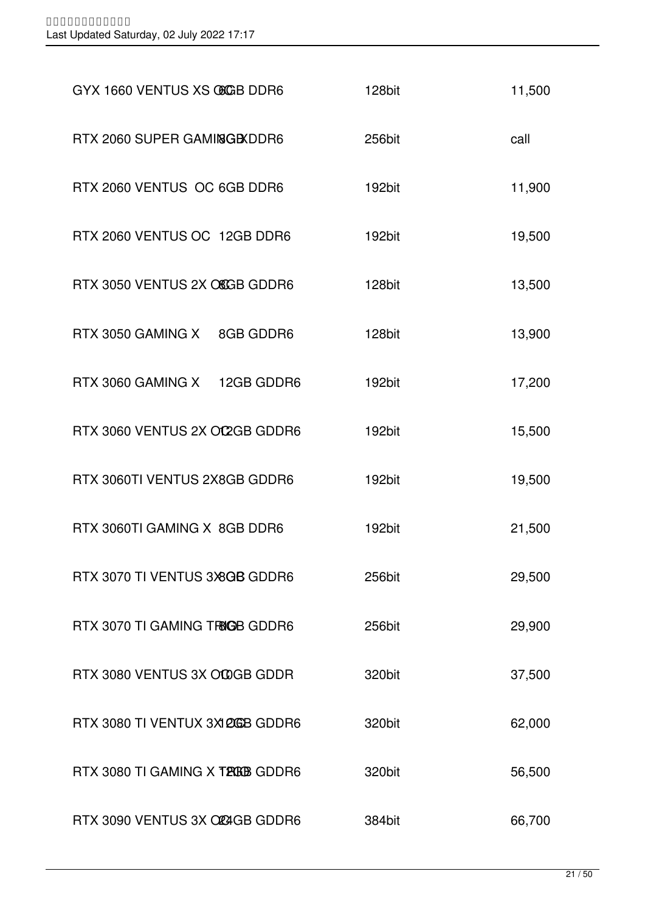| | | | |
|---|---|---|---|
| GYX 1660 VENTUS XS OC | 6GB DDR6 | 128bit | 11,500 |
| RTX 2060 SUPER GAMING X | 8GB DDR6 | 256bit | call |
| RTX 2060 VENTUS OC | 6GB DDR6 | 192bit | 11,900 |
| RTX 2060 VENTUS OC | 12GB DDR6 | 192bit | 19,500 |
| RTX 3050 VENTUS 2X OC | 8GB GDDR6 | 128bit | 13,500 |
| RTX 3050 GAMING X | 8GB GDDR6 | 128bit | 13,900 |
| RTX 3060 GAMING X | 12GB GDDR6 | 192bit | 17,200 |
| RTX 3060 VENTUS 2X OC | 12GB GDDR6 | 192bit | 15,500 |
| RTX 3060TI VENTUS 2X | 8GB GDDR6 | 192bit | 19,500 |
| RTX 3060TI GAMING X | 8GB DDR6 | 192bit | 21,500 |
| RTX 3070 TI VENTUS 3X | 8GB GDDR6 | 256bit | 29,500 |
| RTX 3070 TI GAMING TRIO | 8GB GDDR6 | 256bit | 29,900 |
| RTX 3080 VENTUS 3X OC | 10GB GDDR | 320bit | 37,500 |
| RTX 3080 TI VENTUX 3X | 12GB GDDR6 | 320bit | 62,000 |
| RTX 3080 TI GAMING X TRIO | 12GB GDDR6 | 320bit | 56,500 |
| RTX 3090 VENTUS 3X OC | 24GB GDDR6 | 384bit | 66,700 |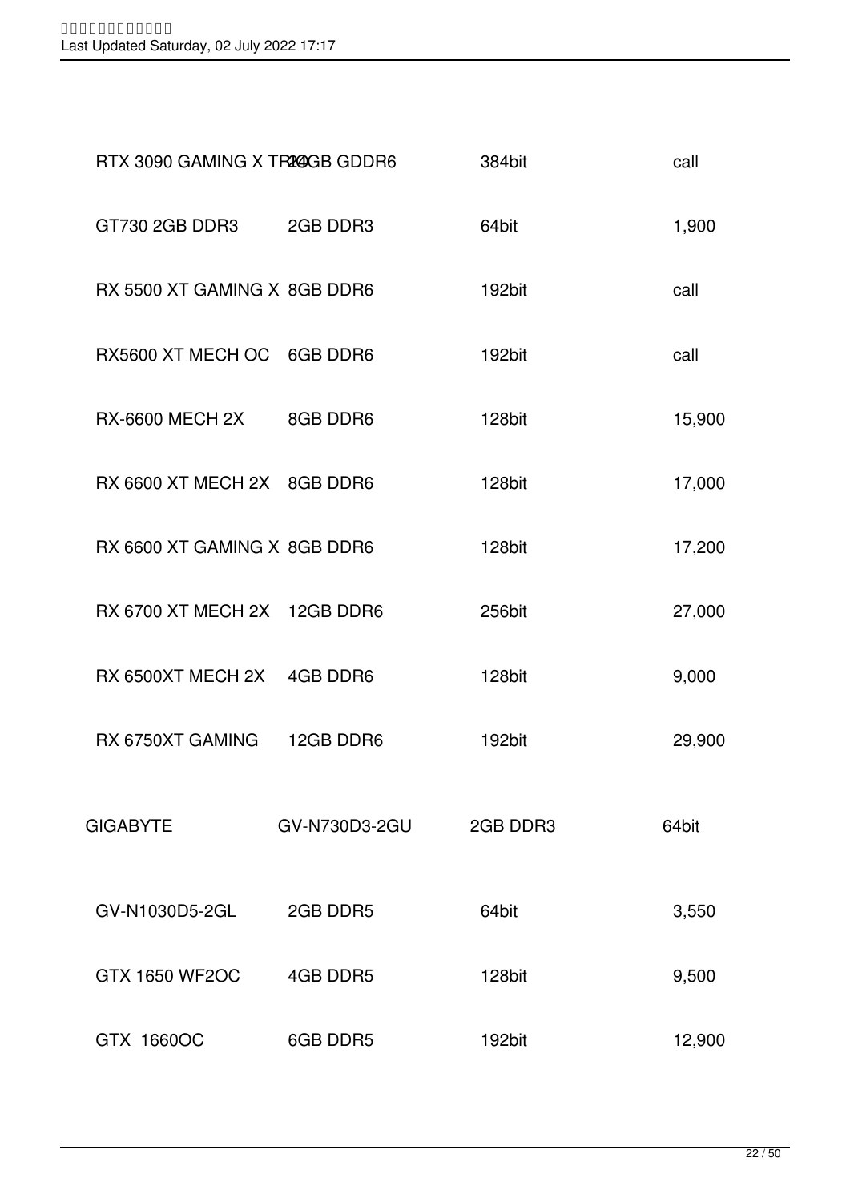| | | | |
|---|---|---|---|
| RTX 3090 GAMING X TRIO | 24GB GDDR6 | 384bit | call |
| GT730 2GB DDR3 | 2GB DDR3 | 64bit | 1,900 |
| RX 5500 XT GAMING X | 8GB DDR6 | 192bit | call |
| RX5600 XT MECH OC | 6GB DDR6 | 192bit | call |
| RX-6600 MECH 2X | 8GB DDR6 | 128bit | 15,900 |
| RX 6600 XT MECH 2X | 8GB DDR6 | 128bit | 17,000 |
| RX 6600 XT GAMING X | 8GB DDR6 | 128bit | 17,200 |
| RX 6700 XT MECH 2X | 12GB DDR6 | 256bit | 27,000 |
| RX 6500XT MECH 2X | 4GB DDR6 | 128bit | 9,000 |
| RX 6750XT GAMING | 12GB DDR6 | 192bit | 29,900 |

| GIGABYTE | GV-N730D3-2GU | 2GB DDR3 | 64bit |
|---|---|---|---|

| | | | |
|---|---|---|---|
| GV-N1030D5-2GL | 2GB DDR5 | 64bit | 3,550 |
| GTX 1650 WF2OC | 4GB DDR5 | 128bit | 9,500 |
| GTX 1660OC | 6GB DDR5 | 192bit | 12,900 |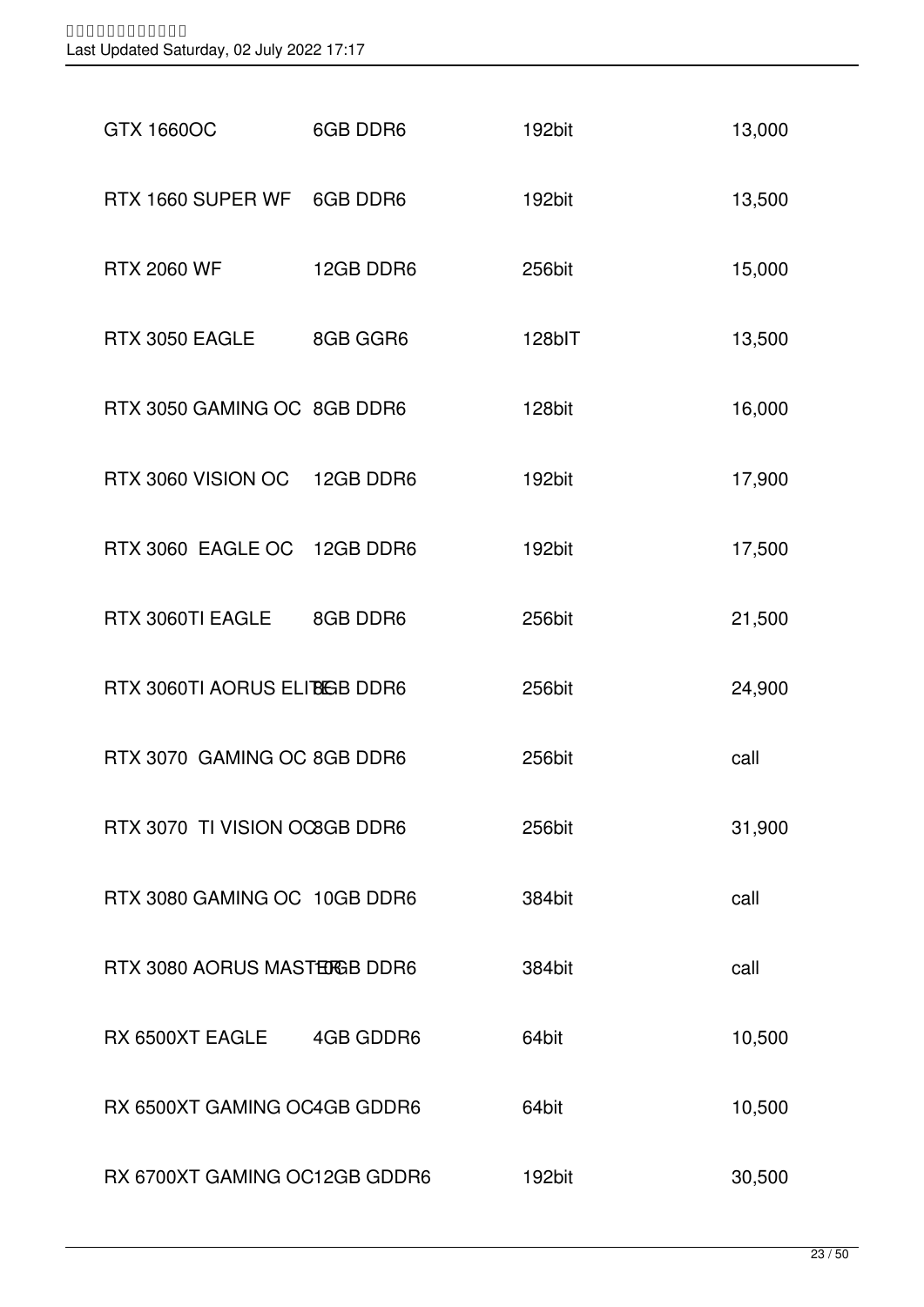| | | | |
|---|---|---|---|
| GTX 1660OC | 6GB DDR6 | 192bit | 13,000 |
| RTX 1660 SUPER WF | 6GB DDR6 | 192bit | 13,500 |
| RTX 2060 WF | 12GB DDR6 | 256bit | 15,000 |
| RTX 3050 EAGLE | 8GB GGR6 | 128bIT | 13,500 |
| RTX 3050 GAMING OC | 8GB DDR6 | 128bit | 16,000 |
| RTX 3060 VISION OC | 12GB DDR6 | 192bit | 17,900 |
| RTX 3060 EAGLE OC | 12GB DDR6 | 192bit | 17,500 |
| RTX 3060TI EAGLE | 8GB DDR6 | 256bit | 21,500 |
| RTX 3060TI AORUS ELITE | 8GB DDR6 | 256bit | 24,900 |
| RTX 3070 GAMING OC | 8GB DDR6 | 256bit | call |
| RTX 3070 TI VISION OC | 8GB DDR6 | 256bit | 31,900 |
| RTX 3080 GAMING OC | 10GB DDR6 | 384bit | call |
| RTX 3080 AORUS MASTER | 10GB DDR6 | 384bit | call |
| RX 6500XT EAGLE | 4GB GDDR6 | 64bit | 10,500 |
| RX 6500XT GAMING OC | 4GB GDDR6 | 64bit | 10,500 |
| RX 6700XT GAMING OC | 12GB GDDR6 | 192bit | 30,500 |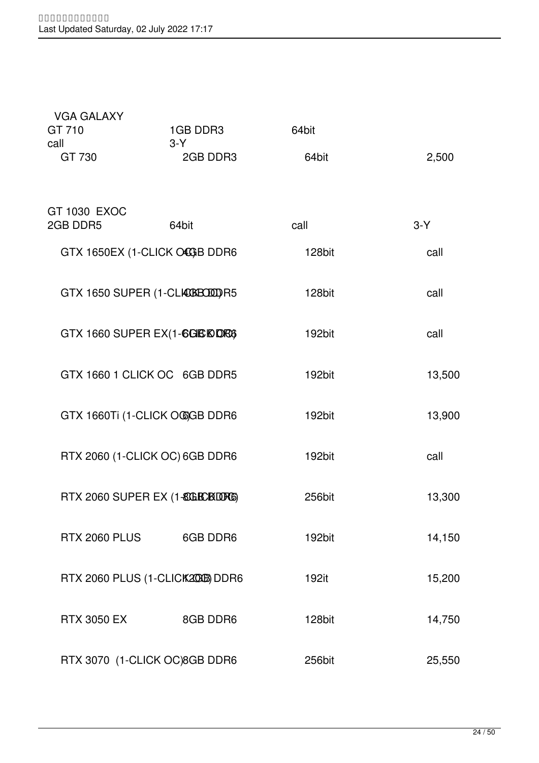| VGA GALAXY | | | | |
|---|---|---|---|---|
| GT 710 | 1GB DDR3 | 64bit | call | 3-Y |
| GT 730 | 2GB DDR3 | 64bit | 2,500 | |
| GT 1030 EXOC | 2GB DDR5 | 64bit | call | 3-Y |
| GTX 1650EX (1-CLICK OC) | 4GB DDR6 | 128bit | call | |
| GTX 1650 SUPER (1-CLICK OC) | 4GB DDR5 | 128bit | call | |
| GTX 1660 SUPER EX(1-CLICK OC) | 6GB DDR6 | 192bit | call | |
| GTX 1660 1 CLICK OC | 6GB DDR5 | 192bit | 13,500 | |
| GTX 1660Ti (1-CLICK OC) | 6GB DDR6 | 192bit | 13,900 | |
| RTX 2060 (1-CLICK OC) | 6GB DDR6 | 192bit | call | |
| RTX 2060 SUPER EX (1-CLICK OC) | 8GB DDR6 | 256bit | 13,300 | |
| RTX 2060 PLUS | 6GB DDR6 | 192bit | 14,150 | |
| RTX 2060 PLUS (1-CLICK OC) | 12GB DDR6 | 192it | 15,200 | |
| RTX 3050 EX | 8GB DDR6 | 128bit | 14,750 | |
| RTX 3070 (1-CLICK OC) | 8GB DDR6 | 256bit | 25,550 | |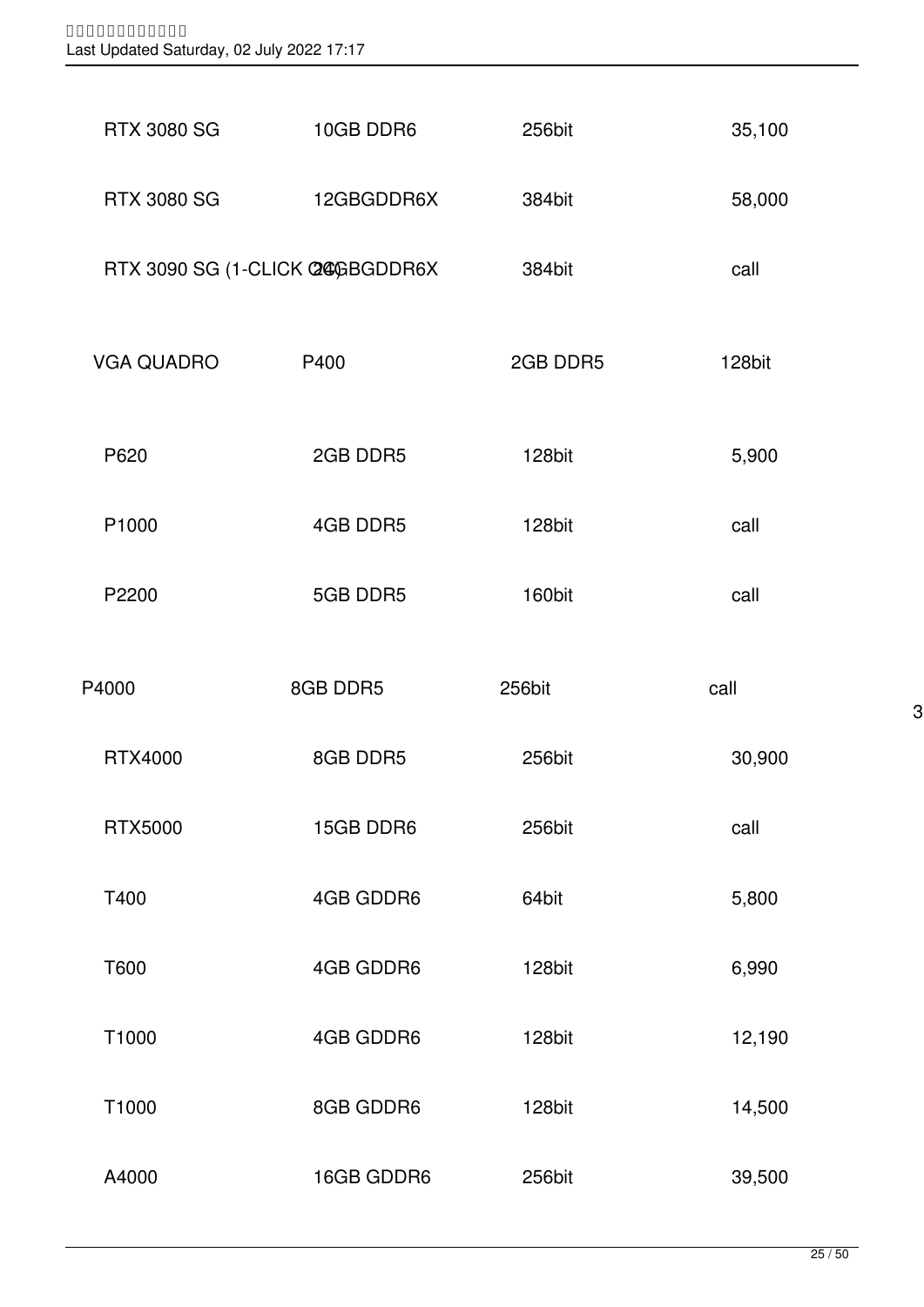| | | | |
|---|---|---|---|
| RTX 3080 SG | 10GB DDR6 | 256bit | 35,100 |
| RTX 3080 SG | 12GBGDDR6X | 384bit | 58,000 |
| RTX 3090 SG (1-CLICK OC) | 24GBGDDR6X | 384bit | call |
| VGA QUADRO | P400 | 2GB DDR5 | 128bit |
| P620 | 2GB DDR5 | 128bit | 5,900 |
| P1000 | 4GB DDR5 | 128bit | call |
| P2200 | 5GB DDR5 | 160bit | call |
| P4000 | 8GB DDR5 | 256bit | call |
| RTX4000 | 8GB DDR5 | 256bit | 30,900 |
| RTX5000 | 15GB DDR6 | 256bit | call |
| T400 | 4GB GDDR6 | 64bit | 5,800 |
| T600 | 4GB GDDR6 | 128bit | 6,990 |
| T1000 | 4GB GDDR6 | 128bit | 12,190 |
| T1000 | 8GB GDDR6 | 128bit | 14,500 |
| A4000 | 16GB GDDR6 | 256bit | 39,500 |

3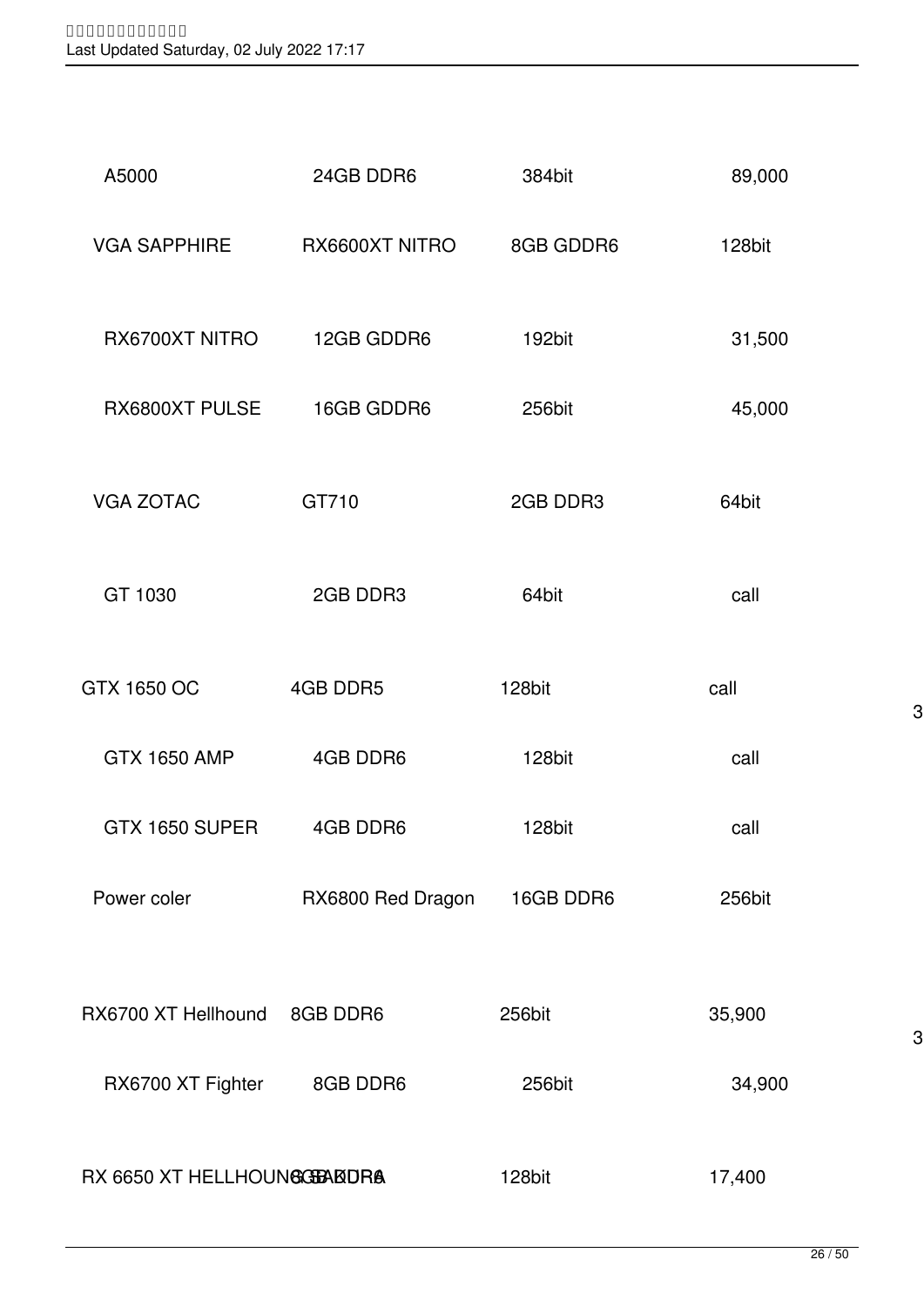| Brand | Model | Memory | Bus | Price |
|---|---|---|---|---|
| | A5000 | 24GB DDR6 | 384bit | 89,000 |
| VGA SAPPHIRE | RX6600XT NITRO | 8GB GDDR6 | 128bit | |
| | RX6700XT NITRO | 12GB GDDR6 | 192bit | 31,500 |
| | RX6800XT PULSE | 16GB GDDR6 | 256bit | 45,000 |
| VGA ZOTAC | GT710 | 2GB DDR3 | 64bit | |
| | GT 1030 | 2GB DDR3 | 64bit | call |
| | GTX 1650 OC | 4GB DDR5 | 128bit | call |
| | GTX 1650 AMP | 4GB DDR6 | 128bit | call |
| | GTX 1650 SUPER | 4GB DDR6 | 128bit | call |
| Power coler | RX6800 Red Dragon | 16GB DDR6 | 256bit | |
| | RX6700 XT Hellhound | 8GB DDR6 | 256bit | 35,900 |
| | RX6700 XT Fighter | 8GB DDR6 | 256bit | 34,900 |
| | RX 6650 XT HELLHOUND SAKURA | 8GB DDR6 | 128bit | 17,400 |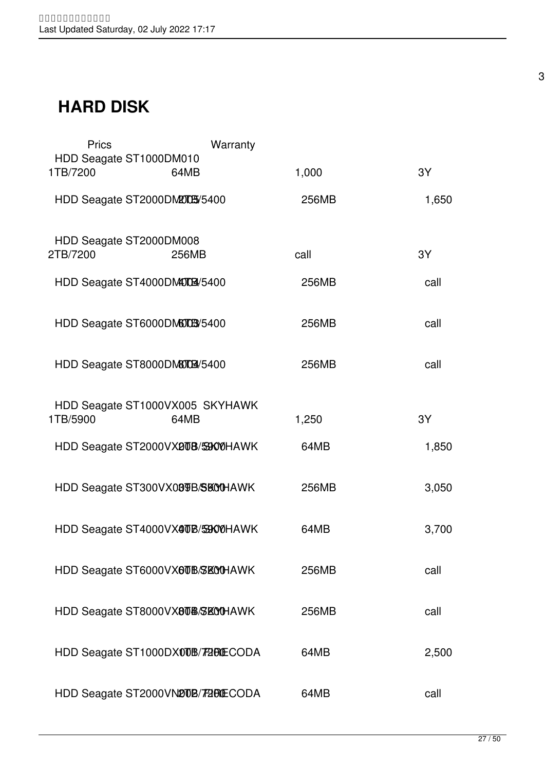# HARD DISK

| | Prics | Warranty | |
|---|---|---|---|
| HDD Seagate ST1000DM010 1TB/7200 | 64MB | 1,000 | 3Y |
| HDD Seagate ST2000DM005 2TB/5400 | 256MB | 1,650 | |
| HDD Seagate ST2000DM008 2TB/7200 | 256MB | call | 3Y |
| HDD Seagate ST4000DM004 4TB/5400 | 256MB | call | |
| HDD Seagate ST6000DM003 6TB/5400 | 256MB | call | |
| HDD Seagate ST8000DM004 8TB/5400 | 256MB | call | |
| HDD Seagate ST1000VX005 SKYHAWK 1TB/5900 | 64MB | 1,250 | 3Y |
| HDD Seagate ST2000VX008 2TB/5900 SKYHAWK | 64MB | 1,850 | |
| HDD Seagate ST300VX009 3TB/5900 SKYHAWK | 256MB | 3,050 | |
| HDD Seagate ST4000VX007 4TB/5900 SKYHAWK | 64MB | 3,700 | |
| HDD Seagate ST6000VX001 6TB/7200 SKYHAWK | 256MB | call | |
| HDD Seagate ST8000VX004 8TB/7200 SKYHAWK | 256MB | call | |
| HDD Seagate ST1000DX001 1TB/7200 FIRECODA | 64MB | 2,500 | |
| HDD Seagate ST2000VN002 2TB/7200 FIRECODA | 64MB | call | |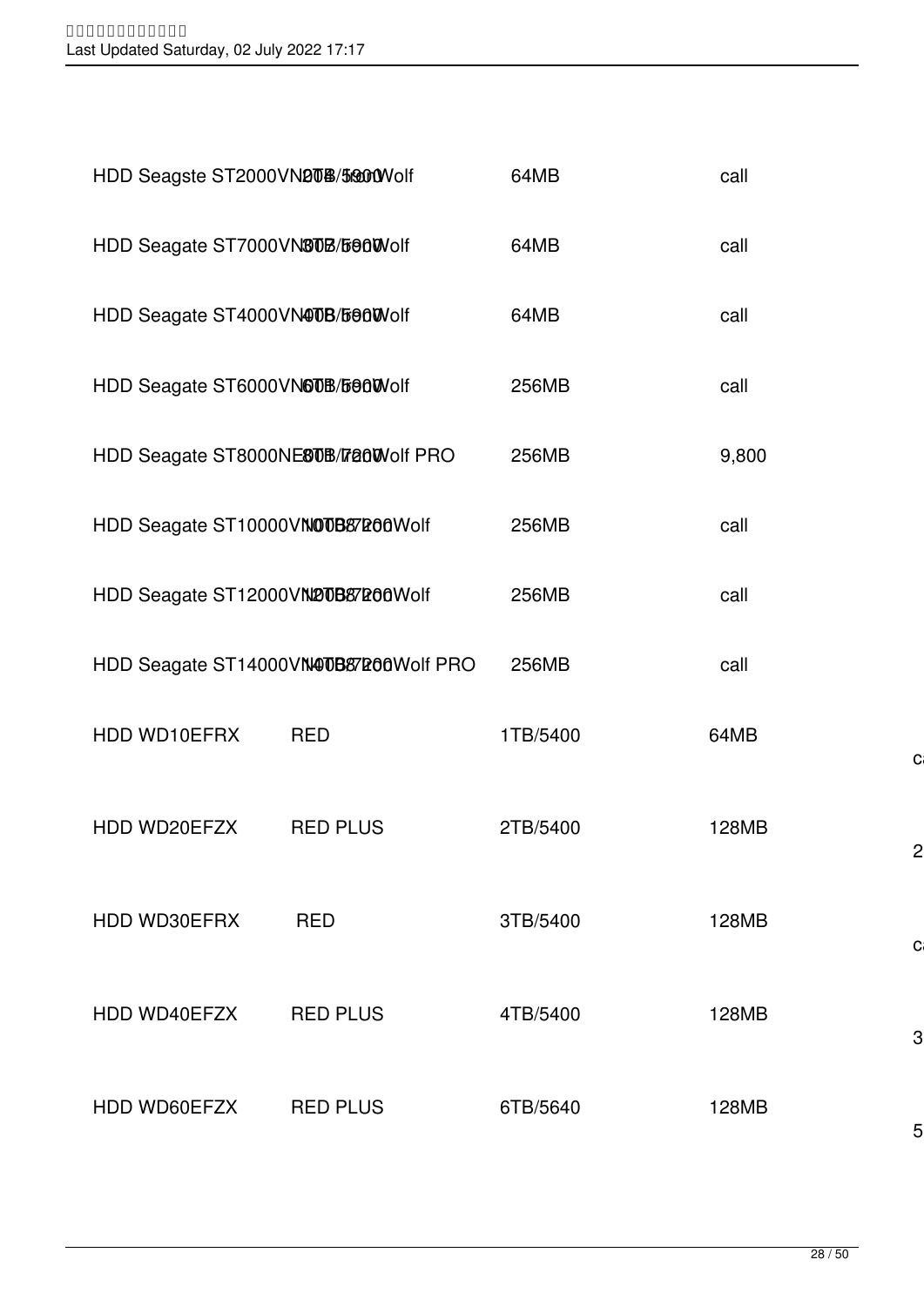| | | | |
|---|---|---|---|
| HDD Seagste ST2000VN | 2TB/5900 | Wolf | 64MB | call |
| HDD Seagate ST7000VN | 8TB/5900 | Wolf | 64MB | call |
| HDD Seagate ST4000VN | 4TB/5900 | Wolf | 64MB | call |
| HDD Seagate ST6000VN | 6TB/5900 | Wolf | 256MB | call |
| HDD Seagate ST8000NE | 8TB/7200 | Wolf PRO | 256MB | 9,800 |
| HDD Seagate ST10000VN | 10TB/7200 | Wolf | 256MB | call |
| HDD Seagate ST12000VN | 12TB/7200 | Wolf | 256MB | call |
| HDD Seagate ST14000VN | 14TB/7200 | Wolf PRO | 256MB | call |

| | | | | |
|---|---|---|---|---|
| HDD WD10EFRX | RED | 1TB/5400 | 64MB | ca |
| HDD WD20EFZX | RED PLUS | 2TB/5400 | 128MB | 2 |
| HDD WD30EFRX | RED | 3TB/5400 | 128MB | ca |
| HDD WD40EFZX | RED PLUS | 4TB/5400 | 128MB | 3 |
| HDD WD60EFZX | RED PLUS | 6TB/5640 | 128MB | 5 |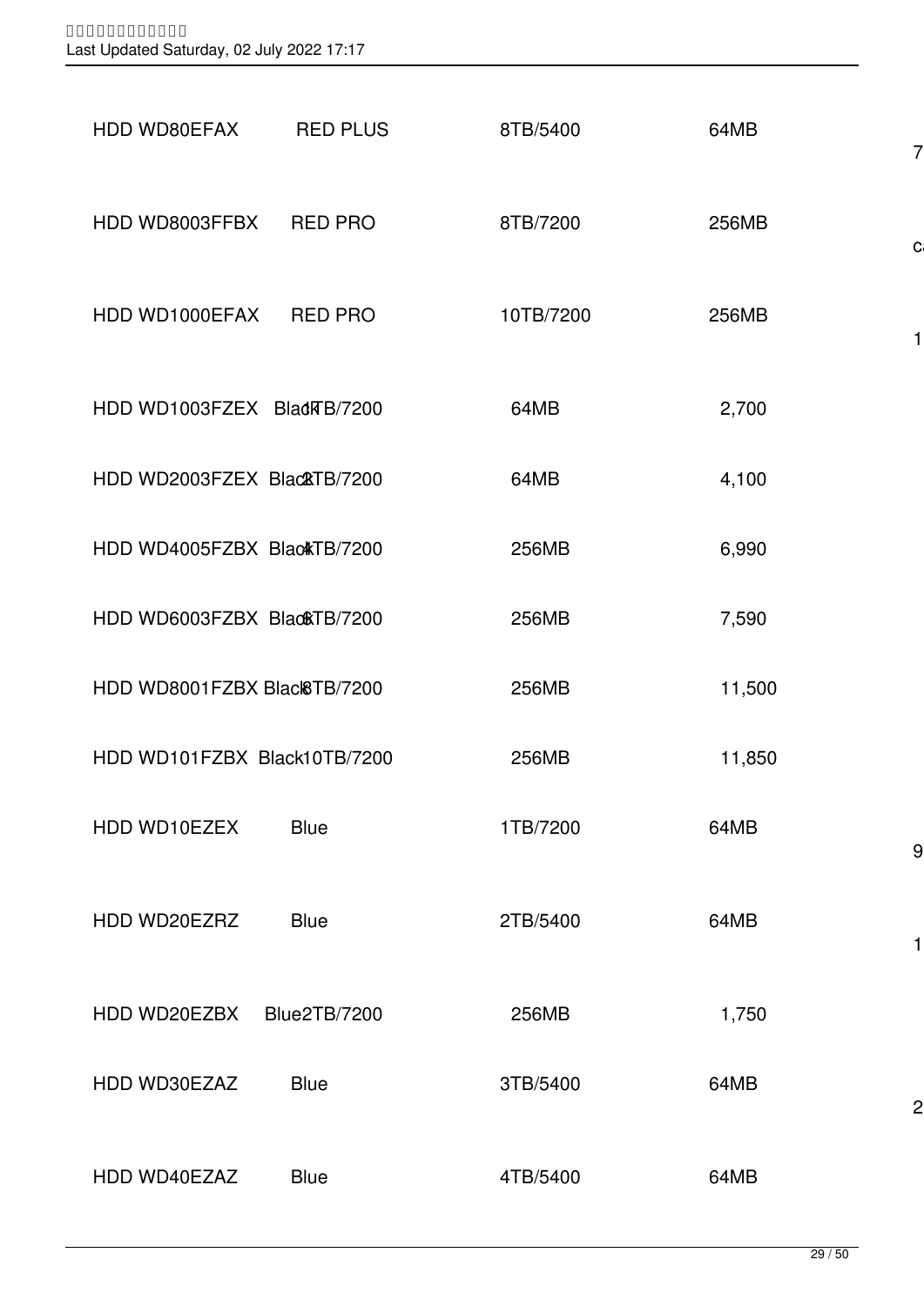| | | | | |
|---|---|---|---|---|
| HDD WD80EFAX | RED PLUS | 8TB/5400 | 64MB | 7 |
| HDD WD8003FFBX | RED PRO | 8TB/7200 | 256MB | c |
| HDD WD1000EFAX | RED PRO | 10TB/7200 | 256MB | 1 |
| HDD WD1003FZEX | Black | 1TB/7200 | 64MB | 2,700 |
| HDD WD2003FZEX | Black | 2TB/7200 | 64MB | 4,100 |
| HDD WD4005FZBX | Black | 4TB/7200 | 256MB | 6,990 |
| HDD WD6003FZBX | Black | 6TB/7200 | 256MB | 7,590 |
| HDD WD8001FZBX | Black | 8TB/7200 | 256MB | 11,500 |
| HDD WD101FZBX | Black | 10TB/7200 | 256MB | 11,850 |
| HDD WD10EZEX | Blue | 1TB/7200 | 64MB | 9 |
| HDD WD20EZRZ | Blue | 2TB/5400 | 64MB | 1 |
| HDD WD20EZBX | Blue | 2TB/7200 | 256MB | 1,750 |
| HDD WD30EZAZ | Blue | 3TB/5400 | 64MB | 2 |
| HDD WD40EZAZ | Blue | 4TB/5400 | 64MB | |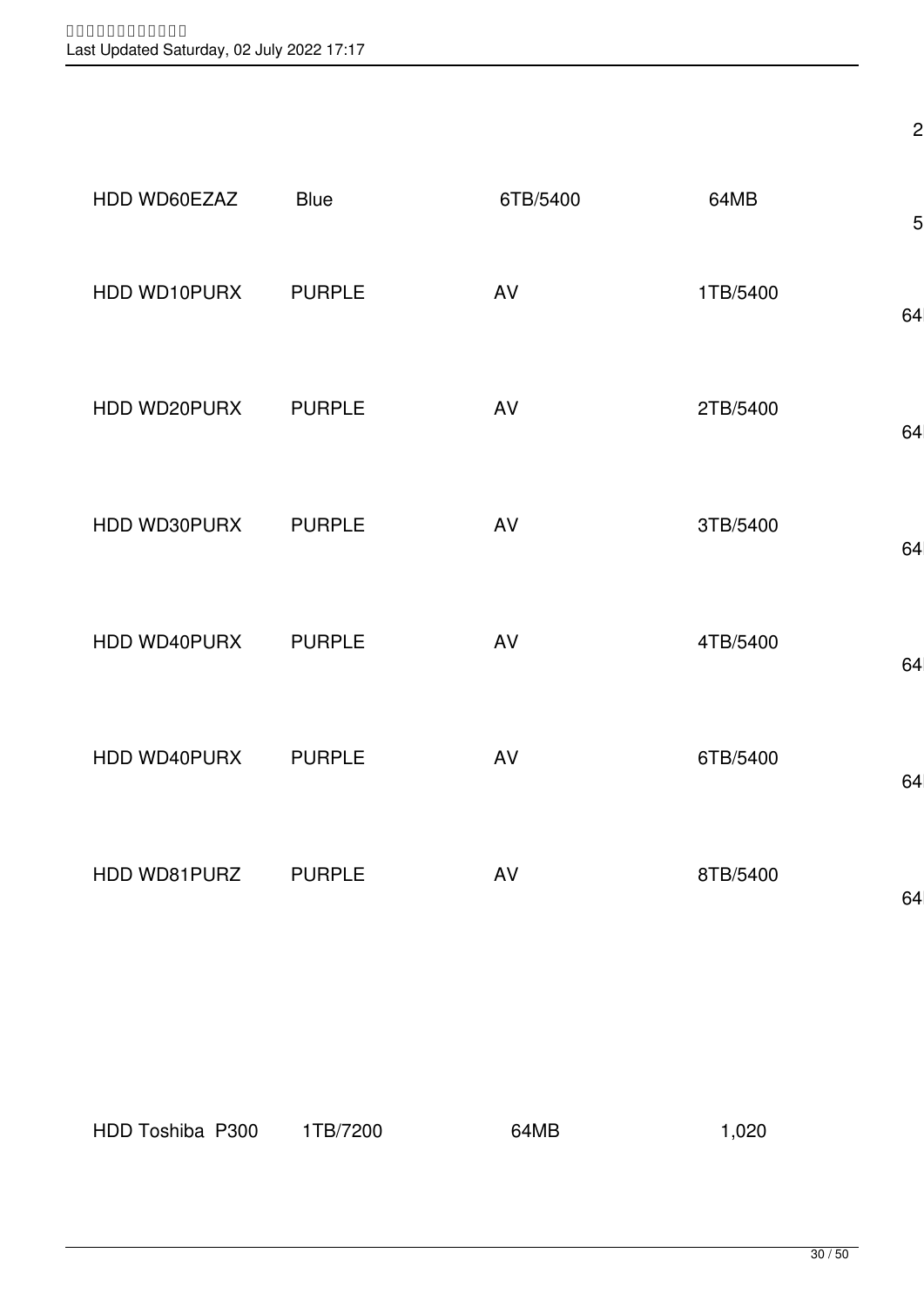| | | | | |
|---|---|---|---|---|
| | | | | 2 |
| HDD WD60EZAZ | Blue | 6TB/5400 | 64MB | 5 |
| HDD WD10PURX | PURPLE | AV | 1TB/5400 | 64 |
| HDD WD20PURX | PURPLE | AV | 2TB/5400 | 64 |
| HDD WD30PURX | PURPLE | AV | 3TB/5400 | 64 |
| HDD WD40PURX | PURPLE | AV | 4TB/5400 | 64 |
| HDD WD40PURX | PURPLE | AV | 6TB/5400 | 64 |
| HDD WD81PURZ | PURPLE | AV | 8TB/5400 | 64 |

| | | | |
|---|---|---|---|
| HDD Toshiba P300 | 1TB/7200 | 64MB | 1,020 |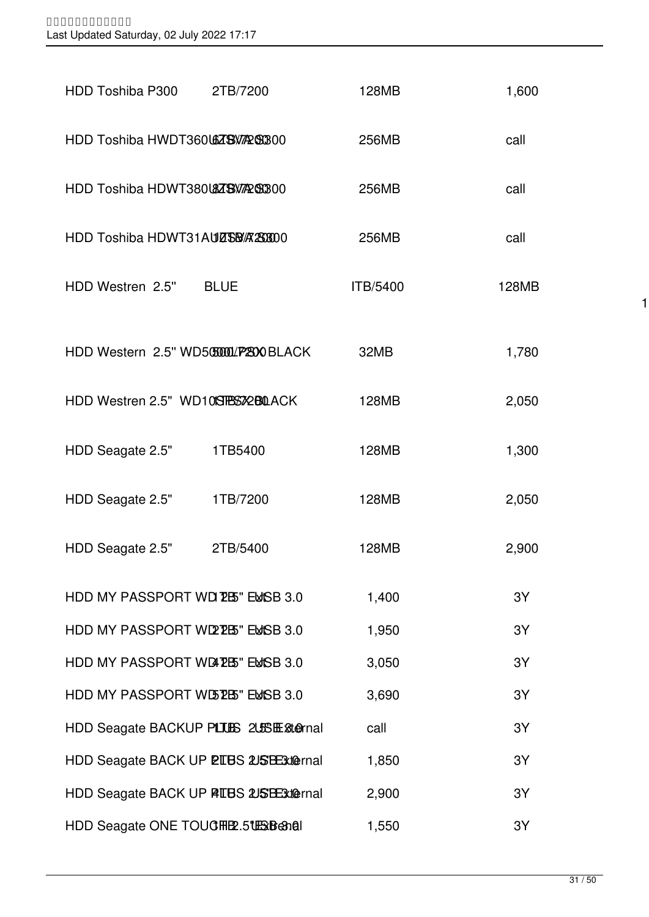| | | | |
|---|---|---|---|
| HDD Toshiba P300 | 2TB/7200 | 128MB | 1,600 |
| HDD Toshiba HWDT360UZSVAR | 6TB/7200 | 256MB | call |
| HDD Toshiba HDWT380UZSVAR | 8TB/7200 | 256MB | call |
| HDD Toshiba HDWT31AUZSVAR | 10TB/7200 | 256MB | call |
| HDD Westren 2.5" | BLUE | ITB/5400 | 128MB |
| HDD Western 2.5" WD5000LPLX BLACK | 500/7200 | 32MB | 1,780 |
| HDD Westren 2.5" WD10SPSX BLACK | 1TB/7200 | 128MB | 2,050 |
| HDD Seagate 2.5" | 1TB5400 | 128MB | 1,300 |
| HDD Seagate 2.5" | 1TB/7200 | 128MB | 2,050 |
| HDD Seagate 2.5" | 2TB/5400 | 128MB | 2,900 |
| HDD MY PASSPORT WD 2.5" Ext USB 3.0 | 1TB | 1,400 | 3Y |
| HDD MY PASSPORT WD 2.5" Ext USB 3.0 | 2TB | 1,950 | 3Y |
| HDD MY PASSPORT WD 2.5" Ext USB 3.0 | 4TB | 3,050 | 3Y |
| HDD MY PASSPORT WD 2.5" Ext USB 3.0 | 5TB | 3,690 | 3Y |
| HDD Seagate BACKUP PLUS 2.5" External USB 3.0 | 1TB | call | 3Y |
| HDD Seagate BACK UP PLUS 2.5" External USB 3.0 | 2TB | 1,850 | 3Y |
| HDD Seagate BACK UP PLUS 2.5" External USB 3.0 | 4TB | 2,900 | 3Y |
| HDD Seagate ONE TOUCH 2.5" External USB 3.0 | 1TB | 1,550 | 3Y |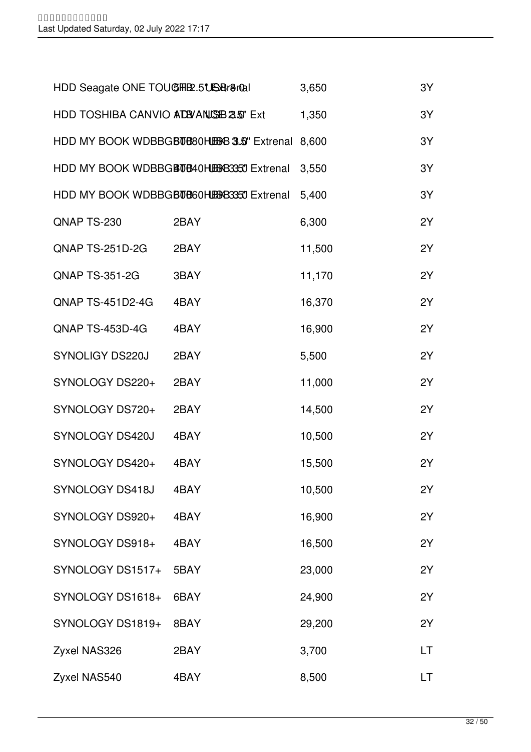| | | | |
|---|---|---|---|
| HDD Seagate ONE TOUCH 2.5" External | 5TB USB 3.0 | 3,650 | 3Y |
| HDD TOSHIBA CANVIO ADVANCE 2.5" Ext | 1TB USB 3.0 | 1,350 | 3Y |
| HDD MY BOOK WDBBGB0080HBK 3.5" Extrenal | 8TB USB 3.0 | 8,600 | 3Y |
| HDD MY BOOK WDBBGB0040HBK 3.5" Extrenal | 4TB USB 3.0 | 3,550 | 3Y |
| HDD MY BOOK WDBBGB0060HBK 3.5" Extrenal | 6TB USB 3.0 | 5,400 | 3Y |
| QNAP TS-230 | 2BAY | 6,300 | 2Y |
| QNAP TS-251D-2G | 2BAY | 11,500 | 2Y |
| QNAP TS-351-2G | 3BAY | 11,170 | 2Y |
| QNAP TS-451D2-4G | 4BAY | 16,370 | 2Y |
| QNAP TS-453D-4G | 4BAY | 16,900 | 2Y |
| SYNOLIGY DS220J | 2BAY | 5,500 | 2Y |
| SYNOLOGY DS220+ | 2BAY | 11,000 | 2Y |
| SYNOLOGY DS720+ | 2BAY | 14,500 | 2Y |
| SYNOLOGY DS420J | 4BAY | 10,500 | 2Y |
| SYNOLOGY DS420+ | 4BAY | 15,500 | 2Y |
| SYNOLOGY DS418J | 4BAY | 10,500 | 2Y |
| SYNOLOGY DS920+ | 4BAY | 16,900 | 2Y |
| SYNOLOGY DS918+ | 4BAY | 16,500 | 2Y |
| SYNOLOGY DS1517+ | 5BAY | 23,000 | 2Y |
| SYNOLOGY DS1618+ | 6BAY | 24,900 | 2Y |
| SYNOLOGY DS1819+ | 8BAY | 29,200 | 2Y |
| Zyxel NAS326 | 2BAY | 3,700 | LT |
| Zyxel NAS540 | 4BAY | 8,500 | LT |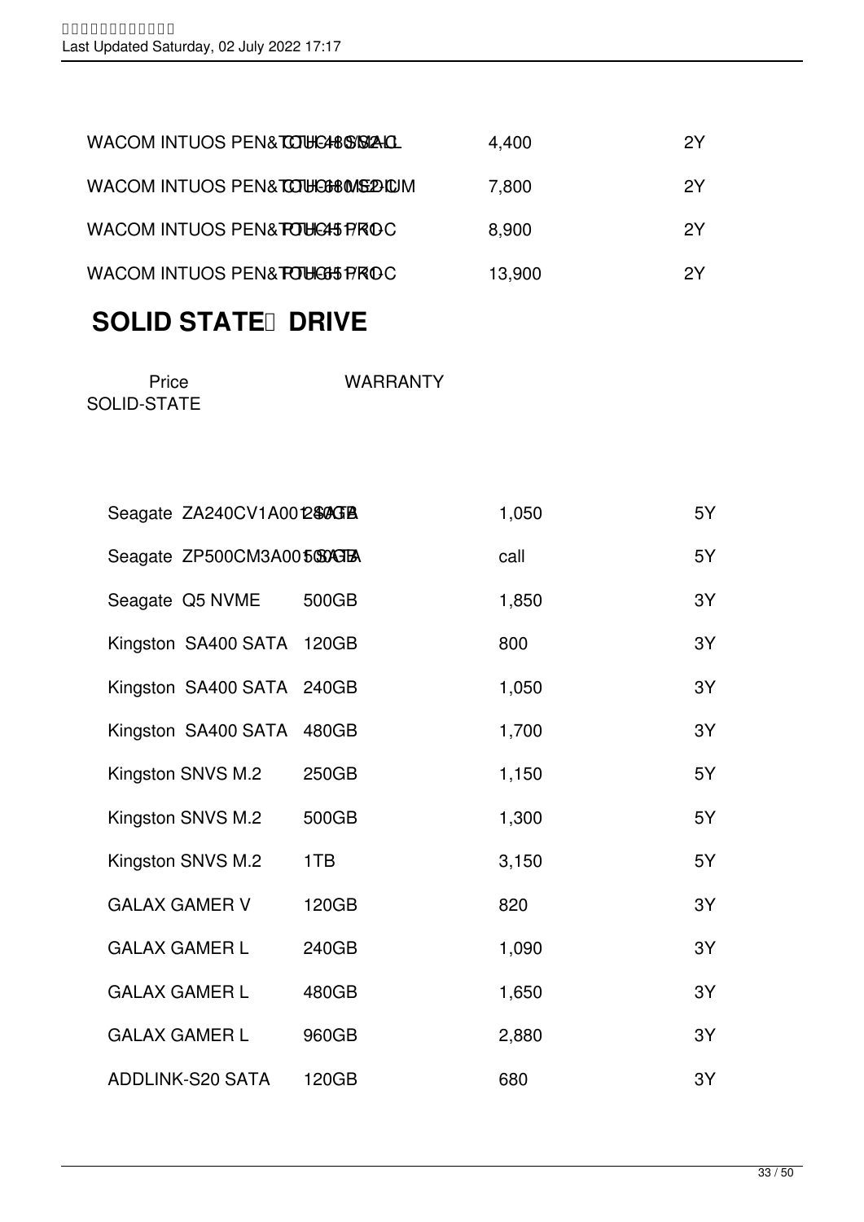| | | |
|---|---|---|
| WACOM INTUOS PEN&TOUCH CTH-480/S2-C SMALL | 4,400 | 2Y |
| WACOM INTUOS PEN&TOUCH CTH-680/S2-C MEDIUM | 7,800 | 2Y |
| WACOM INTUOS PEN&TOUCH PTH-451/K1-C PRO | 8,900 | 2Y |
| WACOM INTUOS PEN&TOUCH PTH-651/K1-C PRO | 13,900 | 2Y |

## SOLID STATE DRIVE

| SOLID-STATE | | Price | WARRANTY |
|---|---|---|---|
| Seagate ZA240CV1A001 SATA | 240GB | 1,050 | 5Y |
| Seagate ZP500CM3A001 SATA | 500GB | call | 5Y |
| Seagate Q5 NVME | 500GB | 1,850 | 3Y |
| Kingston SA400 SATA | 120GB | 800 | 3Y |
| Kingston SA400 SATA | 240GB | 1,050 | 3Y |
| Kingston SA400 SATA | 480GB | 1,700 | 3Y |
| Kingston SNVS M.2 | 250GB | 1,150 | 5Y |
| Kingston SNVS M.2 | 500GB | 1,300 | 5Y |
| Kingston SNVS M.2 | 1TB | 3,150 | 5Y |
| GALAX GAMER V | 120GB | 820 | 3Y |
| GALAX GAMER L | 240GB | 1,090 | 3Y |
| GALAX GAMER L | 480GB | 1,650 | 3Y |
| GALAX GAMER L | 960GB | 2,880 | 3Y |
| ADDLINK-S20 SATA | 120GB | 680 | 3Y |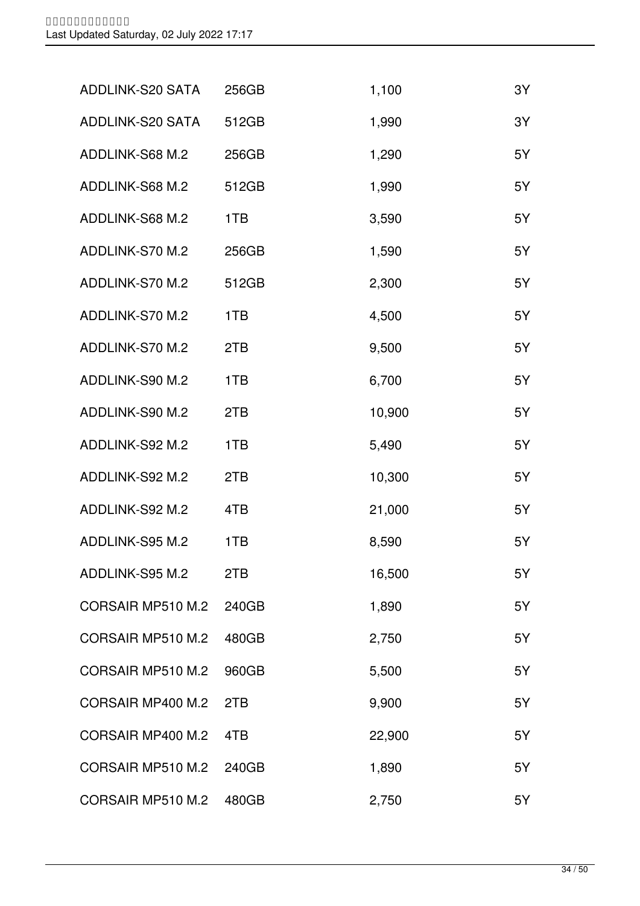| | | | |
|---|---|---|---|
| ADDLINK-S20 SATA | 256GB | 1,100 | 3Y |
| ADDLINK-S20 SATA | 512GB | 1,990 | 3Y |
| ADDLINK-S68 M.2 | 256GB | 1,290 | 5Y |
| ADDLINK-S68 M.2 | 512GB | 1,990 | 5Y |
| ADDLINK-S68 M.2 | 1TB | 3,590 | 5Y |
| ADDLINK-S70 M.2 | 256GB | 1,590 | 5Y |
| ADDLINK-S70 M.2 | 512GB | 2,300 | 5Y |
| ADDLINK-S70 M.2 | 1TB | 4,500 | 5Y |
| ADDLINK-S70 M.2 | 2TB | 9,500 | 5Y |
| ADDLINK-S90 M.2 | 1TB | 6,700 | 5Y |
| ADDLINK-S90 M.2 | 2TB | 10,900 | 5Y |
| ADDLINK-S92 M.2 | 1TB | 5,490 | 5Y |
| ADDLINK-S92 M.2 | 2TB | 10,300 | 5Y |
| ADDLINK-S92 M.2 | 4TB | 21,000 | 5Y |
| ADDLINK-S95 M.2 | 1TB | 8,590 | 5Y |
| ADDLINK-S95 M.2 | 2TB | 16,500 | 5Y |
| CORSAIR MP510 M.2 | 240GB | 1,890 | 5Y |
| CORSAIR MP510 M.2 | 480GB | 2,750 | 5Y |
| CORSAIR MP510 M.2 | 960GB | 5,500 | 5Y |
| CORSAIR MP400 M.2 | 2TB | 9,900 | 5Y |
| CORSAIR MP400 M.2 | 4TB | 22,900 | 5Y |
| CORSAIR MP510 M.2 | 240GB | 1,890 | 5Y |
| CORSAIR MP510 M.2 | 480GB | 2,750 | 5Y |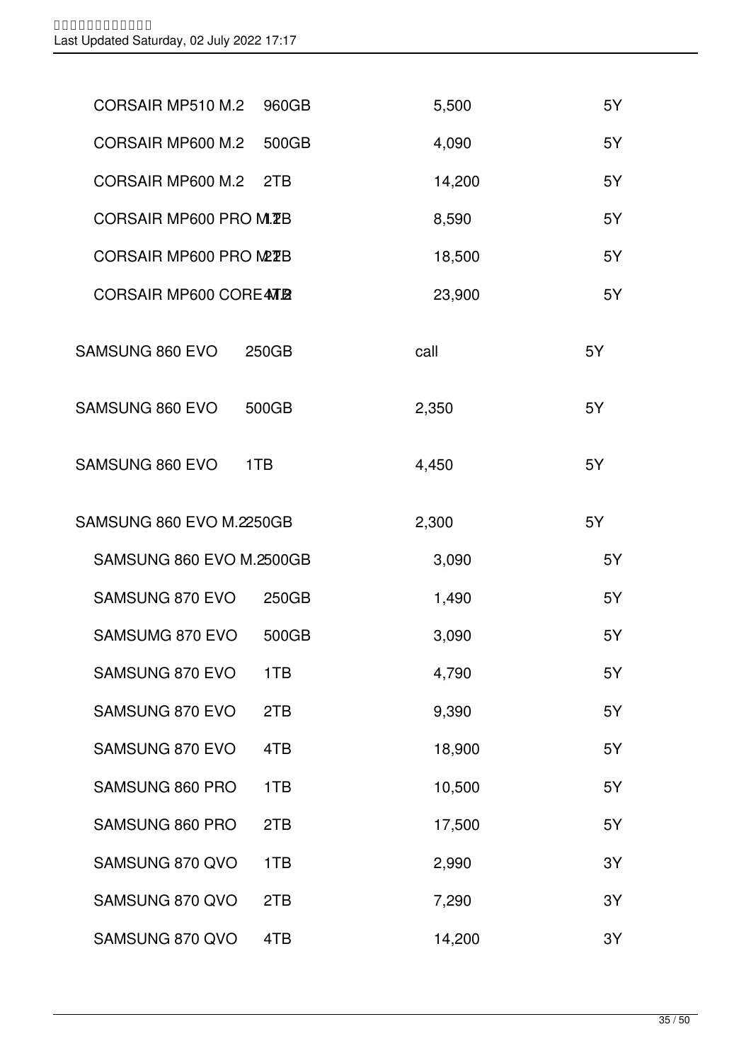| | | | |
|---|---|---|---|
| CORSAIR MP510 M.2 | 960GB | 5,500 | 5Y |
| CORSAIR MP600 M.2 | 500GB | 4,090 | 5Y |
| CORSAIR MP600 M.2 | 2TB | 14,200 | 5Y |
| CORSAIR MP600 PRO M.2 | 1TB | 8,590 | 5Y |
| CORSAIR MP600 PRO M.2 | 2TB | 18,500 | 5Y |
| CORSAIR MP600 CORE M.2 | 4TB | 23,900 | 5Y |
| SAMSUNG 860 EVO | 250GB | call | 5Y |
| SAMSUNG 860 EVO | 500GB | 2,350 | 5Y |
| SAMSUNG 860 EVO | 1TB | 4,450 | 5Y |
| SAMSUNG 860 EVO M.2 | 250GB | 2,300 | 5Y |
| SAMSUNG 860 EVO M.2 | 500GB | 3,090 | 5Y |
| SAMSUNG 870 EVO | 250GB | 1,490 | 5Y |
| SAMSUMG 870 EVO | 500GB | 3,090 | 5Y |
| SAMSUNG 870 EVO | 1TB | 4,790 | 5Y |
| SAMSUNG 870 EVO | 2TB | 9,390 | 5Y |
| SAMSUNG 870 EVO | 4TB | 18,900 | 5Y |
| SAMSUNG 860 PRO | 1TB | 10,500 | 5Y |
| SAMSUNG 860 PRO | 2TB | 17,500 | 5Y |
| SAMSUNG 870 QVO | 1TB | 2,990 | 3Y |
| SAMSUNG 870 QVO | 2TB | 7,290 | 3Y |
| SAMSUNG 870 QVO | 4TB | 14,200 | 3Y |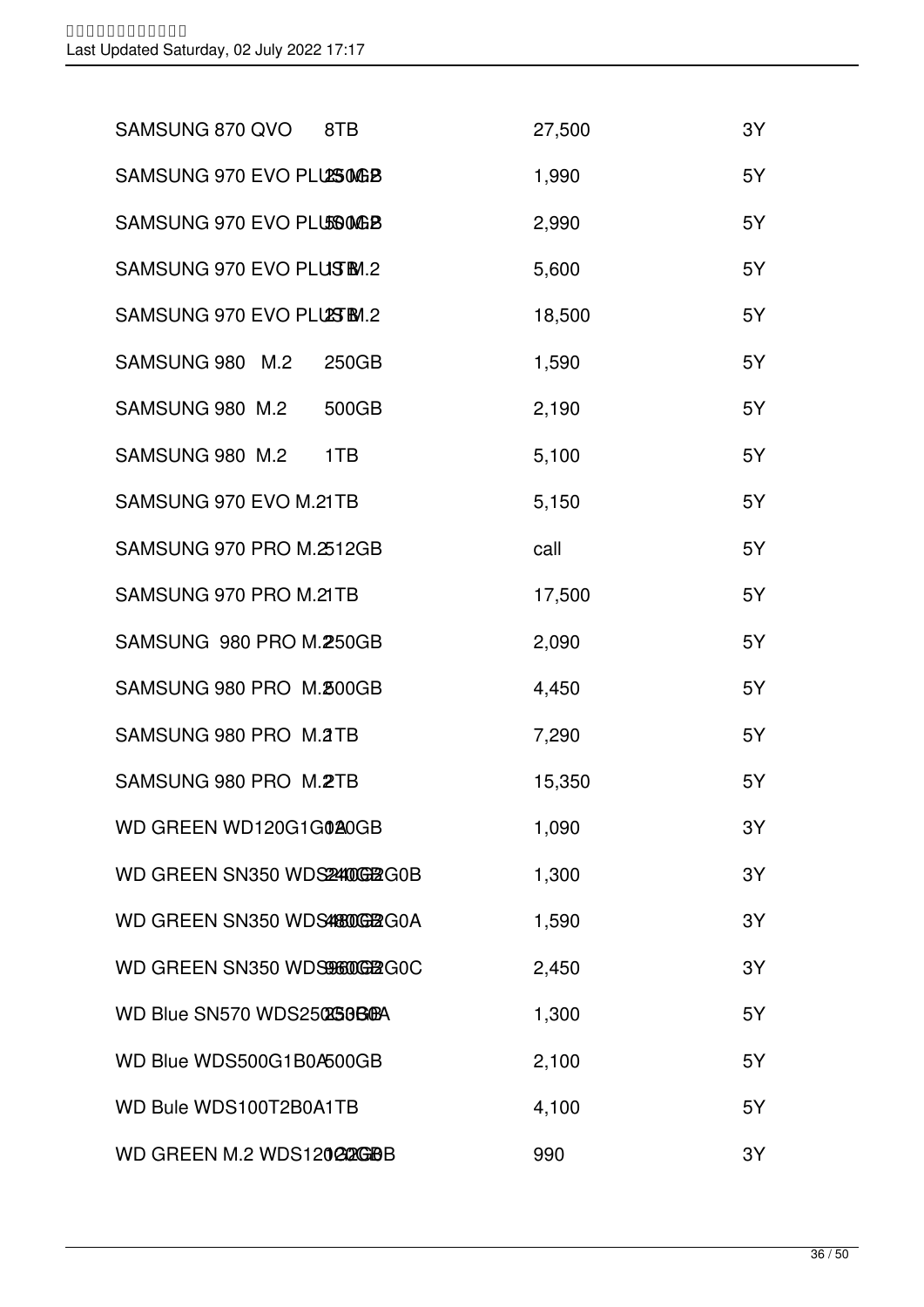| Model | Capacity | Price | Warranty |
|---|---|---|---|
| SAMSUNG 870 QVO | 8TB | 27,500 | 3Y |
| SAMSUNG 970 EVO PLUS M.2 | 250GB | 1,990 | 5Y |
| SAMSUNG 970 EVO PLUS M.2 | 500GB | 2,990 | 5Y |
| SAMSUNG 970 EVO PLUS M.2 | 1TB | 5,600 | 5Y |
| SAMSUNG 970 EVO PLUS M.2 | 2TB | 18,500 | 5Y |
| SAMSUNG 980 M.2 | 250GB | 1,590 | 5Y |
| SAMSUNG 980 M.2 | 500GB | 2,190 | 5Y |
| SAMSUNG 980 M.2 | 1TB | 5,100 | 5Y |
| SAMSUNG 970 EVO M.2 | 1TB | 5,150 | 5Y |
| SAMSUNG 970 PRO M.2 | 512GB | call | 5Y |
| SAMSUNG 970 PRO M.2 | 1TB | 17,500 | 5Y |
| SAMSUNG 980 PRO M.2 | 250GB | 2,090 | 5Y |
| SAMSUNG 980 PRO M.2 | 500GB | 4,450 | 5Y |
| SAMSUNG 980 PRO M.2 | 1TB | 7,290 | 5Y |
| SAMSUNG 980 PRO M.2 | 2TB | 15,350 | 5Y |
| WD GREEN WD120G1G0A | 120GB | 1,090 | 3Y |
| WD GREEN SN350 WDS240G2G0B | 240GB | 1,300 | 3Y |
| WD GREEN SN350 WDS480G2G0A | 480GB | 1,590 | 3Y |
| WD GREEN SN350 WDS960G2G0C | 960GB | 2,450 | 3Y |
| WD Blue SN570 WDS250G3B0A | 250GB | 1,300 | 5Y |
| WD Blue WDS500G1B0A | 500GB | 2,100 | 5Y |
| WD Bule WDS100T2B0A | 1TB | 4,100 | 5Y |
| WD GREEN M.2 WDS120G2G0B | 120GB | 990 | 3Y |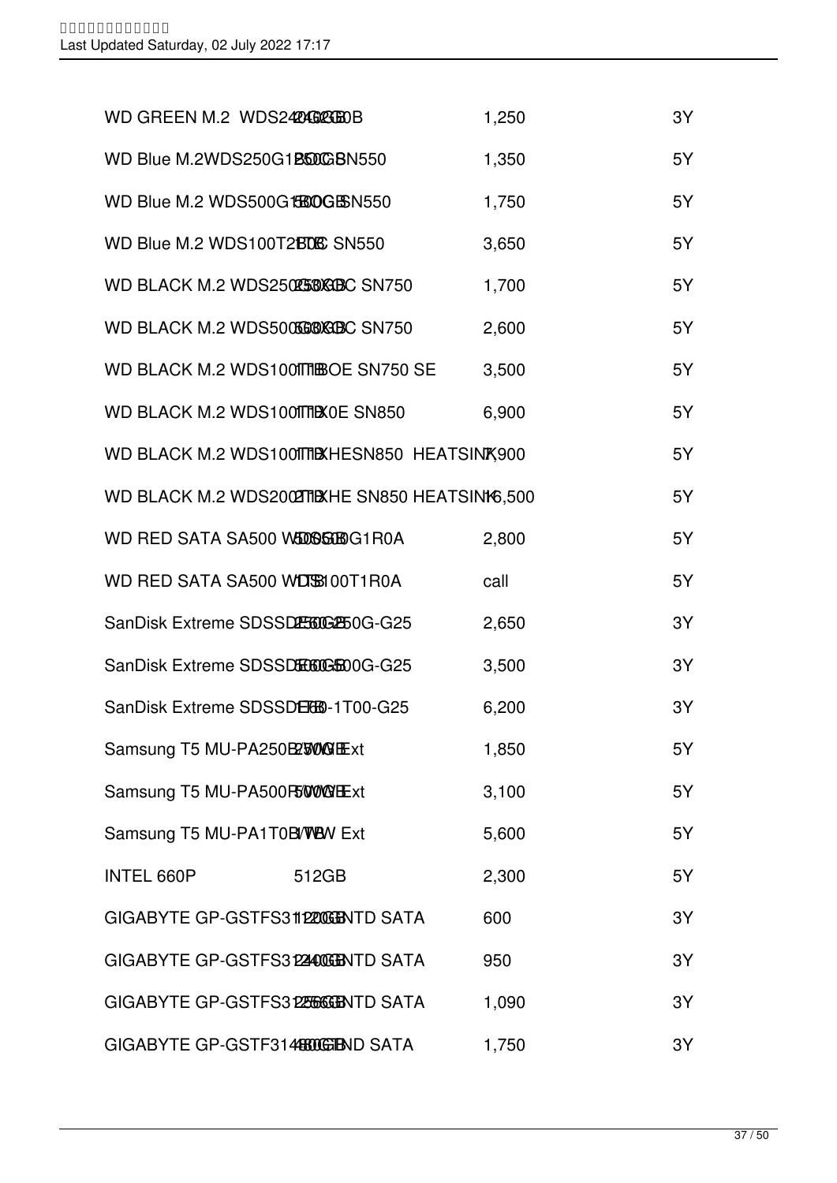| | | | |
|---|---|---|---|
| WD GREEN M.2 WDS240G2G0B | 240GB | 1,250 | 3Y |
| WD Blue M.2WDS250G1B0C SN550 | 250GB | 1,350 | 5Y |
| WD Blue M.2 WDS500G1B0C SN550 | 500GB | 1,750 | 5Y |
| WD Blue M.2 WDS100T2B0C SN550 | 1TB | 3,650 | 5Y |
| WD BLACK M.2 WDS250G3X0C SN750 | 250GB | 1,700 | 5Y |
| WD BLACK M.2 WDS500G3X0C SN750 | 500GB | 2,600 | 5Y |
| WD BLACK M.2 WDS100T1B0E SN750 SE | 1TB | 3,500 | 5Y |
| WD BLACK M.2 WDS100T1X0E SN850 | 1TB | 6,900 | 5Y |
| WD BLACK M.2 WDS100T1XHE SN850 HEATSINK | 1TB | 7,900 | 5Y |
| WD BLACK M.2 WDS200T2XHE SN850 HEATSINK | 2TB | 16,500 | 5Y |
| WD RED SATA SA500 WDS500G1R0A | 500GB | 2,800 | 5Y |
| WD RED SATA SA500 WDS100T1R0A | 1TB | call | 5Y |
| SanDisk Extreme SDSSDE60-250G-G25 | 250GB | 2,650 | 3Y |
| SanDisk Extreme SDSSDE60-500G-G25 | 500GB | 3,500 | 3Y |
| SanDisk Extreme SDSSDE60-1T00-G25 | 1TB | 6,200 | 3Y |
| Samsung T5 MU-PA250B/WW Ext | 250GB | 1,850 | 5Y |
| Samsung T5 MU-PA500B/WW Ext | 500GB | 3,100 | 5Y |
| Samsung T5 MU-PA1T0B/WW Ext | 1TB | 5,600 | 5Y |
| INTEL 660P | 512GB | 2,300 | 5Y |
| GIGABYTE GP-GSTFS31120GNTD SATA | 120GB | 600 | 3Y |
| GIGABYTE GP-GSTFS31240GNTD SATA | 240GB | 950 | 3Y |
| GIGABYTE GP-GSTFS31256GNTD SATA | 256GB | 1,090 | 3Y |
| GIGABYTE GP-GSTF31480GNTD SATA | 480GB | 1,750 | 3Y |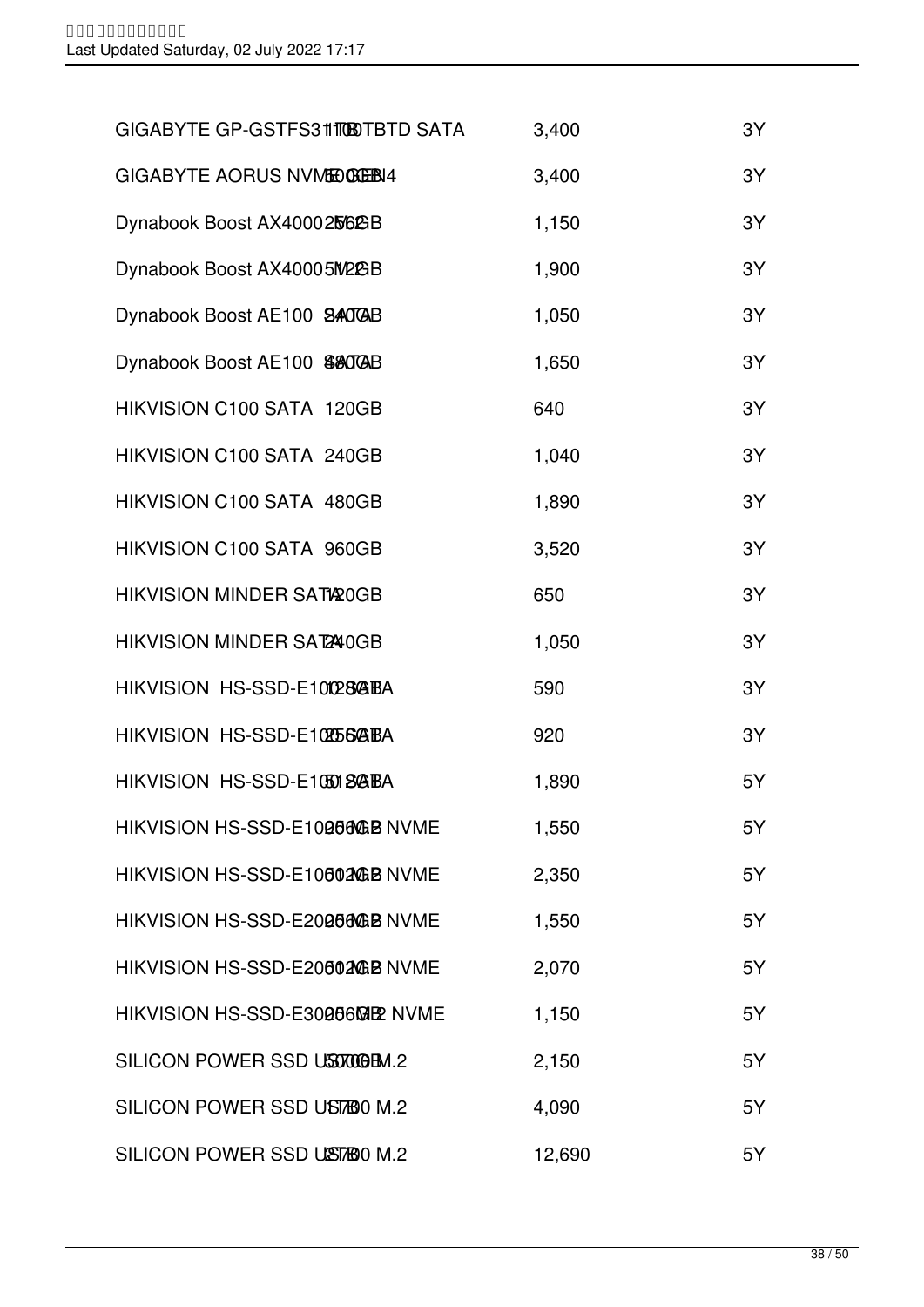| | | |
|---|---|---|
| GIGABYTE GP-GSTFS31 1TB TBTD SATA | 3,400 | 3Y |
| GIGABYTE AORUS NVME 500GB GEN4 | 3,400 | 3Y |
| Dynabook Boost AX4000 256GB M.2 | 1,150 | 3Y |
| Dynabook Boost AX4000 512GB M.2 | 1,900 | 3Y |
| Dynabook Boost AE100 240GB SATA | 1,050 | 3Y |
| Dynabook Boost AE100 480GB SATA | 1,650 | 3Y |
| HIKVISION C100 SATA 120GB | 640 | 3Y |
| HIKVISION C100 SATA 240GB | 1,040 | 3Y |
| HIKVISION C100 SATA 480GB | 1,890 | 3Y |
| HIKVISION C100 SATA 960GB | 3,520 | 3Y |
| HIKVISION MINDER SATA 120GB | 650 | 3Y |
| HIKVISION MINDER SATA 240GB | 1,050 | 3Y |
| HIKVISION HS-SSD-E100 128GB SATA | 590 | 3Y |
| HIKVISION HS-SSD-E100 256GB SATA | 920 | 3Y |
| HIKVISION HS-SSD-E100 512GB SATA | 1,890 | 5Y |
| HIKVISION HS-SSD-E1000 256GB M.2 NVME | 1,550 | 5Y |
| HIKVISION HS-SSD-E1000 512GB M.2 NVME | 2,350 | 5Y |
| HIKVISION HS-SSD-E2000 256GB M.2 NVME | 1,550 | 5Y |
| HIKVISION HS-SSD-E2000 512GB M.2 NVME | 2,070 | 5Y |
| HIKVISION HS-SSD-E3000 256GB M.2 NVME | 1,150 | 5Y |
| SILICON POWER SSD US70 500GB M.2 | 2,150 | 5Y |
| SILICON POWER SSD US70 1TB M.2 | 4,090 | 5Y |
| SILICON POWER SSD US70 2TB M.2 | 12,690 | 5Y |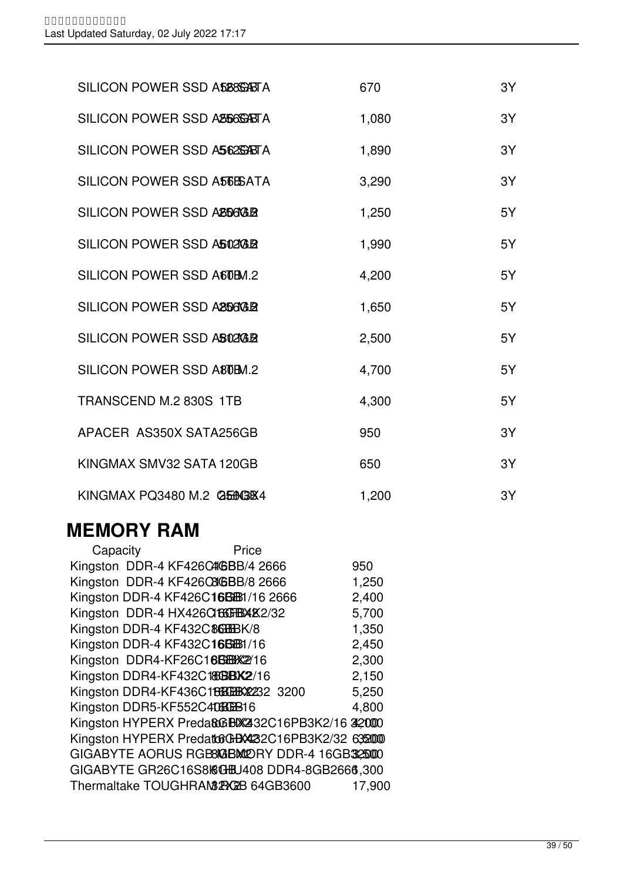| | | |
|---|---|---|
| SILICON POWER SSD A55 128GB SATA | 670 | 3Y |
| SILICON POWER SSD A55 256GB SATA | 1,080 | 3Y |
| SILICON POWER SSD A55 512GB SATA | 1,890 | 3Y |
| SILICON POWER SSD A55 1TB SATA | 3,290 | 3Y |
| SILICON POWER SSD A60 256GB M.2 | 1,250 | 5Y |
| SILICON POWER SSD A60 512GB M.2 | 1,990 | 5Y |
| SILICON POWER SSD A60 1TB M.2 | 4,200 | 5Y |
| SILICON POWER SSD A80 256GB M.2 | 1,650 | 5Y |
| SILICON POWER SSD A80 512GB M.2 | 2,500 | 5Y |
| SILICON POWER SSD A80 1TB M.2 | 4,700 | 5Y |
| TRANSCEND M.2 830S 1TB | 4,300 | 5Y |
| APACER AS350X SATA 256GB | 950 | 3Y |
| KINGMAX SMV32 SATA 120GB | 650 | 3Y |
| KINGMAX PQ3480 M.2 256GB Gen3X4 | 1,200 | 3Y |

## MEMORY RAM

| Capacity | Price |
|---|---|
| Kingston DDR-4 KF426C16BB/4 2666 4GB | 950 |
| Kingston DDR-4 KF426C16BB/8 2666 8GB | 1,250 |
| Kingston DDR-4 KF426C16BB1/16 2666 16GB | 2,400 |
| Kingston DDR-4 HX426C16FB4K2/32 16GBX2 | 5,700 |
| Kingston DDR-4 KF432C16BBK/8 8GB | 1,350 |
| Kingston DDR-4 KF432C16BB1/16 16GB | 2,450 |
| Kingston DDR4-KF26C16BBK2/16 8GBX2 | 2,300 |
| Kingston DDR4-KF432C16BBK2/16 8GBX2 | 2,150 |
| Kingston DDR4-KF436C18BBK2/32 3200 16GBX2 | 5,250 |
| Kingston DDR5-KF552C40BB-16 16GB | 4,800 |
| Kingston HYPERX Predator HX432C16PB3K2/16 8GBX2 3200 | 4,100 |
| Kingston HYPERX Predator HX432C16PB3K2/32 16GBX2 3200 | 6,500 |
| GIGABYTE AORUS RGB MEMORY DDR-4 16GB 8GBX2 3200 | 3,500 |
| GIGABYTE GR26C16S8K2HU408 DDR4-8GB 2666 8GB | 1,300 |
| Thermaltake TOUGHRAM 32GBX2 64GB 3600 | 17,900 |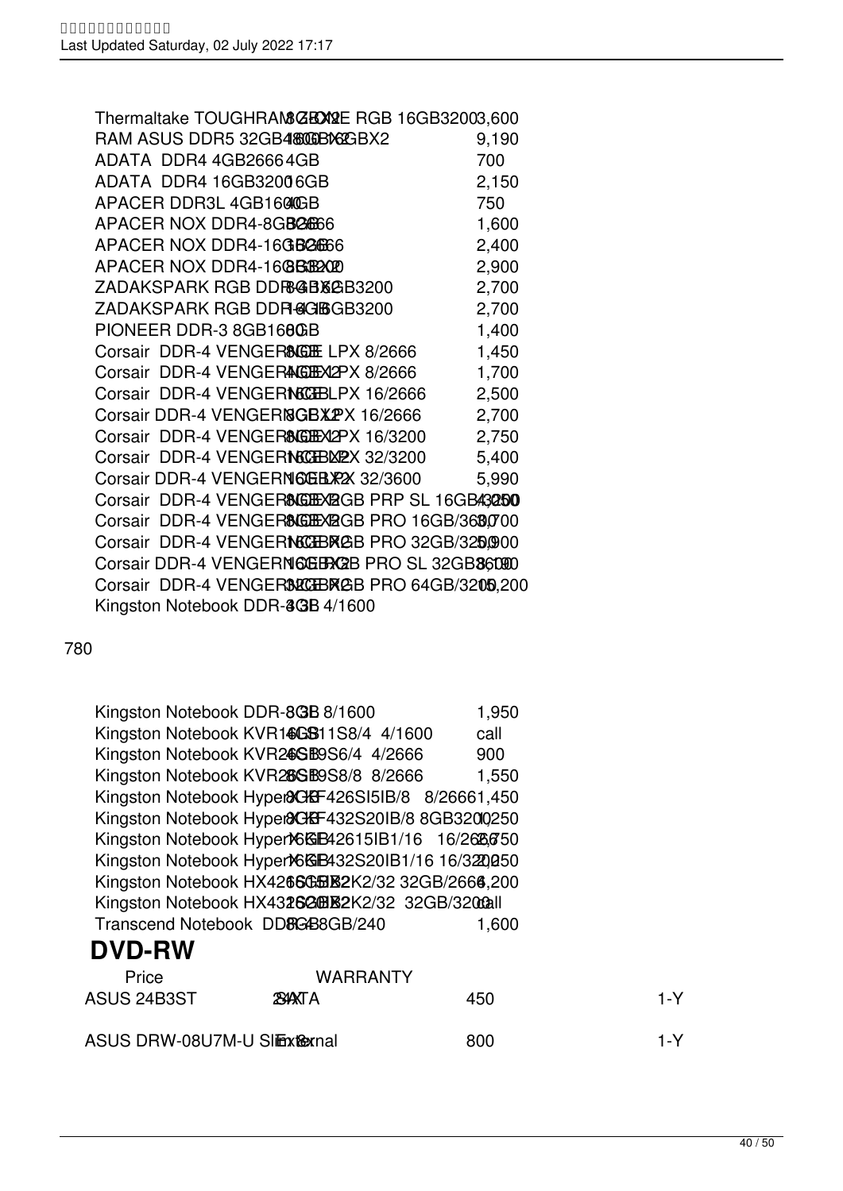| Product | Capacity | Price |
|---|---|---|
| Thermaltake TOUGHRAM Z-ONE RGB 16GB3200 | 8GBX2 | 3,600 |
| RAM ASUS DDR5 32GB4800 | 16GBX2 | 9,190 |
| ADATA DDR4 4GB2666 | 4GB | 700 |
| ADATA DDR4 16GB3200 | 16GB | 2,150 |
| APACER DDR3L 4GB1600 | 4GB | 750 |
| APACER NOX DDR4-8GB2666 | 8GB | 1,600 |
| APACER NOX DDR4-16GB2666 | 16GB | 2,400 |
| APACER NOX DDR4-16GB3200 | 8GBX2 | 2,900 |
| ZADAKSPARK RGB DDR4-16GB3200 | 8GBX2 | 2,700 |
| ZADAKSPARK RGB DDR4-16GB3200 | 16GB | 2,700 |
| PIONEER DDR-3 8GB1600 | 8GB | 1,400 |
| Corsair DDR-4 VENGEANCE LPX 8/2666 | 8GB | 1,450 |
| Corsair DDR-4 VENGEANCE LPX 8/2666 | 4GBX2 | 1,700 |
| Corsair DDR-4 VENGEANCE LPX 16/2666 | 16GB | 2,500 |
| Corsair DDR-4 VENGEANCE LPX 16/2666 | 8GBX2 | 2,700 |
| Corsair DDR-4 VENGEANCE LPX 16/3200 | 8GBX2 | 2,750 |
| Corsair DDR-4 VENGEANCE LPX 32/3200 | 16GBX2 | 5,400 |
| Corsair DDR-4 VENGEANCE LPX 32/3600 | 16GBX2 | 5,990 |
| Corsair DDR-4 VENGEANCE RGB PRP SL 16GB/3200 | 8GBX2 | 4,250 |
| Corsair DDR-4 VENGEANCE RGB PRO 16GB/3600 | 8GBX2 | 3,700 |
| Corsair DDR-4 VENGEANCE RGB PRO 32GB/3200 | 16GBX2 | 5,900 |
| Corsair DDR-4 VENGEANCE RGB PRO SL 32GB/3600 | 16GBX2 | 8,600 |
| Corsair DDR-4 VENGEANCE RGB PRO 64GB/3200 | 32GBX2 | 10,200 |
| Kingston Notebook DDR-3 4/1600 | 4GB | 780 |
| Kingston Notebook DDR-3 8/1600 | 8GB | 1,950 |
| Kingston Notebook KVR16S11S8/4 4/1600 | 4GB | call |
| Kingston Notebook KVR26S19S6/4 4/2666 | 4GB | 900 |
| Kingston Notebook KVR26S19S8/8 8/2666 | 8GB | 1,550 |
| Kingston Notebook HyperX KF426SI5IB/8 8/2666 | 8GB | 1,450 |
| Kingston Notebook HyperX KF432S20IB/8 8GB3200 | 8GB | 1,250 |
| Kingston Notebook HyperX KF42615IB1/16 16/2666 | 16GB | 2,750 |
| Kingston Notebook HyperX KF432S20IB1/16 16/3200 | 16GB | 2,250 |
| Kingston Notebook HX426S15IB2K2/32 32GB/2666 | 16GBX2 | 6,200 |
| Kingston Notebook HX432S20IB2K2/32 32GB/3200 | 16GBX2 | call |
| Transcend Notebook DDR4 8GB/2400 | 8GB | 1,600 |

## DVD-RW

| | | Price | WARRANTY |
|---|---|---|---|
| ASUS 24B3ST | 24X SATA | 450 | 1-Y |
| ASUS DRW-08U7M-U Slim | 8X External | 800 | 1-Y |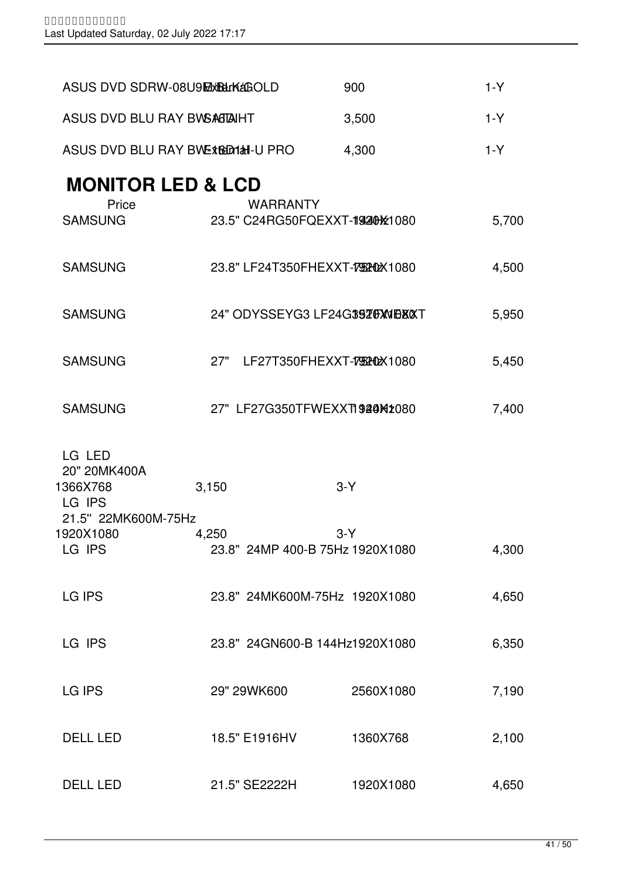| | | |
|---|---|---|
| ASUS DVD SDRW-08U9M External GOLD | 900 | 1-Y |
| ASUS DVD BLU RAY BW16D1HT SATA | 3,500 | 1-Y |
| ASUS DVD BLU RAY BW-16D1H-U PRO External | 4,300 | 1-Y |

## MONITOR LED & LCD

| | Price | WARRANTY | |
|---|---|---|---|
| SAMSUNG | 23.5" C24RG50FQEXXT-144Hz | 1920X1080 | 5,700 |
| SAMSUNG | 23.8" LF24T350FHEXXT-75Hz | 1920X1080 | 4,500 |
| SAMSUNG | 24" ODYSSEYG3 LF24G35TFWEXXT | 1920X1080 | 5,950 |
| SAMSUNG | 27" LF27T350FHEXXT-75Hz | 1920X1080 | 5,450 |
| SAMSUNG | 27" LF27G350TFWEXXT 144Hz | 1920X1080 | 7,400 |
| LG LED 20" 20MK400A 1366X768 | 3,150 | 3-Y | |
| LG IPS 21.5" 22MK600M-75Hz 1920X1080 | 4,250 | 3-Y | |
| LG IPS | 23.8" 24MP 400-B 75Hz | 1920X1080 | 4,300 |
| LG IPS | 23.8" 24MK600M-75Hz | 1920X1080 | 4,650 |
| LG IPS | 23.8" 24GN600-B 144Hz | 1920X1080 | 6,350 |
| LG IPS | 29" 29WK600 | 2560X1080 | 7,190 |
| DELL LED | 18.5" E1916HV | 1360X768 | 2,100 |
| DELL LED | 21.5" SE2222H | 1920X1080 | 4,650 |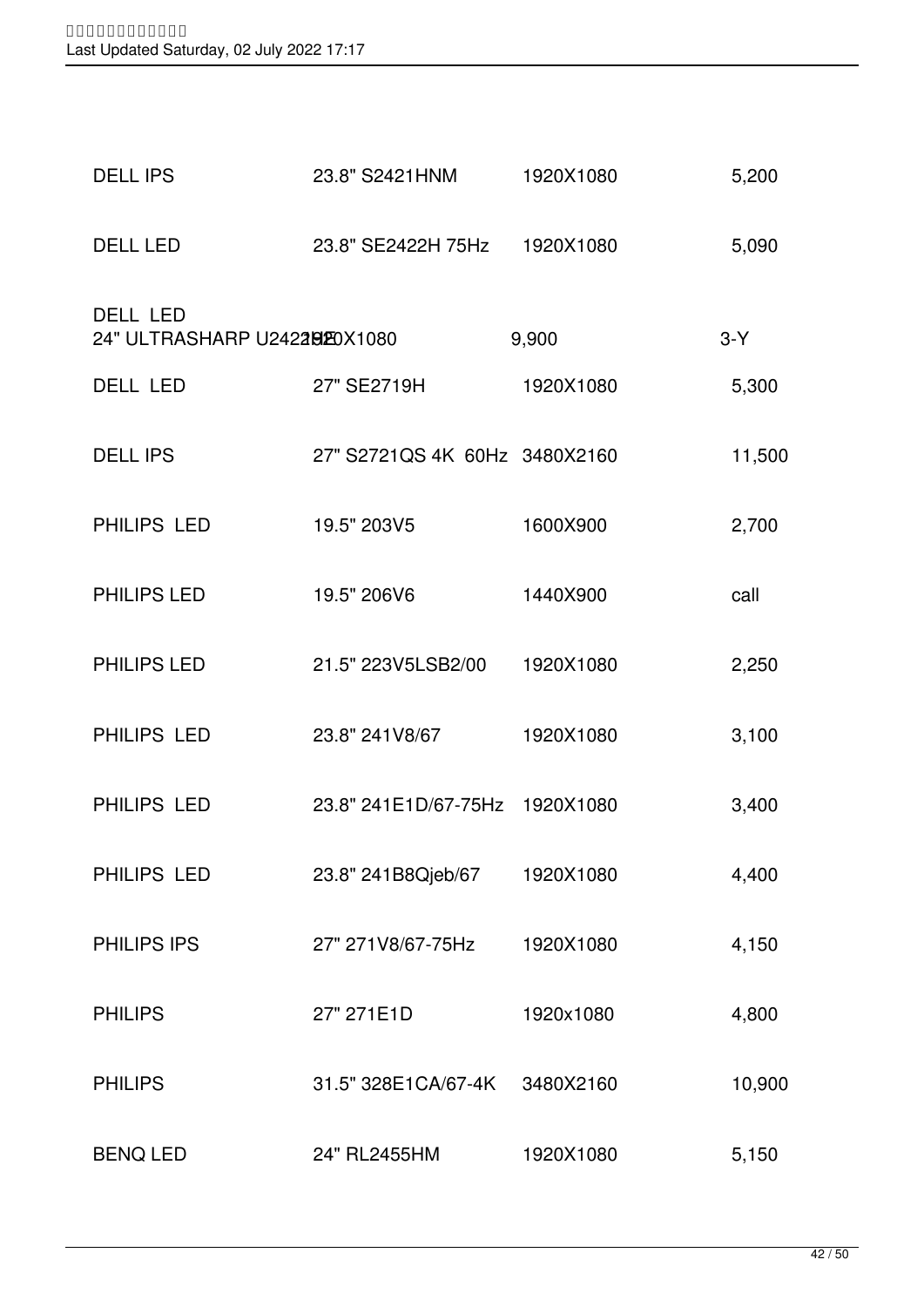| | | | |
|---|---|---|---|
| DELL IPS | 23.8" S2421HNM | 1920X1080 | 5,200 |
| DELL LED | 23.8" SE2422H 75Hz | 1920X1080 | 5,090 |
| DELL LED 24" ULTRASHARP U2422HE | 1920X1080 | 9,900 | 3-Y |
| DELL LED | 27" SE2719H | 1920X1080 | 5,300 |
| DELL IPS | 27" S2721QS 4K 60Hz | 3480X2160 | 11,500 |
| PHILIPS LED | 19.5" 203V5 | 1600X900 | 2,700 |
| PHILIPS LED | 19.5" 206V6 | 1440X900 | call |
| PHILIPS LED | 21.5" 223V5LSB2/00 | 1920X1080 | 2,250 |
| PHILIPS LED | 23.8" 241V8/67 | 1920X1080 | 3,100 |
| PHILIPS LED | 23.8" 241E1D/67-75Hz | 1920X1080 | 3,400 |
| PHILIPS LED | 23.8" 241B8Qjeb/67 | 1920X1080 | 4,400 |
| PHILIPS IPS | 27" 271V8/67-75Hz | 1920X1080 | 4,150 |
| PHILIPS | 27" 271E1D | 1920x1080 | 4,800 |
| PHILIPS | 31.5" 328E1CA/67-4K | 3480X2160 | 10,900 |
| BENQ LED | 24" RL2455HM | 1920X1080 | 5,150 |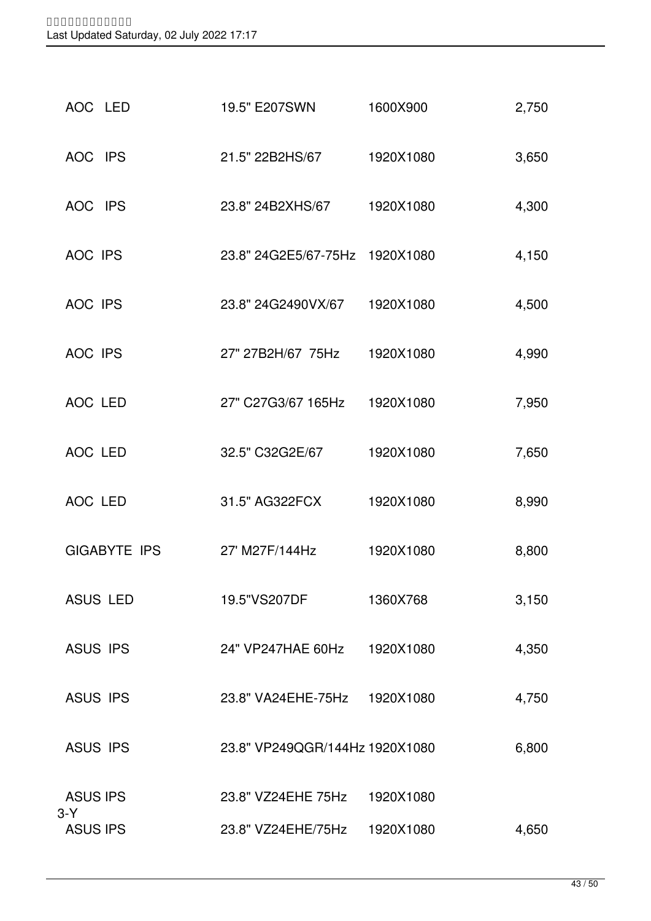| | | | |
|---|---|---|---|
| AOC LED | 19.5" E207SWN | 1600X900 | 2,750 |
| AOC IPS | 21.5" 22B2HS/67 | 1920X1080 | 3,650 |
| AOC IPS | 23.8" 24B2XHS/67 | 1920X1080 | 4,300 |
| AOC IPS | 23.8" 24G2E5/67-75Hz | 1920X1080 | 4,150 |
| AOC IPS | 23.8" 24G2490VX/67 | 1920X1080 | 4,500 |
| AOC IPS | 27" 27B2H/67 75Hz | 1920X1080 | 4,990 |
| AOC LED | 27" C27G3/67 165Hz | 1920X1080 | 7,950 |
| AOC LED | 32.5" C32G2E/67 | 1920X1080 | 7,650 |
| AOC LED | 31.5" AG322FCX | 1920X1080 | 8,990 |
| GIGABYTE IPS | 27' M27F/144Hz | 1920X1080 | 8,800 |
| ASUS LED | 19.5"VS207DF | 1360X768 | 3,150 |
| ASUS IPS | 24" VP247HAE 60Hz | 1920X1080 | 4,350 |
| ASUS IPS | 23.8" VA24EHE-75Hz | 1920X1080 | 4,750 |
| ASUS IPS | 23.8" VP249QGR/144Hz | 1920X1080 | 6,800 |
| ASUS IPS | 23.8" VZ24EHE 75Hz | 1920X1080 | |
| 3-Y ASUS IPS | 23.8" VZ24EHE/75Hz | 1920X1080 | 4,650 |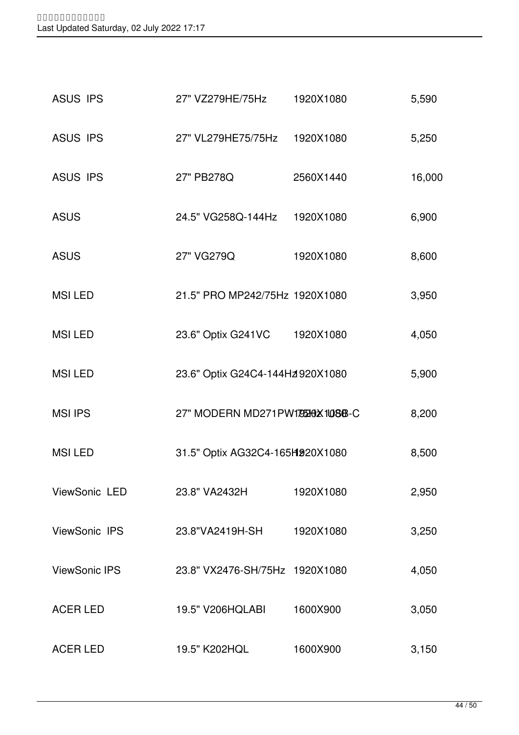| | | | |
|---|---|---|---|
| ASUS IPS | 27" VZ279HE/75Hz | 1920X1080 | 5,590 |
| ASUS IPS | 27" VL279HE75/75Hz | 1920X1080 | 5,250 |
| ASUS IPS | 27" PB278Q | 2560X1440 | 16,000 |
| ASUS | 24.5" VG258Q-144Hz | 1920X1080 | 6,900 |
| ASUS | 27" VG279Q | 1920X1080 | 8,600 |
| MSI LED | 21.5" PRO MP242/75Hz | 1920X1080 | 3,950 |
| MSI LED | 23.6" Optix G241VC | 1920X1080 | 4,050 |
| MSI LED | 23.6" Optix G24C4-144Hz | 1920X1080 | 5,900 |
| MSI IPS | 27" MODERN MD271PW/75Hz USB-C | 1920X1080 | 8,200 |
| MSI LED | 31.5" Optix AG32C4-165Hz | 1920X1080 | 8,500 |
| ViewSonic LED | 23.8" VA2432H | 1920X1080 | 2,950 |
| ViewSonic IPS | 23.8"VA2419H-SH | 1920X1080 | 3,250 |
| ViewSonic IPS | 23.8" VX2476-SH/75Hz | 1920X1080 | 4,050 |
| ACER LED | 19.5" V206HQLABI | 1600X900 | 3,050 |
| ACER LED | 19.5" K202HQL | 1600X900 | 3,150 |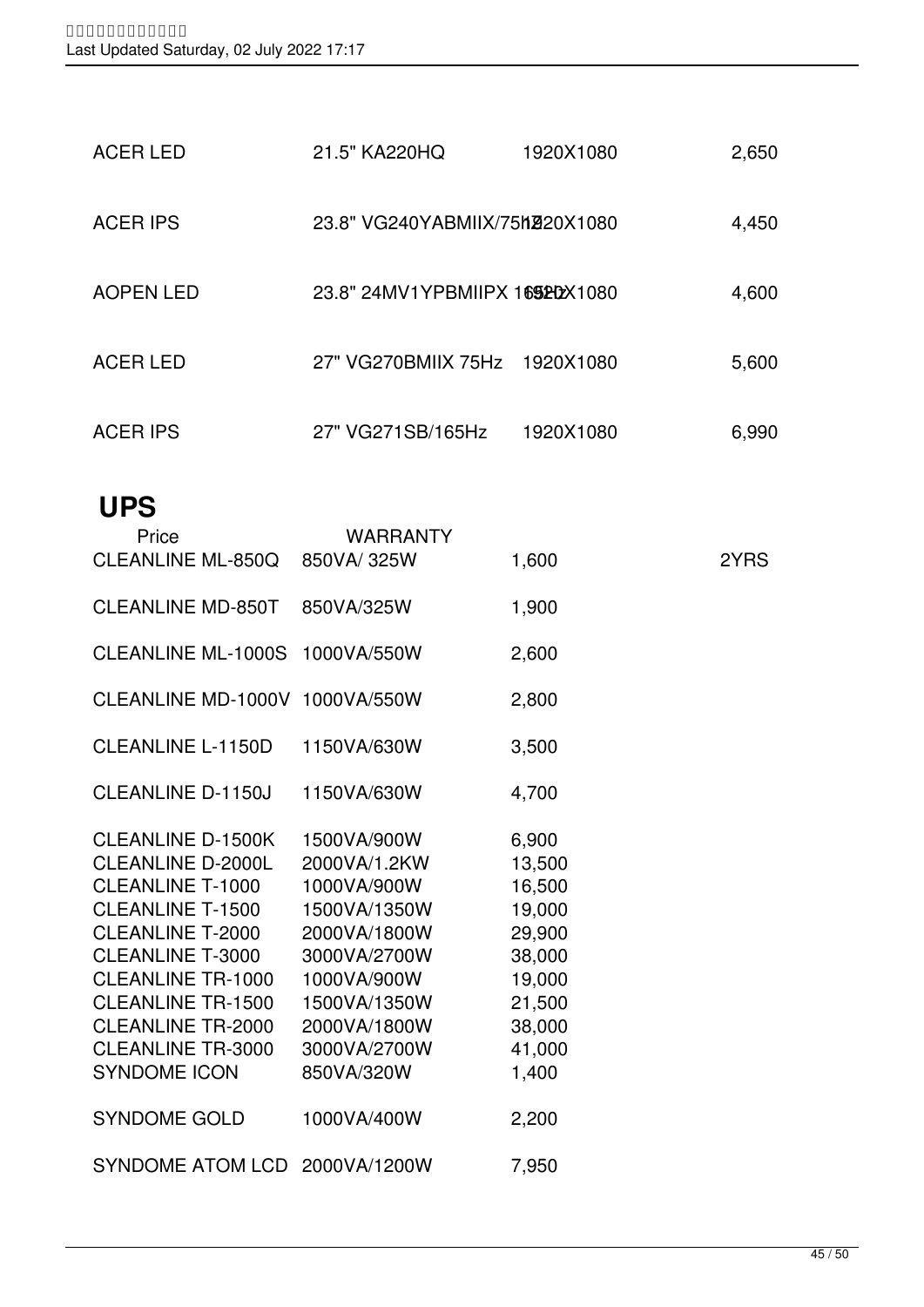| | | | |
|---|---|---|---|
| ACER LED | 21.5" KA220HQ | 1920X1080 | 2,650 |
| ACER IPS | 23.8" VG240YABMIIX/75Hz | 1920X1080 | 4,450 |
| AOPEN LED | 23.8" 24MV1YPBMIIPX 165Hz | 1920X1080 | 4,600 |
| ACER LED | 27" VG270BMIIX 75Hz | 1920X1080 | 5,600 |
| ACER IPS | 27" VG271SB/165Hz | 1920X1080 | 6,990 |

## UPS

| | | Price | WARRANTY |
|---|---|---|---|
| CLEANLINE ML-850Q | 850VA/ 325W | 1,600 | 2YRS |
| CLEANLINE MD-850T | 850VA/325W | 1,900 | |
| CLEANLINE ML-1000S | 1000VA/550W | 2,600 | |
| CLEANLINE MD-1000V | 1000VA/550W | 2,800 | |
| CLEANLINE L-1150D | 1150VA/630W | 3,500 | |
| CLEANLINE D-1150J | 1150VA/630W | 4,700 | |
| CLEANLINE D-1500K | 1500VA/900W | 6,900 | |
| CLEANLINE D-2000L | 2000VA/1.2KW | 13,500 | |
| CLEANLINE T-1000 | 1000VA/900W | 16,500 | |
| CLEANLINE T-1500 | 1500VA/1350W | 19,000 | |
| CLEANLINE T-2000 | 2000VA/1800W | 29,900 | |
| CLEANLINE T-3000 | 3000VA/2700W | 38,000 | |
| CLEANLINE TR-1000 | 1000VA/900W | 19,000 | |
| CLEANLINE TR-1500 | 1500VA/1350W | 21,500 | |
| CLEANLINE TR-2000 | 2000VA/1800W | 38,000 | |
| CLEANLINE TR-3000 | 3000VA/2700W | 41,000 | |
| SYNDOME ICON | 850VA/320W | 1,400 | |
| SYNDOME GOLD | 1000VA/400W | 2,200 | |
| SYNDOME ATOM LCD | 2000VA/1200W | 7,950 | |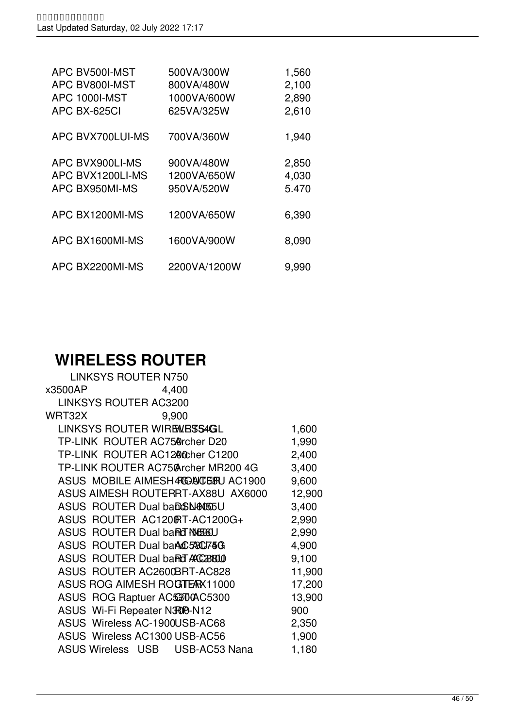| | | |
|---|---|---|
| APC BV500I-MST | 500VA/300W | 1,560 |
| APC BV800I-MST | 800VA/480W | 2,100 |
| APC 1000I-MST | 1000VA/600W | 2,890 |
| APC BX-625CI | 625VA/325W | 2,610 |
| APC BVX700LUI-MS | 700VA/360W | 1,940 |
| APC BVX900LI-MS | 900VA/480W | 2,850 |
| APC BVX1200LI-MS | 1200VA/650W | 4,030 |
| APC BX950MI-MS | 950VA/520W | 5.470 |
| APC BX1200MI-MS | 1200VA/650W | 6,390 |
| APC BX1600MI-MS | 1600VA/900W | 8,090 |
| APC BX2200MI-MS | 2200VA/1200W | 9,990 |

# WIRELESS ROUTER

| | | |
|---|---|---|
| LINKSYS ROUTER N750 | x3500AP | 4,400 |
| LINKSYS ROUTER AC3200 | WRT32X | 9,900 |
| LINKSYS ROUTER WIRELESS | WRT54GL | 1,600 |
| TP-LINK ROUTER AC750 | Archer D20 | 1,990 |
| TP-LINK ROUTER AC1200 | Archer C1200 | 2,400 |
| TP-LINK ROUTER AC750 | Archer MR200 4G | 3,400 |
| ASUS MOBILE AIMESH ROUTER | 4G-AC68U AC1900 | 9,600 |
| ASUS AIMESH ROUTER | RT-AX88U AX6000 | 12,900 |
| ASUS ROUTER Dual band | DSL-N55U | 3,400 |
| ASUS ROUTER AC1200 | RT-AC1200G+ | 2,990 |
| ASUS ROUTER Dual band | RT-N66U | 2,990 |
| ASUS ROUTER Dual band | AC 53U/750 | 4,900 |
| ASUS ROUTER Dual band | RT-AC3100 | 9,100 |
| ASUS ROUTER AC2600 | BRT-AC828 | 11,900 |
| ASUS ROG AIMESH ROUTER | GT-AX11000 | 17,200 |
| ASUS ROG Raptuer AC5300 | GT-AC5300 | 13,900 |
| ASUS Wi-Fi Repeater N300 | RP-N12 | 900 |
| ASUS Wireless AC-1900 | USB-AC68 | 2,350 |
| ASUS Wireless AC1300 | USB-AC56 | 1,900 |
| ASUS Wireless USB | USB-AC53 Nana | 1,180 |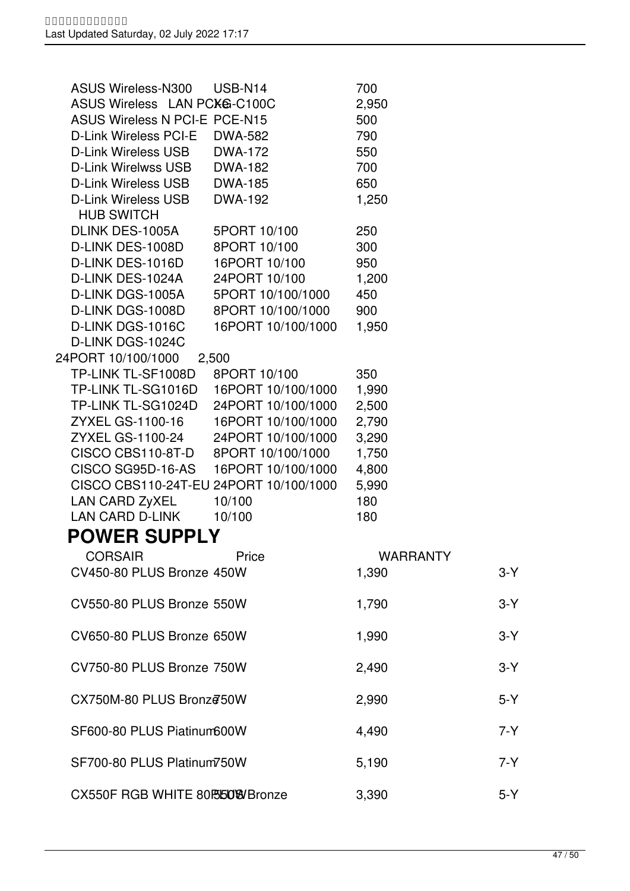| | | |
|---|---|---|
| ASUS Wireless-N300 | USB-N14 | 700 |
| ASUS Wireless LAN PCIE | XG-C100C | 2,950 |
| ASUS Wireless N PCI-E | PCE-N15 | 500 |
| D-Link Wireless PCI-E | DWA-582 | 790 |
| D-Link Wireless USB | DWA-172 | 550 |
| D-Link Wirelwss USB | DWA-182 | 700 |
| D-Link Wireless USB | DWA-185 | 650 |
| D-Link Wireless USB | DWA-192 | 1,250 |
| HUB SWITCH | | |
| DLINK DES-1005A | 5PORT 10/100 | 250 |
| D-LINK DES-1008D | 8PORT 10/100 | 300 |
| D-LINK DES-1016D | 16PORT 10/100 | 950 |
| D-LINK DES-1024A | 24PORT 10/100 | 1,200 |
| D-LINK DGS-1005A | 5PORT 10/100/1000 | 450 |
| D-LINK DGS-1008D | 8PORT 10/100/1000 | 900 |
| D-LINK DGS-1016C | 16PORT 10/100/1000 | 1,950 |
| D-LINK DGS-1024C | 24PORT 10/100/1000 | 2,500 |
| TP-LINK TL-SF1008D | 8PORT 10/100 | 350 |
| TP-LINK TL-SG1016D | 16PORT 10/100/1000 | 1,990 |
| TP-LINK TL-SG1024D | 24PORT 10/100/1000 | 2,500 |
| ZYXEL GS-1100-16 | 16PORT 10/100/1000 | 2,790 |
| ZYXEL GS-1100-24 | 24PORT 10/100/1000 | 3,290 |
| CISCO CBS110-8T-D | 8PORT 10/100/1000 | 1,750 |
| CISCO SG95D-16-AS | 16PORT 10/100/1000 | 4,800 |
| CISCO CBS110-24T-EU | 24PORT 10/100/1000 | 5,990 |
| LAN CARD ZyXEL | 10/100 | 180 |
| LAN CARD D-LINK | 10/100 | 180 |

## POWER SUPPLY

| CORSAIR | | Price | WARRANTY |
|---|---|---|---|
| CV450-80 PLUS Bronze | 450W | 1,390 | 3-Y |
| CV550-80 PLUS Bronze | 550W | 1,790 | 3-Y |
| CV650-80 PLUS Bronze | 650W | 1,990 | 3-Y |
| CV750-80 PLUS Bronze | 750W | 2,490 | 3-Y |
| CX750M-80 PLUS Bronze | 750W | 2,990 | 5-Y |
| SF600-80 PLUS Piatinum | 600W | 4,490 | 7-Y |
| SF700-80 PLUS Platinum | 750W | 5,190 | 7-Y |
| CX550F RGB WHITE 80PLUS Bronze | 550W | 3,390 | 5-Y |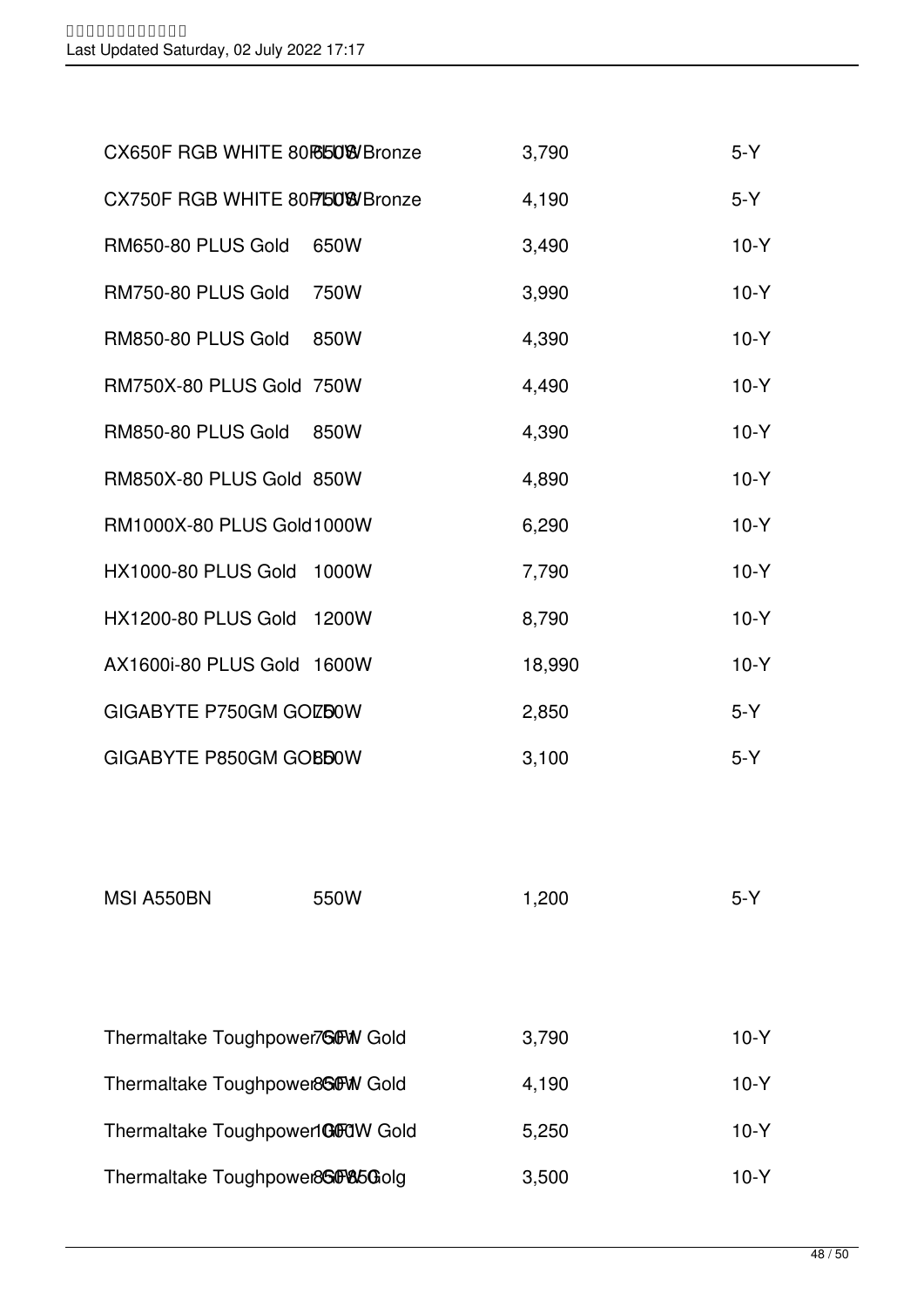| Model | Wattage | Price | Warranty |
|---|---|---|---|
| CX650F RGB WHITE 80PLUS Bronze | 650W | 3,790 | 5-Y |
| CX750F RGB WHITE 80PLUS Bronze | 750W | 4,190 | 5-Y |
| RM650-80 PLUS Gold | 650W | 3,490 | 10-Y |
| RM750-80 PLUS Gold | 750W | 3,990 | 10-Y |
| RM850-80 PLUS Gold | 850W | 4,390 | 10-Y |
| RM750X-80 PLUS Gold | 750W | 4,490 | 10-Y |
| RM850-80 PLUS Gold | 850W | 4,390 | 10-Y |
| RM850X-80 PLUS Gold | 850W | 4,890 | 10-Y |
| RM1000X-80 PLUS Gold | 1000W | 6,290 | 10-Y |
| HX1000-80 PLUS Gold | 1000W | 7,790 | 10-Y |
| HX1200-80 PLUS Gold | 1200W | 8,790 | 10-Y |
| AX1600i-80 PLUS Gold | 1600W | 18,990 | 10-Y |
| GIGABYTE P750GM GOLD | 750W | 2,850 | 5-Y |
| GIGABYTE P850GM GOLD | 850W | 3,100 | 5-Y |
| | | | |
| MSI A550BN | 550W | 1,200 | 5-Y |
| | | | |
| Thermaltake Toughpower GF1 | 750W Gold | 3,790 | 10-Y |
| Thermaltake Toughpower GF1 | 850W Gold | 4,190 | 10-Y |
| Thermaltake Toughpower GF1 | 1000W Gold | 5,250 | 10-Y |
| Thermaltake Toughpower GF 850 Golg | 850W | 3,500 | 10-Y |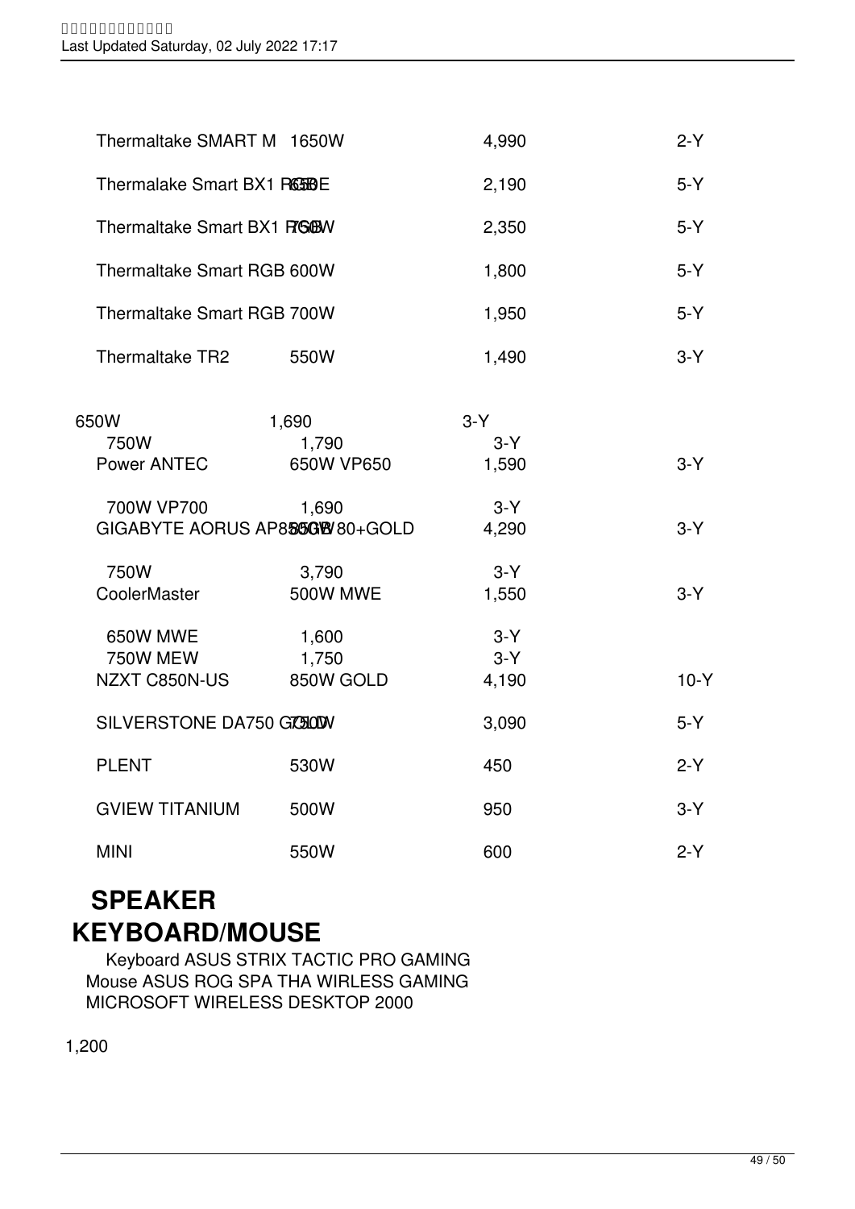| | | | |
|---|---|---|---|
| Thermaltake SMART M | 1650W | 4,990 | 2-Y |
| Thermalake Smart BX1 RGB | 650E | 2,190 | 5-Y |
| Thermaltake Smart BX1 RGB | 750W | 2,350 | 5-Y |
| Thermaltake Smart RGB 600W | | 1,800 | 5-Y |
| Thermaltake Smart RGB 700W | | 1,950 | 5-Y |
| Thermaltake TR2 | 550W | 1,490 | 3-Y |
| | 650W | 1,690 | 3-Y |
| | 750W | 1,790 | 3-Y |
| Power ANTEC | 650W VP650 | 1,590 | 3-Y |
| | 700W VP700 | 1,690 | 3-Y |
| GIGABYTE AORUS AP850GM | 850W 80+GOLD | 4,290 | 3-Y |
| | 750W | 3,790 | 3-Y |
| CoolerMaster | 500W MWE | 1,550 | 3-Y |
| | 650W MWE | 1,600 | 3-Y |
| | 750W MEW | 1,750 | 3-Y |
| NZXT C850N-US | 850W GOLD | 4,190 | 10-Y |
| SILVERSTONE DA750 GOLD | 750W | 3,090 | 5-Y |
| PLENT | 530W | 450 | 2-Y |
| GVIEW TITANIUM | 500W | 950 | 3-Y |
| MINI | 550W | 600 | 2-Y |

## SPEAKER

## KEYBOARD/MOUSE

Keyboard ASUS STRIX TACTIC PRO GAMING
Mouse ASUS ROG SPA THA WIRLESS GAMING
MICROSOFT WIRELESS DESKTOP 2000

1,200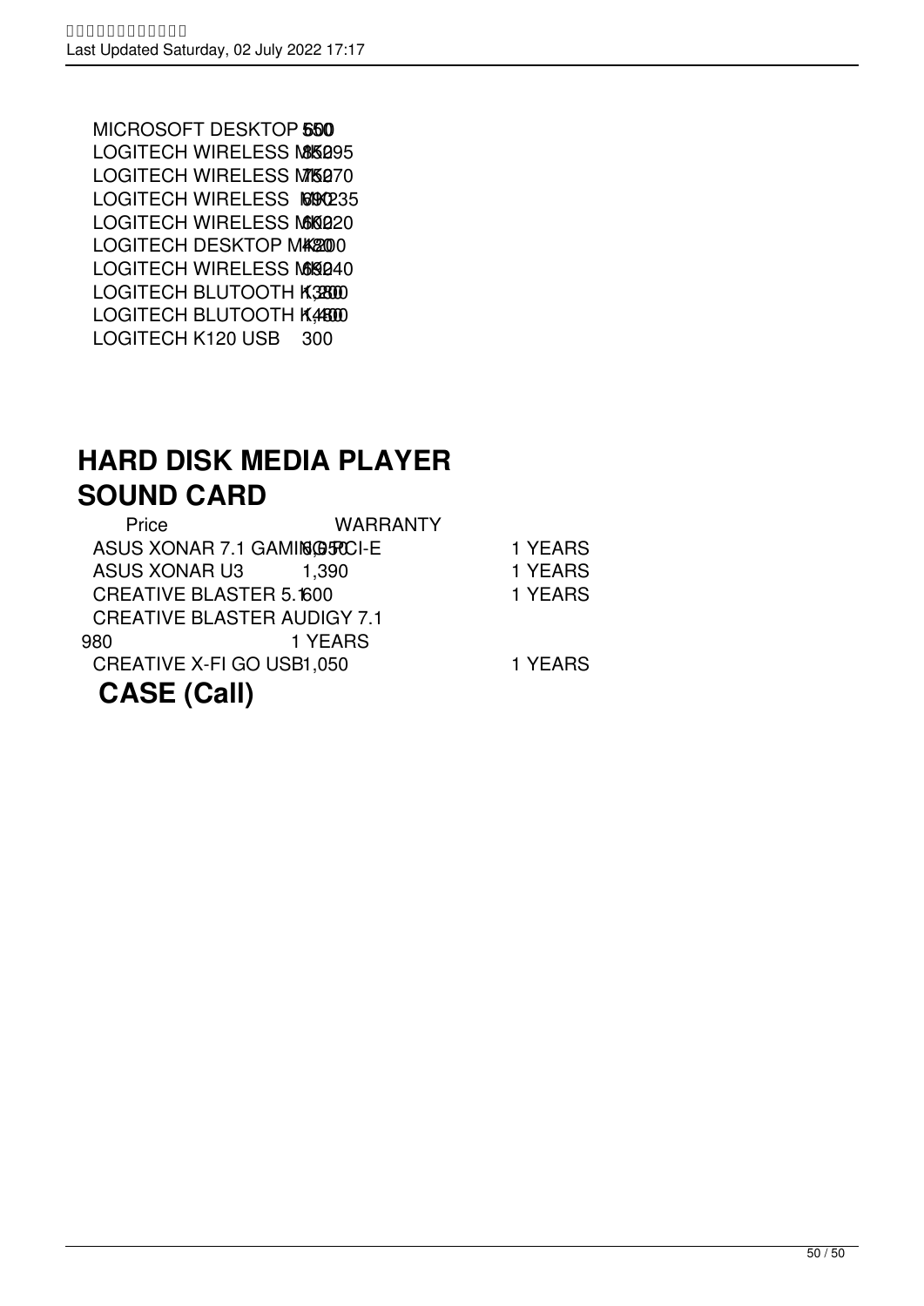| | |
|---|---|
| MICROSOFT DESKTOP 600 | 550 |
| LOGITECH WIRELESS MK295 | 850 |
| LOGITECH WIRELESS MK270 | 750 |
| LOGITECH WIRELESS K235 | 690 |
| LOGITECH WIRELESS MK220 | 600 |
| LOGITECH DESKTOP MK200 | 420 |
| LOGITECH WIRELESS MK240 | 680 |
| LOGITECH BLUTOOTH K380 | 1,350 |
| LOGITECH BLUTOOTH K480 | 1,450 |
| LOGITECH K120 USB | 300 |

## HARD DISK MEDIA PLAYER

## SOUND CARD

| | Price | WARRANTY |
|---|---|---|
| ASUS XONAR 7.1 GAMING PCI-E | 1,950 | 1 YEARS |
| ASUS XONAR U3 | 1,390 | 1 YEARS |
| CREATIVE BLASTER 5.1 | 600 | 1 YEARS |
| CREATIVE BLASTER AUDIGY 7.1 | 980 | 1 YEARS |
| CREATIVE X-FI GO USB | 1,050 | 1 YEARS |

## CASE (Call)